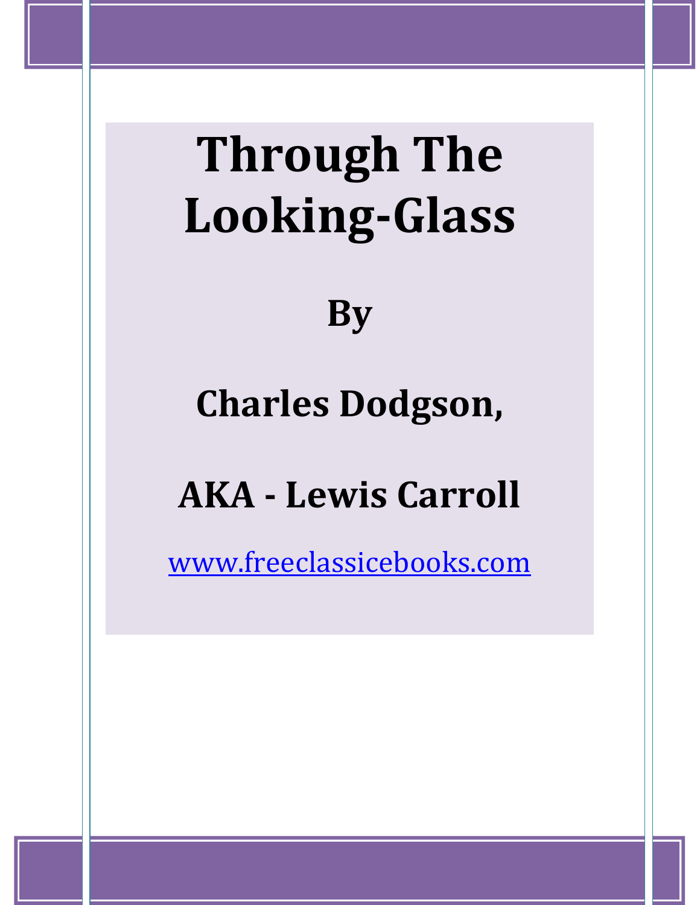# Through The Looking-Glass

## By

## Charles Dodgson,

## AKA - Lewis Carroll

www.freeclassicebooks.com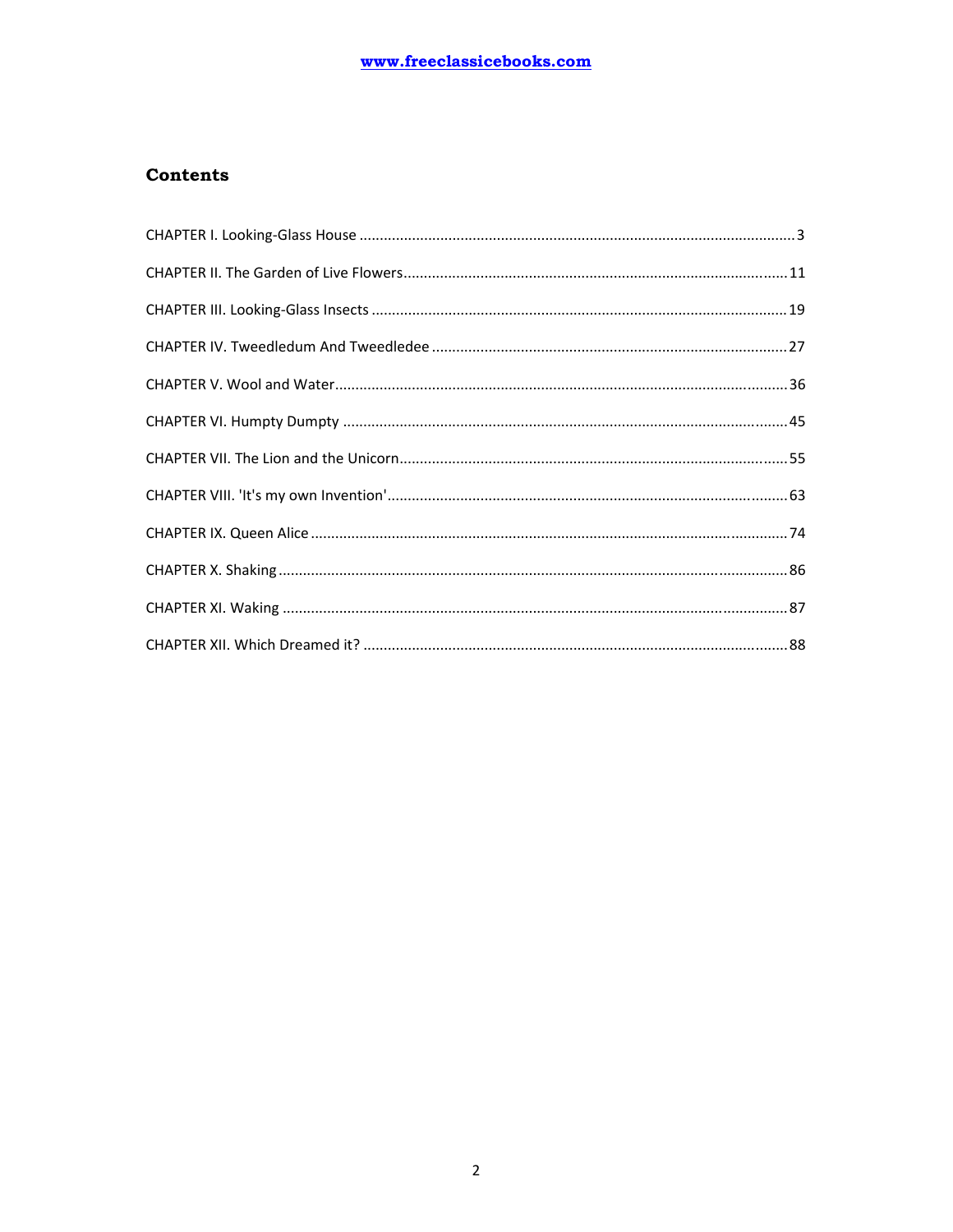## Contents

CHAPTER I. Looking-Glass House ........................................................................................................ 3

CHAPTER II. The Garden of Live Flowers ........................................................................................ 11

CHAPTER III. Looking-Glass Insects ................................................................................................ 19

CHAPTER IV. Tweedledum And Tweedledee ................................................................................. 27

CHAPTER V. Wool and Water .......................................................................................................... 36

CHAPTER VI. Humpty Dumpty ......................................................................................................... 45

CHAPTER VII. The Lion and the Unicorn .......................................................................................... 55

CHAPTER VIII. 'It's my own Invention' ............................................................................................. 63

CHAPTER IX. Queen Alice ................................................................................................................ 74

CHAPTER X. Shaking ........................................................................................................................ 86

CHAPTER XI. Waking ....................................................................................................................... 87

CHAPTER XII. Which Dreamed it? ................................................................................................... 88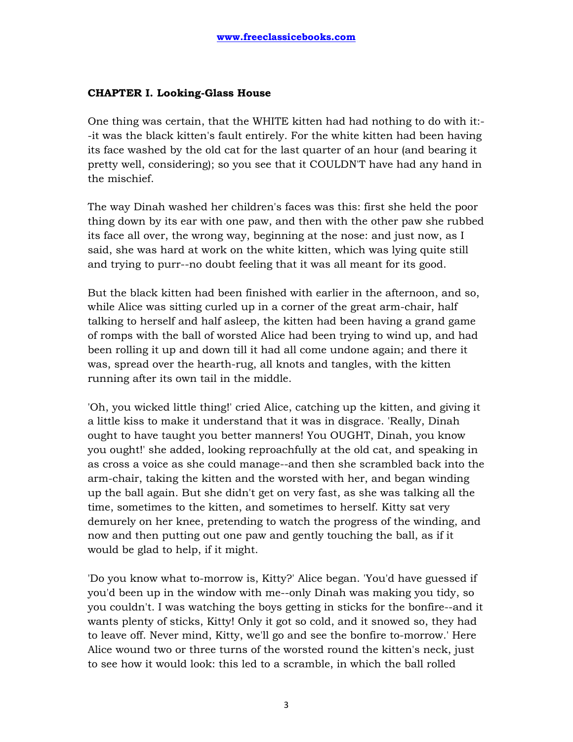## CHAPTER I. Looking-Glass House

One thing was certain, that the WHITE kitten had had nothing to do with it:--it was the black kitten's fault entirely. For the white kitten had been having its face washed by the old cat for the last quarter of an hour (and bearing it pretty well, considering); so you see that it COULDN'T have had any hand in the mischief.

The way Dinah washed her children's faces was this: first she held the poor thing down by its ear with one paw, and then with the other paw she rubbed its face all over, the wrong way, beginning at the nose: and just now, as I said, she was hard at work on the white kitten, which was lying quite still and trying to purr--no doubt feeling that it was all meant for its good.

But the black kitten had been finished with earlier in the afternoon, and so, while Alice was sitting curled up in a corner of the great arm-chair, half talking to herself and half asleep, the kitten had been having a grand game of romps with the ball of worsted Alice had been trying to wind up, and had been rolling it up and down till it had all come undone again; and there it was, spread over the hearth-rug, all knots and tangles, with the kitten running after its own tail in the middle.

'Oh, you wicked little thing!' cried Alice, catching up the kitten, and giving it a little kiss to make it understand that it was in disgrace. 'Really, Dinah ought to have taught you better manners! You OUGHT, Dinah, you know you ought!' she added, looking reproachfully at the old cat, and speaking in as cross a voice as she could manage--and then she scrambled back into the arm-chair, taking the kitten and the worsted with her, and began winding up the ball again. But she didn't get on very fast, as she was talking all the time, sometimes to the kitten, and sometimes to herself. Kitty sat very demurely on her knee, pretending to watch the progress of the winding, and now and then putting out one paw and gently touching the ball, as if it would be glad to help, if it might.

'Do you know what to-morrow is, Kitty?' Alice began. 'You'd have guessed if you'd been up in the window with me--only Dinah was making you tidy, so you couldn't. I was watching the boys getting in sticks for the bonfire--and it wants plenty of sticks, Kitty! Only it got so cold, and it snowed so, they had to leave off. Never mind, Kitty, we'll go and see the bonfire to-morrow.' Here Alice wound two or three turns of the worsted round the kitten's neck, just to see how it would look: this led to a scramble, in which the ball rolled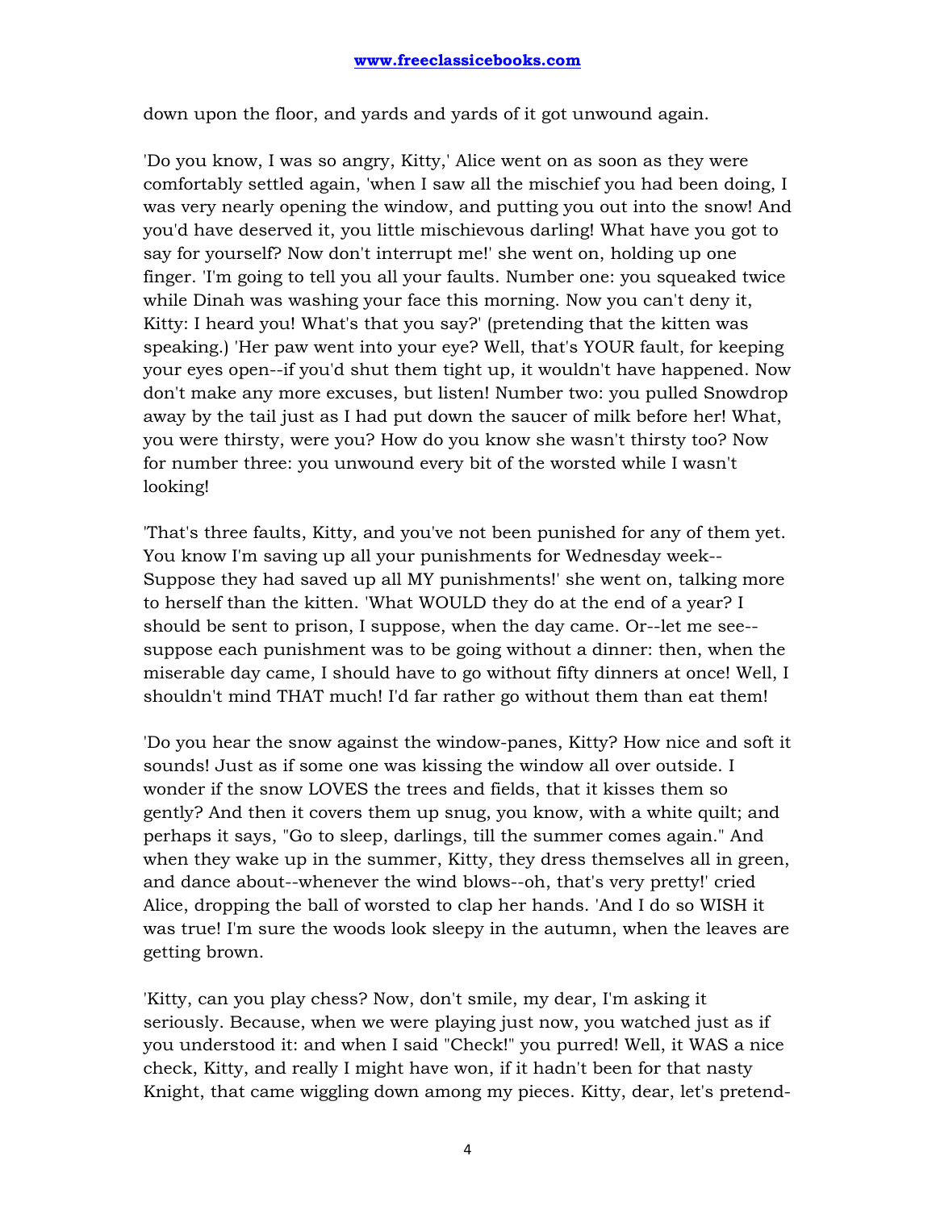down upon the floor, and yards and yards of it got unwound again.

'Do you know, I was so angry, Kitty,' Alice went on as soon as they were comfortably settled again, 'when I saw all the mischief you had been doing, I was very nearly opening the window, and putting you out into the snow! And you'd have deserved it, you little mischievous darling! What have you got to say for yourself? Now don't interrupt me!' she went on, holding up one finger. 'I'm going to tell you all your faults. Number one: you squeaked twice while Dinah was washing your face this morning. Now you can't deny it, Kitty: I heard you! What's that you say?' (pretending that the kitten was speaking.) 'Her paw went into your eye? Well, that's YOUR fault, for keeping your eyes open--if you'd shut them tight up, it wouldn't have happened. Now don't make any more excuses, but listen! Number two: you pulled Snowdrop away by the tail just as I had put down the saucer of milk before her! What, you were thirsty, were you? How do you know she wasn't thirsty too? Now for number three: you unwound every bit of the worsted while I wasn't looking!

'That's three faults, Kitty, and you've not been punished for any of them yet. You know I'm saving up all your punishments for Wednesday week-- Suppose they had saved up all MY punishments!' she went on, talking more to herself than the kitten. 'What WOULD they do at the end of a year? I should be sent to prison, I suppose, when the day came. Or--let me see-- suppose each punishment was to be going without a dinner: then, when the miserable day came, I should have to go without fifty dinners at once! Well, I shouldn't mind THAT much! I'd far rather go without them than eat them!

'Do you hear the snow against the window-panes, Kitty? How nice and soft it sounds! Just as if some one was kissing the window all over outside. I wonder if the snow LOVES the trees and fields, that it kisses them so gently? And then it covers them up snug, you know, with a white quilt; and perhaps it says, "Go to sleep, darlings, till the summer comes again." And when they wake up in the summer, Kitty, they dress themselves all in green, and dance about--whenever the wind blows--oh, that's very pretty!' cried Alice, dropping the ball of worsted to clap her hands. 'And I do so WISH it was true! I'm sure the woods look sleepy in the autumn, when the leaves are getting brown.

'Kitty, can you play chess? Now, don't smile, my dear, I'm asking it seriously. Because, when we were playing just now, you watched just as if you understood it: and when I said "Check!" you purred! Well, it WAS a nice check, Kitty, and really I might have won, if it hadn't been for that nasty Knight, that came wiggling down among my pieces. Kitty, dear, let's pretend-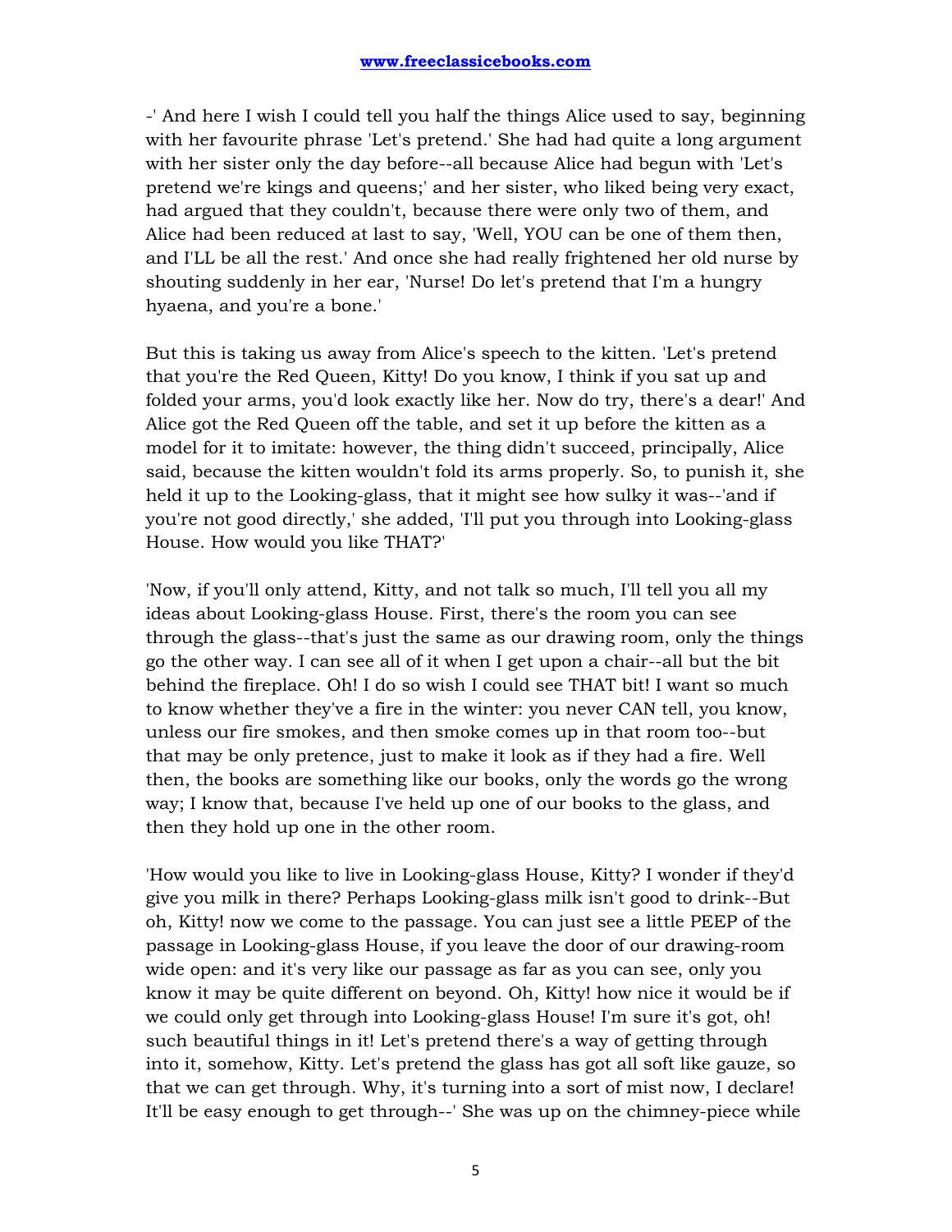-' And here I wish I could tell you half the things Alice used to say, beginning with her favourite phrase 'Let's pretend.' She had had quite a long argument with her sister only the day before--all because Alice had begun with 'Let's pretend we're kings and queens;' and her sister, who liked being very exact, had argued that they couldn't, because there were only two of them, and Alice had been reduced at last to say, 'Well, YOU can be one of them then, and I'LL be all the rest.' And once she had really frightened her old nurse by shouting suddenly in her ear, 'Nurse! Do let's pretend that I'm a hungry hyaena, and you're a bone.'

But this is taking us away from Alice's speech to the kitten. 'Let's pretend that you're the Red Queen, Kitty! Do you know, I think if you sat up and folded your arms, you'd look exactly like her. Now do try, there's a dear!' And Alice got the Red Queen off the table, and set it up before the kitten as a model for it to imitate: however, the thing didn't succeed, principally, Alice said, because the kitten wouldn't fold its arms properly. So, to punish it, she held it up to the Looking-glass, that it might see how sulky it was--'and if you're not good directly,' she added, 'I'll put you through into Looking-glass House. How would you like THAT?'

'Now, if you'll only attend, Kitty, and not talk so much, I'll tell you all my ideas about Looking-glass House. First, there's the room you can see through the glass--that's just the same as our drawing room, only the things go the other way. I can see all of it when I get upon a chair--all but the bit behind the fireplace. Oh! I do so wish I could see THAT bit! I want so much to know whether they've a fire in the winter: you never CAN tell, you know, unless our fire smokes, and then smoke comes up in that room too--but that may be only pretence, just to make it look as if they had a fire. Well then, the books are something like our books, only the words go the wrong way; I know that, because I've held up one of our books to the glass, and then they hold up one in the other room.

'How would you like to live in Looking-glass House, Kitty? I wonder if they'd give you milk in there? Perhaps Looking-glass milk isn't good to drink--But oh, Kitty! now we come to the passage. You can just see a little PEEP of the passage in Looking-glass House, if you leave the door of our drawing-room wide open: and it's very like our passage as far as you can see, only you know it may be quite different on beyond. Oh, Kitty! how nice it would be if we could only get through into Looking-glass House! I'm sure it's got, oh! such beautiful things in it! Let's pretend there's a way of getting through into it, somehow, Kitty. Let's pretend the glass has got all soft like gauze, so that we can get through. Why, it's turning into a sort of mist now, I declare! It'll be easy enough to get through--' She was up on the chimney-piece while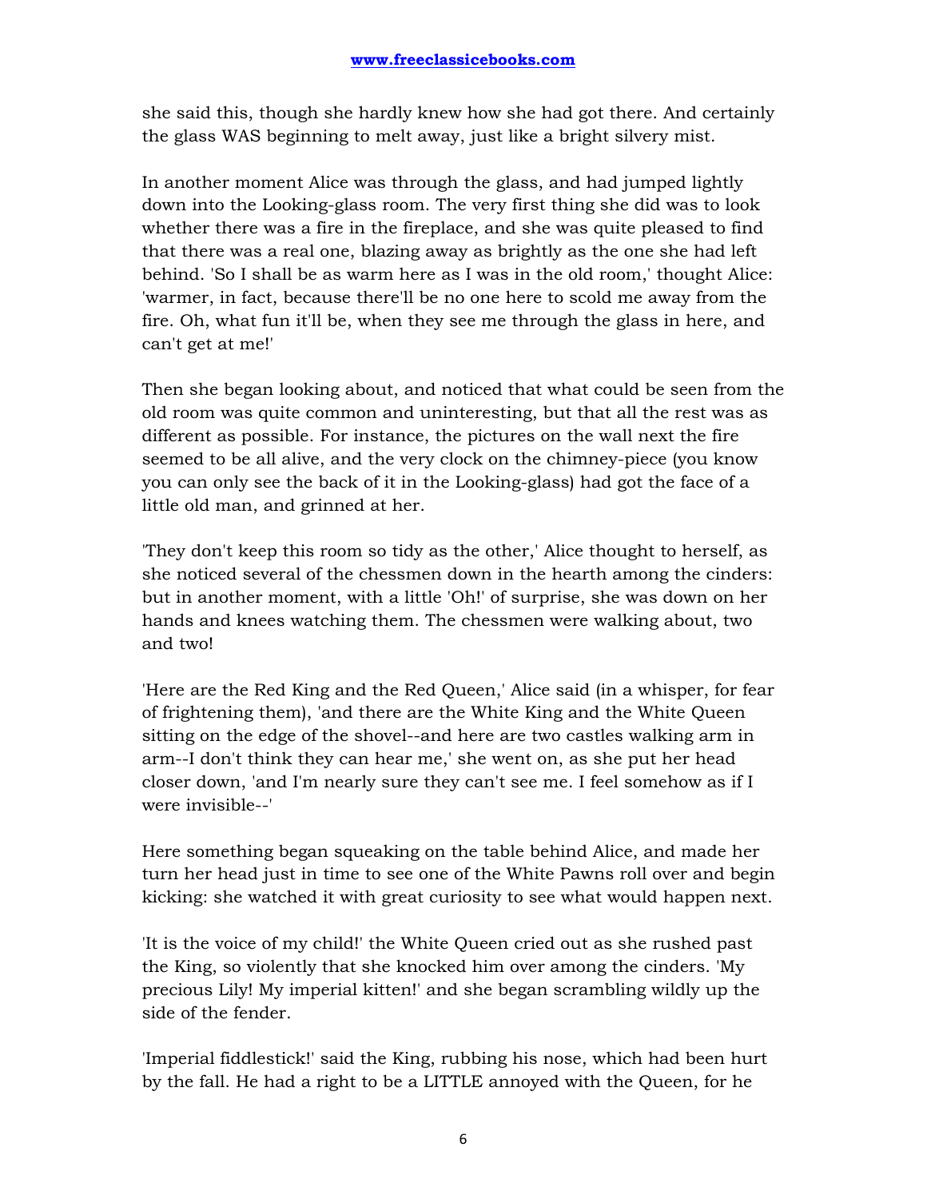she said this, though she hardly knew how she had got there. And certainly the glass WAS beginning to melt away, just like a bright silvery mist.

In another moment Alice was through the glass, and had jumped lightly down into the Looking-glass room. The very first thing she did was to look whether there was a fire in the fireplace, and she was quite pleased to find that there was a real one, blazing away as brightly as the one she had left behind. 'So I shall be as warm here as I was in the old room,' thought Alice: 'warmer, in fact, because there'll be no one here to scold me away from the fire. Oh, what fun it'll be, when they see me through the glass in here, and can't get at me!'

Then she began looking about, and noticed that what could be seen from the old room was quite common and uninteresting, but that all the rest was as different as possible. For instance, the pictures on the wall next the fire seemed to be all alive, and the very clock on the chimney-piece (you know you can only see the back of it in the Looking-glass) had got the face of a little old man, and grinned at her.

'They don't keep this room so tidy as the other,' Alice thought to herself, as she noticed several of the chessmen down in the hearth among the cinders: but in another moment, with a little 'Oh!' of surprise, she was down on her hands and knees watching them. The chessmen were walking about, two and two!

'Here are the Red King and the Red Queen,' Alice said (in a whisper, for fear of frightening them), 'and there are the White King and the White Queen sitting on the edge of the shovel--and here are two castles walking arm in arm--I don't think they can hear me,' she went on, as she put her head closer down, 'and I'm nearly sure they can't see me. I feel somehow as if I were invisible--'

Here something began squeaking on the table behind Alice, and made her turn her head just in time to see one of the White Pawns roll over and begin kicking: she watched it with great curiosity to see what would happen next.

'It is the voice of my child!' the White Queen cried out as she rushed past the King, so violently that she knocked him over among the cinders. 'My precious Lily! My imperial kitten!' and she began scrambling wildly up the side of the fender.

'Imperial fiddlestick!' said the King, rubbing his nose, which had been hurt by the fall. He had a right to be a LITTLE annoyed with the Queen, for he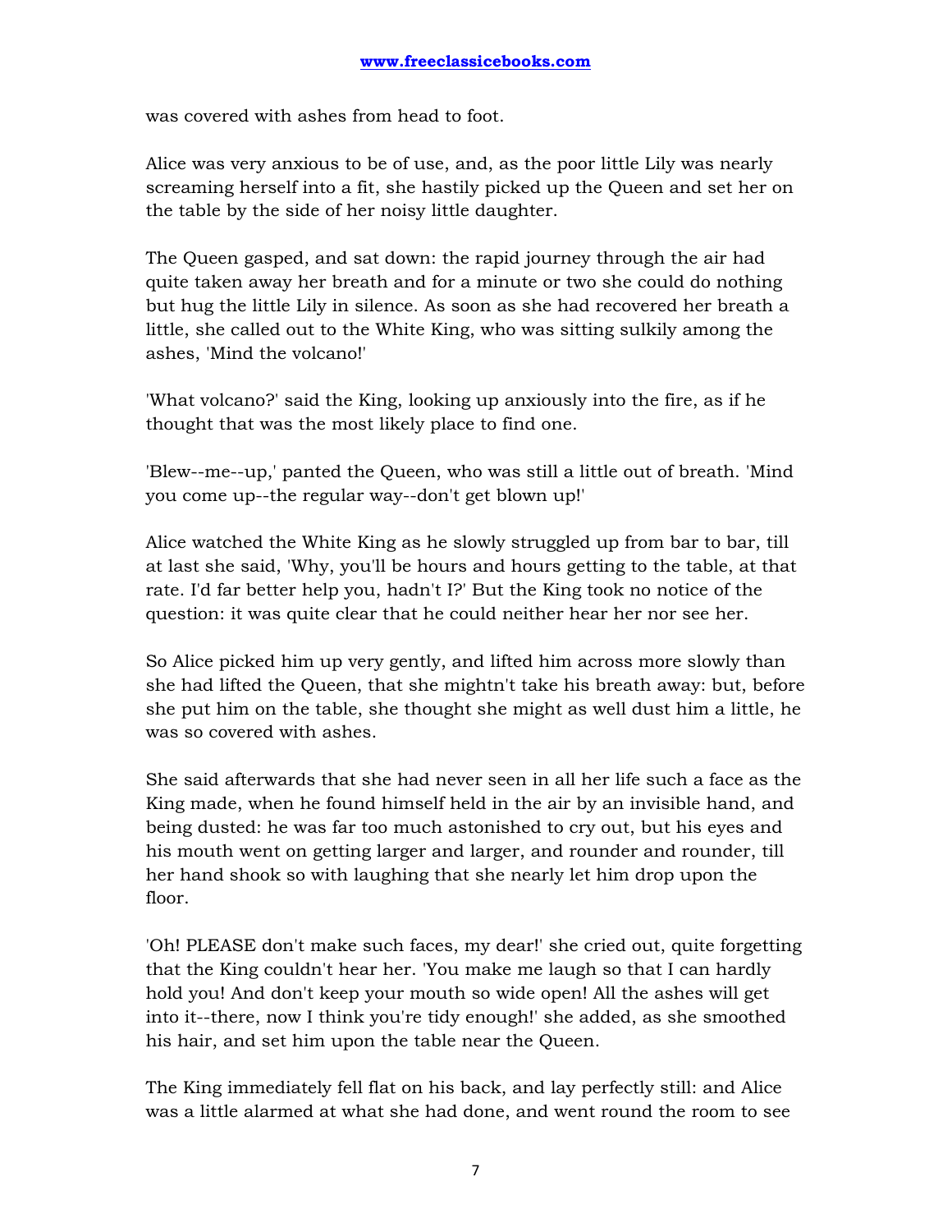was covered with ashes from head to foot.

Alice was very anxious to be of use, and, as the poor little Lily was nearly screaming herself into a fit, she hastily picked up the Queen and set her on the table by the side of her noisy little daughter.

The Queen gasped, and sat down: the rapid journey through the air had quite taken away her breath and for a minute or two she could do nothing but hug the little Lily in silence. As soon as she had recovered her breath a little, she called out to the White King, who was sitting sulkily among the ashes, 'Mind the volcano!'

'What volcano?' said the King, looking up anxiously into the fire, as if he thought that was the most likely place to find one.

'Blew--me--up,' panted the Queen, who was still a little out of breath. 'Mind you come up--the regular way--don't get blown up!'

Alice watched the White King as he slowly struggled up from bar to bar, till at last she said, 'Why, you'll be hours and hours getting to the table, at that rate. I'd far better help you, hadn't I?' But the King took no notice of the question: it was quite clear that he could neither hear her nor see her.

So Alice picked him up very gently, and lifted him across more slowly than she had lifted the Queen, that she mightn't take his breath away: but, before she put him on the table, she thought she might as well dust him a little, he was so covered with ashes.

She said afterwards that she had never seen in all her life such a face as the King made, when he found himself held in the air by an invisible hand, and being dusted: he was far too much astonished to cry out, but his eyes and his mouth went on getting larger and larger, and rounder and rounder, till her hand shook so with laughing that she nearly let him drop upon the floor.

'Oh! PLEASE don't make such faces, my dear!' she cried out, quite forgetting that the King couldn't hear her. 'You make me laugh so that I can hardly hold you! And don't keep your mouth so wide open! All the ashes will get into it--there, now I think you're tidy enough!' she added, as she smoothed his hair, and set him upon the table near the Queen.

The King immediately fell flat on his back, and lay perfectly still: and Alice was a little alarmed at what she had done, and went round the room to see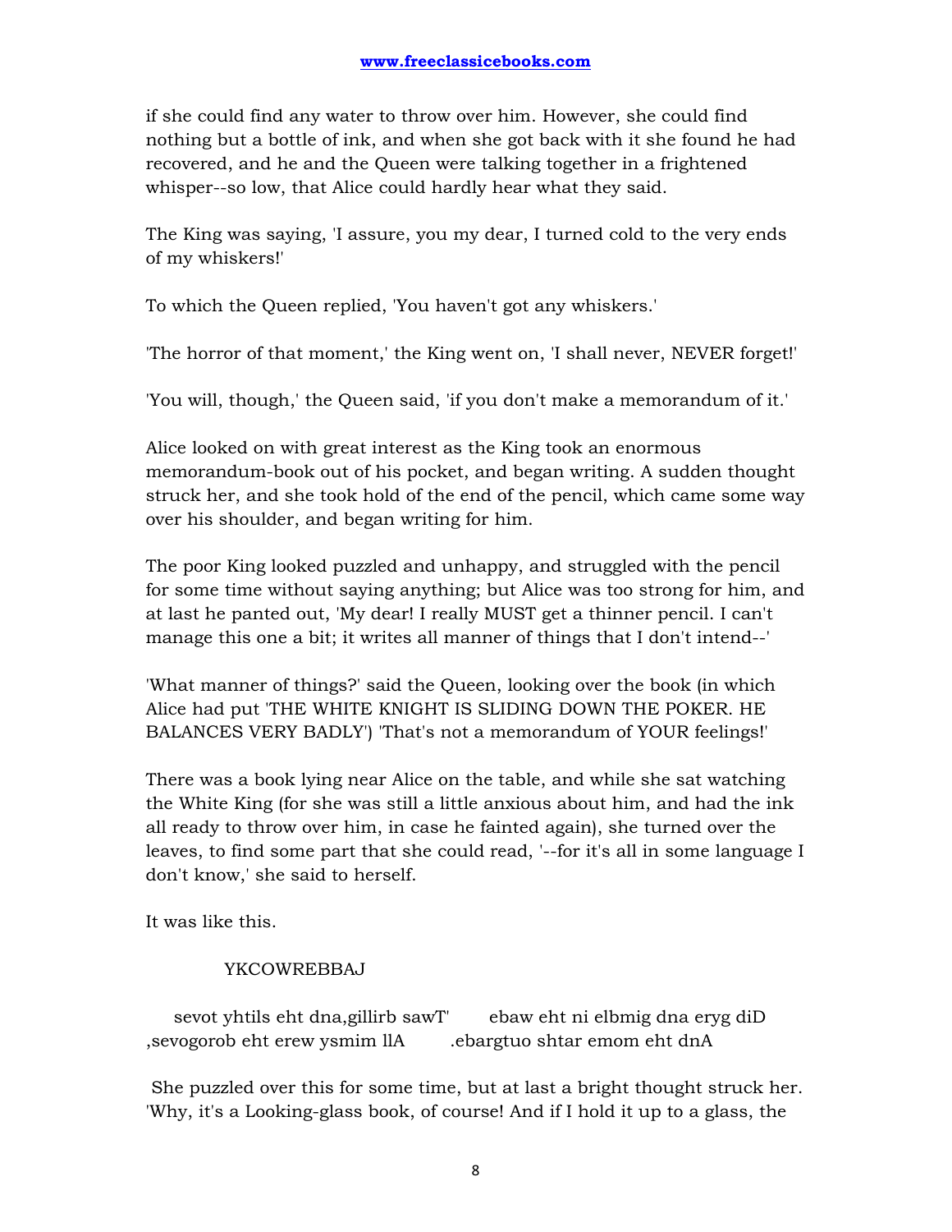if she could find any water to throw over him. However, she could find nothing but a bottle of ink, and when she got back with it she found he had recovered, and he and the Queen were talking together in a frightened whisper--so low, that Alice could hardly hear what they said.

The King was saying, 'I assure, you my dear, I turned cold to the very ends of my whiskers!'

To which the Queen replied, 'You haven't got any whiskers.'

'The horror of that moment,' the King went on, 'I shall never, NEVER forget!'

'You will, though,' the Queen said, 'if you don't make a memorandum of it.'

Alice looked on with great interest as the King took an enormous memorandum-book out of his pocket, and began writing. A sudden thought struck her, and she took hold of the end of the pencil, which came some way over his shoulder, and began writing for him.

The poor King looked puzzled and unhappy, and struggled with the pencil for some time without saying anything; but Alice was too strong for him, and at last he panted out, 'My dear! I really MUST get a thinner pencil. I can't manage this one a bit; it writes all manner of things that I don't intend--'

'What manner of things?' said the Queen, looking over the book (in which Alice had put 'THE WHITE KNIGHT IS SLIDING DOWN THE POKER. HE BALANCES VERY BADLY') 'That's not a memorandum of YOUR feelings!'

There was a book lying near Alice on the table, and while she sat watching the White King (for she was still a little anxious about him, and had the ink all ready to throw over him, in case he fainted again), she turned over the leaves, to find some part that she could read, '--for it's all in some language I don't know,' she said to herself.

It was like this.

YKCOWREBBAJ

sevot yhtils eht dna,gillirb sawT'     ebaw eht ni elbmig dna eryg diD
,sevogorob eht erew ysmim llA     .ebargtuo shtar emom eht dnA

She puzzled over this for some time, but at last a bright thought struck her. 'Why, it's a Looking-glass book, of course! And if I hold it up to a glass, the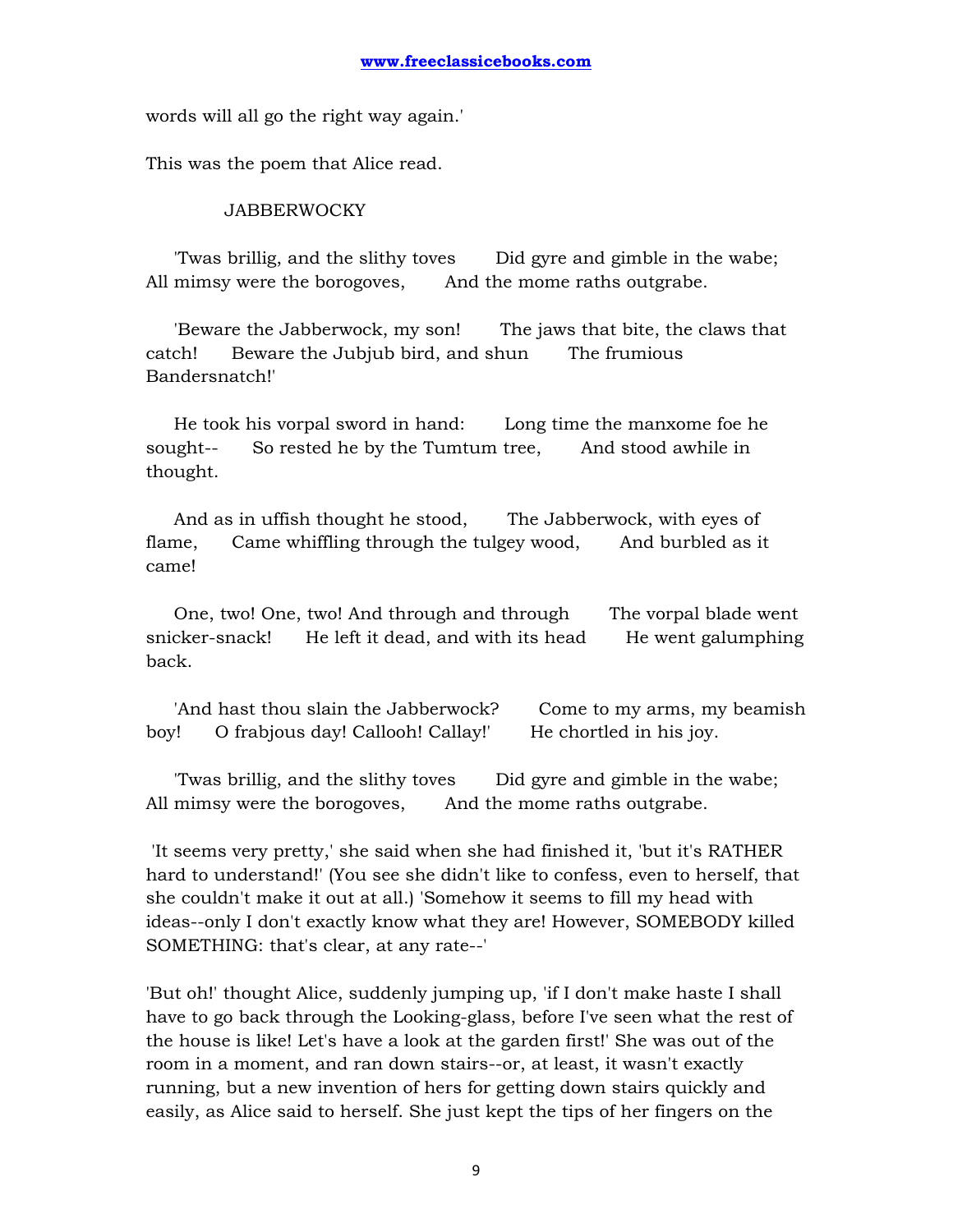words will all go the right way again.'

This was the poem that Alice read.

JABBERWOCKY

'Twas brillig, and the slithy toves Did gyre and gimble in the wabe; All mimsy were the borogoves, And the mome raths outgrabe.

'Beware the Jabberwock, my son! The jaws that bite, the claws that catch! Beware the Jubjub bird, and shun The frumious Bandersnatch!'

He took his vorpal sword in hand: Long time the manxome foe he sought-- So rested he by the Tumtum tree, And stood awhile in thought.

And as in uffish thought he stood, The Jabberwock, with eyes of flame, Came whiffling through the tulgey wood, And burbled as it came!

One, two! One, two! And through and through The vorpal blade went snicker-snack! He left it dead, and with its head He went galumphing back.

'And hast thou slain the Jabberwock? Come to my arms, my beamish boy! O frabjous day! Callooh! Callay!' He chortled in his joy.

'Twas brillig, and the slithy toves Did gyre and gimble in the wabe; All mimsy were the borogoves, And the mome raths outgrabe.

'It seems very pretty,' she said when she had finished it, 'but it's RATHER hard to understand!' (You see she didn't like to confess, even to herself, that she couldn't make it out at all.) 'Somehow it seems to fill my head with ideas--only I don't exactly know what they are! However, SOMEBODY killed SOMETHING: that's clear, at any rate--'

'But oh!' thought Alice, suddenly jumping up, 'if I don't make haste I shall have to go back through the Looking-glass, before I've seen what the rest of the house is like! Let's have a look at the garden first!' She was out of the room in a moment, and ran down stairs--or, at least, it wasn't exactly running, but a new invention of hers for getting down stairs quickly and easily, as Alice said to herself. She just kept the tips of her fingers on the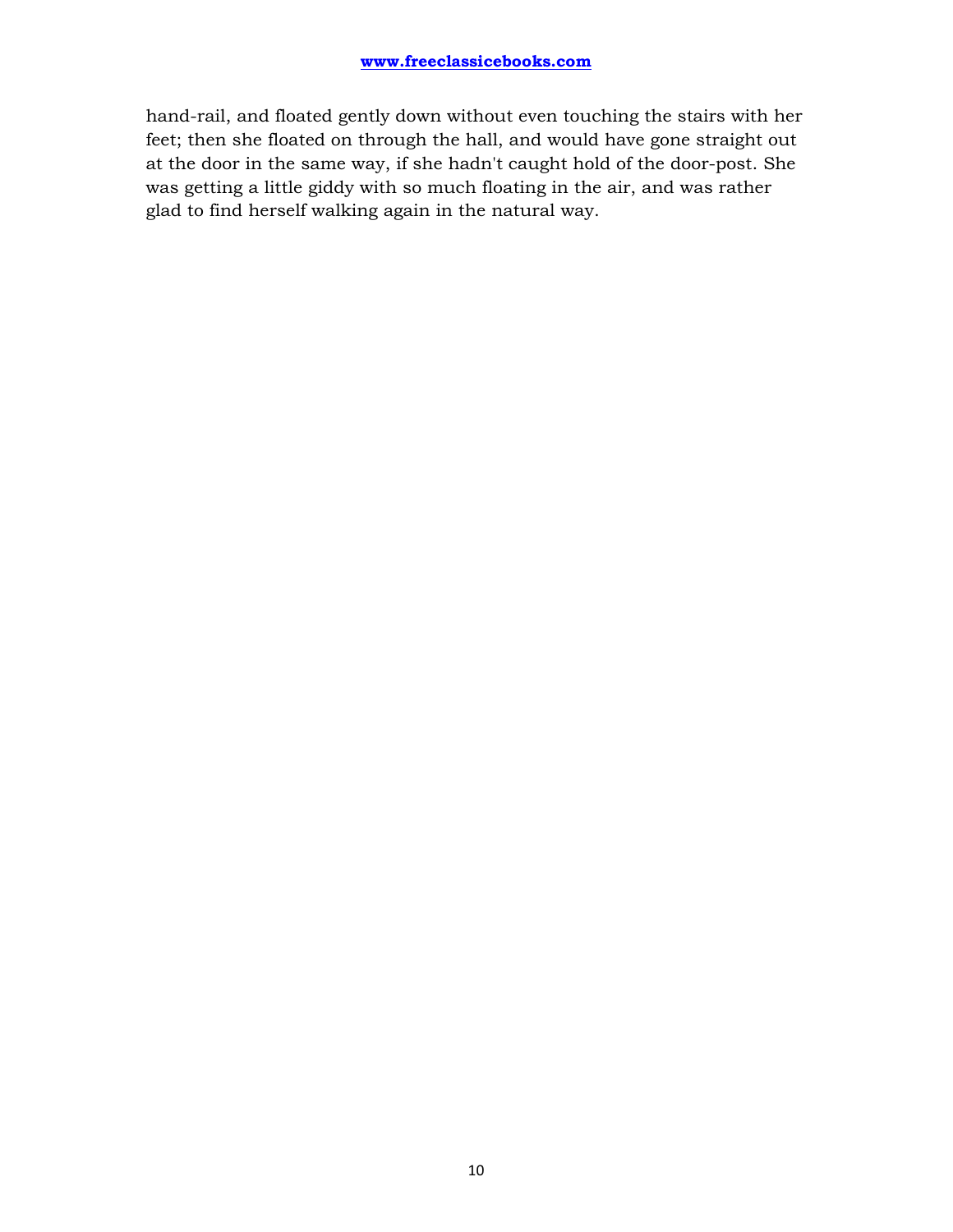hand-rail, and floated gently down without even touching the stairs with her feet; then she floated on through the hall, and would have gone straight out at the door in the same way, if she hadn't caught hold of the door-post. She was getting a little giddy with so much floating in the air, and was rather glad to find herself walking again in the natural way.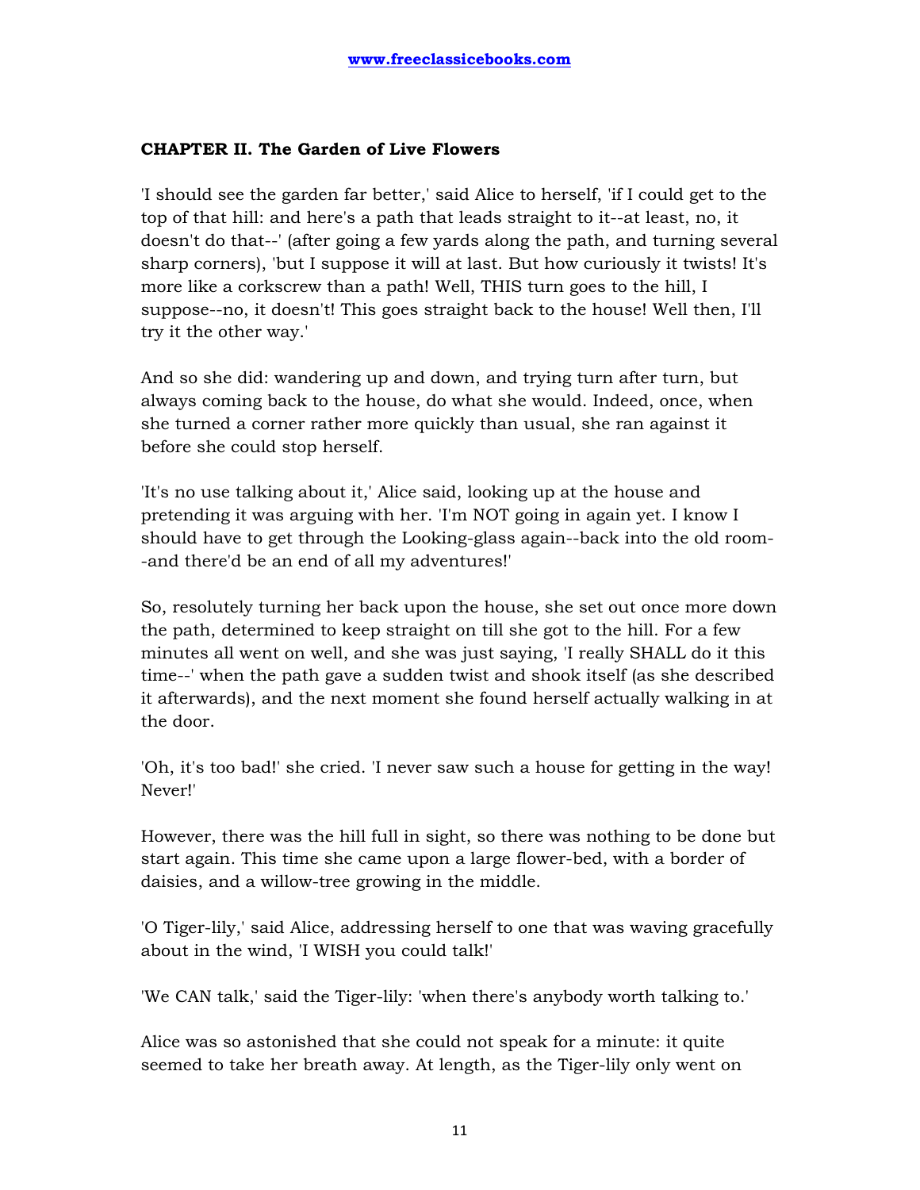### CHAPTER II. The Garden of Live Flowers

'I should see the garden far better,' said Alice to herself, 'if I could get to the top of that hill: and here's a path that leads straight to it--at least, no, it doesn't do that--' (after going a few yards along the path, and turning several sharp corners), 'but I suppose it will at last. But how curiously it twists! It's more like a corkscrew than a path! Well, THIS turn goes to the hill, I suppose--no, it doesn't! This goes straight back to the house! Well then, I'll try it the other way.'

And so she did: wandering up and down, and trying turn after turn, but always coming back to the house, do what she would. Indeed, once, when she turned a corner rather more quickly than usual, she ran against it before she could stop herself.

'It's no use talking about it,' Alice said, looking up at the house and pretending it was arguing with her. 'I'm NOT going in again yet. I know I should have to get through the Looking-glass again--back into the old room--and there'd be an end of all my adventures!'

So, resolutely turning her back upon the house, she set out once more down the path, determined to keep straight on till she got to the hill. For a few minutes all went on well, and she was just saying, 'I really SHALL do it this time--' when the path gave a sudden twist and shook itself (as she described it afterwards), and the next moment she found herself actually walking in at the door.

'Oh, it's too bad!' she cried. 'I never saw such a house for getting in the way! Never!'

However, there was the hill full in sight, so there was nothing to be done but start again. This time she came upon a large flower-bed, with a border of daisies, and a willow-tree growing in the middle.

'O Tiger-lily,' said Alice, addressing herself to one that was waving gracefully about in the wind, 'I WISH you could talk!'

'We CAN talk,' said the Tiger-lily: 'when there's anybody worth talking to.'

Alice was so astonished that she could not speak for a minute: it quite seemed to take her breath away. At length, as the Tiger-lily only went on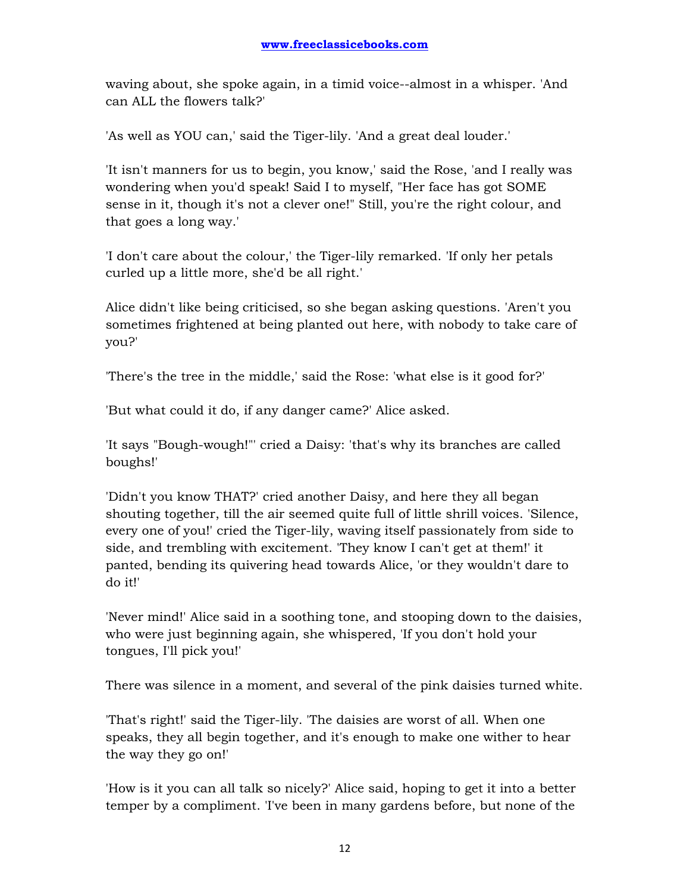waving about, she spoke again, in a timid voice--almost in a whisper. 'And can ALL the flowers talk?'

'As well as YOU can,' said the Tiger-lily. 'And a great deal louder.'

'It isn't manners for us to begin, you know,' said the Rose, 'and I really was wondering when you'd speak! Said I to myself, "Her face has got SOME sense in it, though it's not a clever one!" Still, you're the right colour, and that goes a long way.'

'I don't care about the colour,' the Tiger-lily remarked. 'If only her petals curled up a little more, she'd be all right.'

Alice didn't like being criticised, so she began asking questions. 'Aren't you sometimes frightened at being planted out here, with nobody to take care of you?'

'There's the tree in the middle,' said the Rose: 'what else is it good for?'

'But what could it do, if any danger came?' Alice asked.

'It says "Bough-wough!"' cried a Daisy: 'that's why its branches are called boughs!'

'Didn't you know THAT?' cried another Daisy, and here they all began shouting together, till the air seemed quite full of little shrill voices. 'Silence, every one of you!' cried the Tiger-lily, waving itself passionately from side to side, and trembling with excitement. 'They know I can't get at them!' it panted, bending its quivering head towards Alice, 'or they wouldn't dare to do it!'

'Never mind!' Alice said in a soothing tone, and stooping down to the daisies, who were just beginning again, she whispered, 'If you don't hold your tongues, I'll pick you!'

There was silence in a moment, and several of the pink daisies turned white.

'That's right!' said the Tiger-lily. 'The daisies are worst of all. When one speaks, they all begin together, and it's enough to make one wither to hear the way they go on!'

'How is it you can all talk so nicely?' Alice said, hoping to get it into a better temper by a compliment. 'I've been in many gardens before, but none of the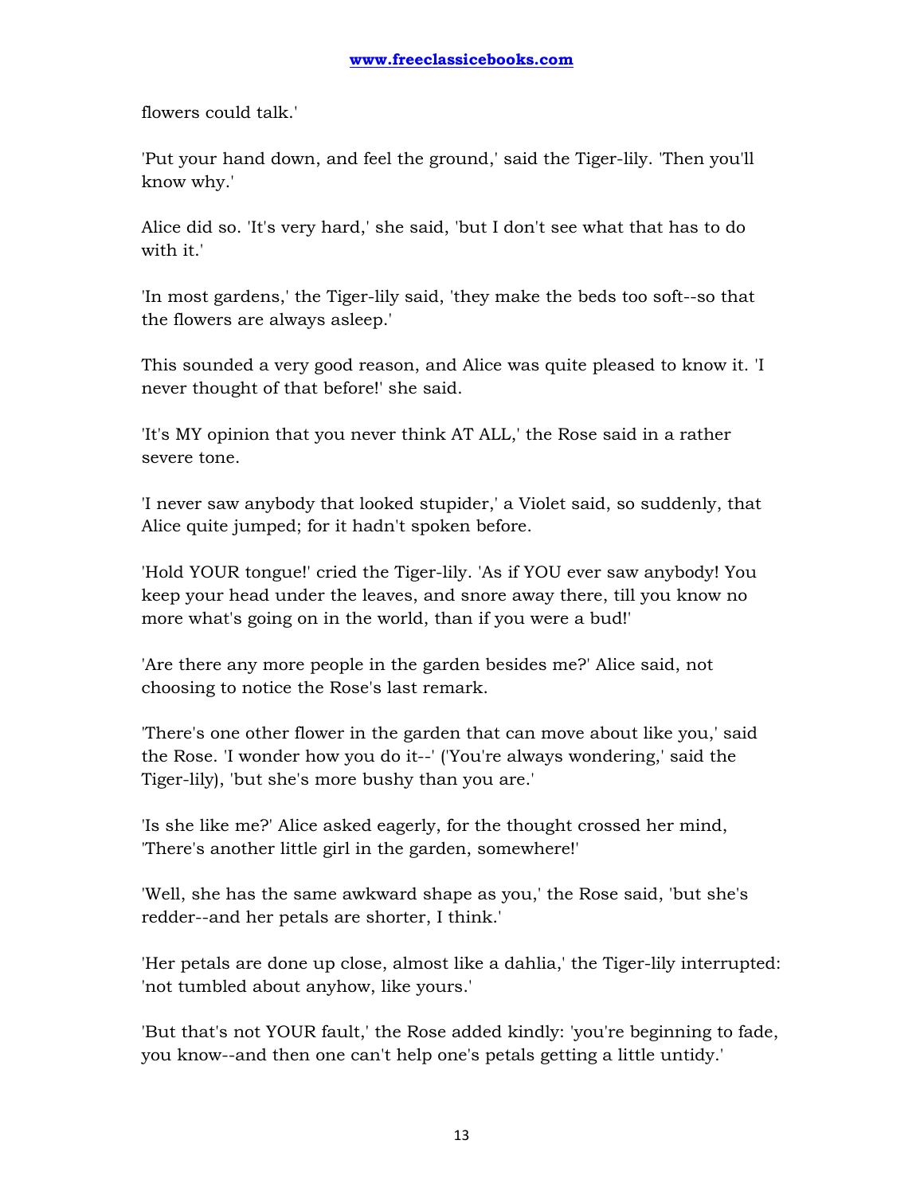flowers could talk.'

'Put your hand down, and feel the ground,' said the Tiger-lily. 'Then you'll know why.'

Alice did so. 'It's very hard,' she said, 'but I don't see what that has to do with it.'

'In most gardens,' the Tiger-lily said, 'they make the beds too soft--so that the flowers are always asleep.'

This sounded a very good reason, and Alice was quite pleased to know it. 'I never thought of that before!' she said.

'It's MY opinion that you never think AT ALL,' the Rose said in a rather severe tone.

'I never saw anybody that looked stupider,' a Violet said, so suddenly, that Alice quite jumped; for it hadn't spoken before.

'Hold YOUR tongue!' cried the Tiger-lily. 'As if YOU ever saw anybody! You keep your head under the leaves, and snore away there, till you know no more what's going on in the world, than if you were a bud!'

'Are there any more people in the garden besides me?' Alice said, not choosing to notice the Rose's last remark.

'There's one other flower in the garden that can move about like you,' said the Rose. 'I wonder how you do it--' ('You're always wondering,' said the Tiger-lily), 'but she's more bushy than you are.'

'Is she like me?' Alice asked eagerly, for the thought crossed her mind, 'There's another little girl in the garden, somewhere!'

'Well, she has the same awkward shape as you,' the Rose said, 'but she's redder--and her petals are shorter, I think.'

'Her petals are done up close, almost like a dahlia,' the Tiger-lily interrupted: 'not tumbled about anyhow, like yours.'

'But that's not YOUR fault,' the Rose added kindly: 'you're beginning to fade, you know--and then one can't help one's petals getting a little untidy.'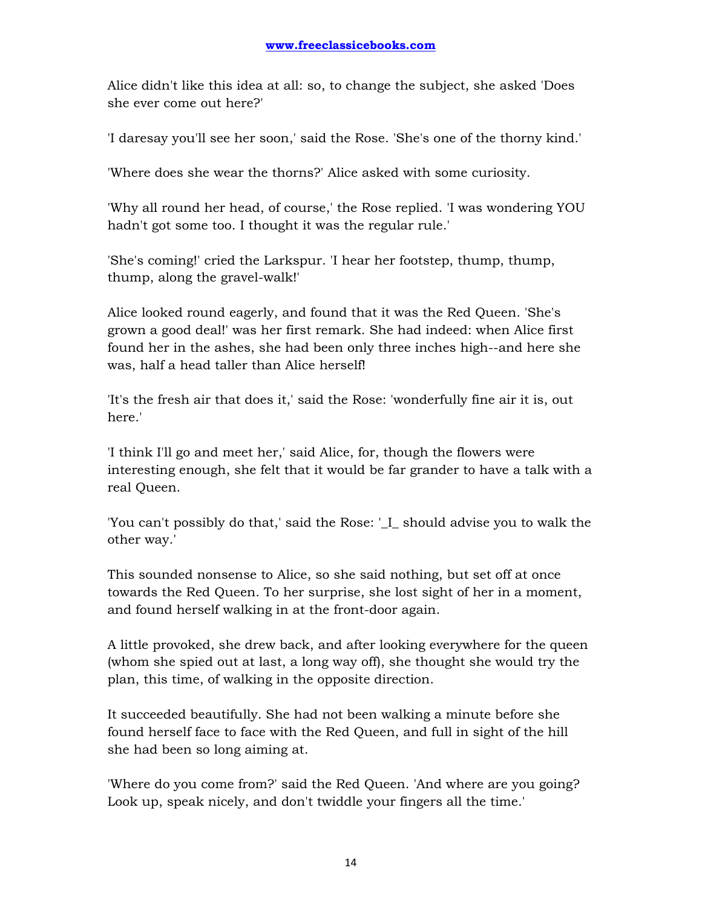Alice didn't like this idea at all: so, to change the subject, she asked 'Does she ever come out here?'

'I daresay you'll see her soon,' said the Rose. 'She's one of the thorny kind.'

'Where does she wear the thorns?' Alice asked with some curiosity.

'Why all round her head, of course,' the Rose replied. 'I was wondering YOU hadn't got some too. I thought it was the regular rule.'

'She's coming!' cried the Larkspur. 'I hear her footstep, thump, thump, thump, along the gravel-walk!'

Alice looked round eagerly, and found that it was the Red Queen. 'She's grown a good deal!' was her first remark. She had indeed: when Alice first found her in the ashes, she had been only three inches high--and here she was, half a head taller than Alice herself!

'It's the fresh air that does it,' said the Rose: 'wonderfully fine air it is, out here.'

'I think I'll go and meet her,' said Alice, for, though the flowers were interesting enough, she felt that it would be far grander to have a talk with a real Queen.

'You can't possibly do that,' said the Rose: '_I_ should advise you to walk the other way.'

This sounded nonsense to Alice, so she said nothing, but set off at once towards the Red Queen. To her surprise, she lost sight of her in a moment, and found herself walking in at the front-door again.

A little provoked, she drew back, and after looking everywhere for the queen (whom she spied out at last, a long way off), she thought she would try the plan, this time, of walking in the opposite direction.

It succeeded beautifully. She had not been walking a minute before she found herself face to face with the Red Queen, and full in sight of the hill she had been so long aiming at.

'Where do you come from?' said the Red Queen. 'And where are you going? Look up, speak nicely, and don't twiddle your fingers all the time.'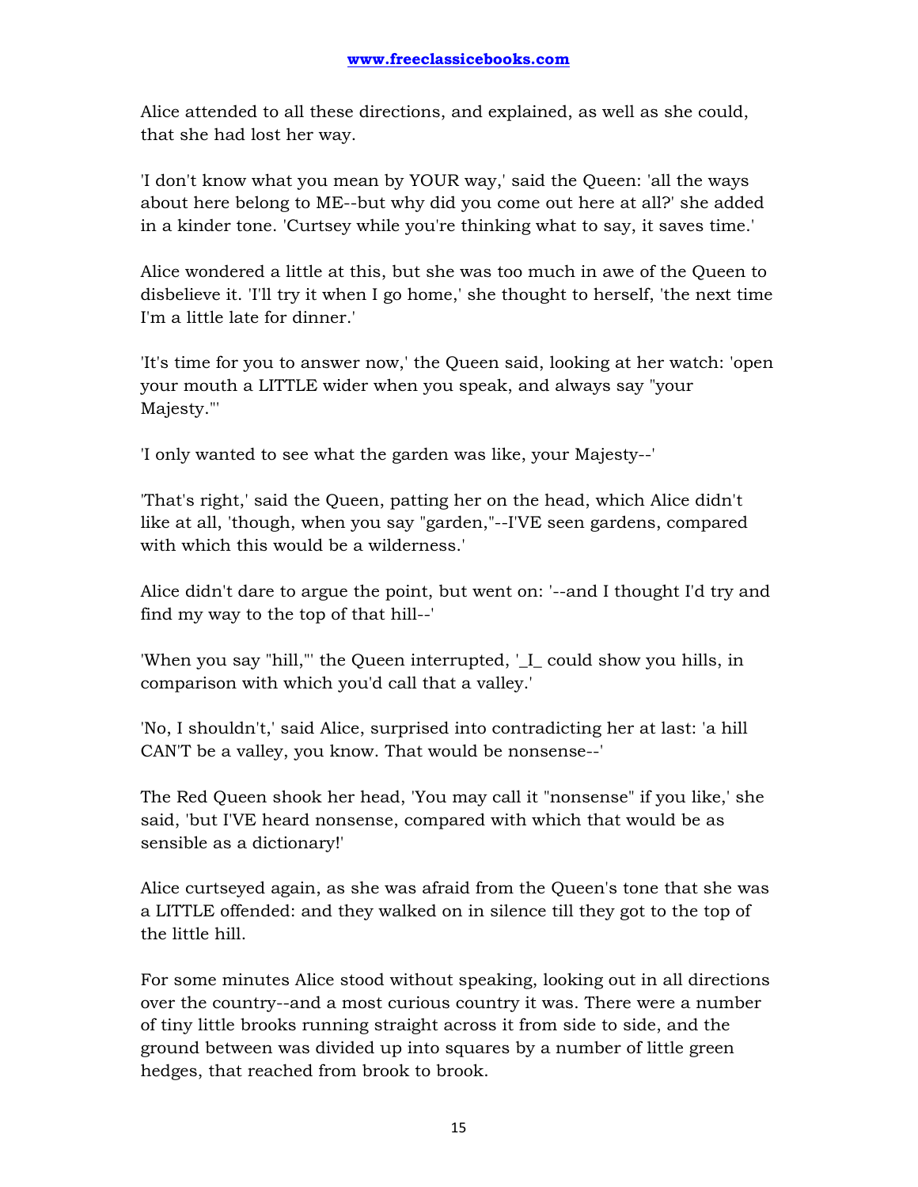Alice attended to all these directions, and explained, as well as she could, that she had lost her way.

'I don't know what you mean by YOUR way,' said the Queen: 'all the ways about here belong to ME--but why did you come out here at all?' she added in a kinder tone. 'Curtsey while you're thinking what to say, it saves time.'

Alice wondered a little at this, but she was too much in awe of the Queen to disbelieve it. 'I'll try it when I go home,' she thought to herself, 'the next time I'm a little late for dinner.'

'It's time for you to answer now,' the Queen said, looking at her watch: 'open your mouth a LITTLE wider when you speak, and always say "your Majesty."'

'I only wanted to see what the garden was like, your Majesty--'

'That's right,' said the Queen, patting her on the head, which Alice didn't like at all, 'though, when you say "garden,"--I'VE seen gardens, compared with which this would be a wilderness.'

Alice didn't dare to argue the point, but went on: '--and I thought I'd try and find my way to the top of that hill--'

'When you say "hill,"' the Queen interrupted, '_I_ could show you hills, in comparison with which you'd call that a valley.'

'No, I shouldn't,' said Alice, surprised into contradicting her at last: 'a hill CAN'T be a valley, you know. That would be nonsense--'

The Red Queen shook her head, 'You may call it "nonsense" if you like,' she said, 'but I'VE heard nonsense, compared with which that would be as sensible as a dictionary!'

Alice curtseyed again, as she was afraid from the Queen's tone that she was a LITTLE offended: and they walked on in silence till they got to the top of the little hill.

For some minutes Alice stood without speaking, looking out in all directions over the country--and a most curious country it was. There were a number of tiny little brooks running straight across it from side to side, and the ground between was divided up into squares by a number of little green hedges, that reached from brook to brook.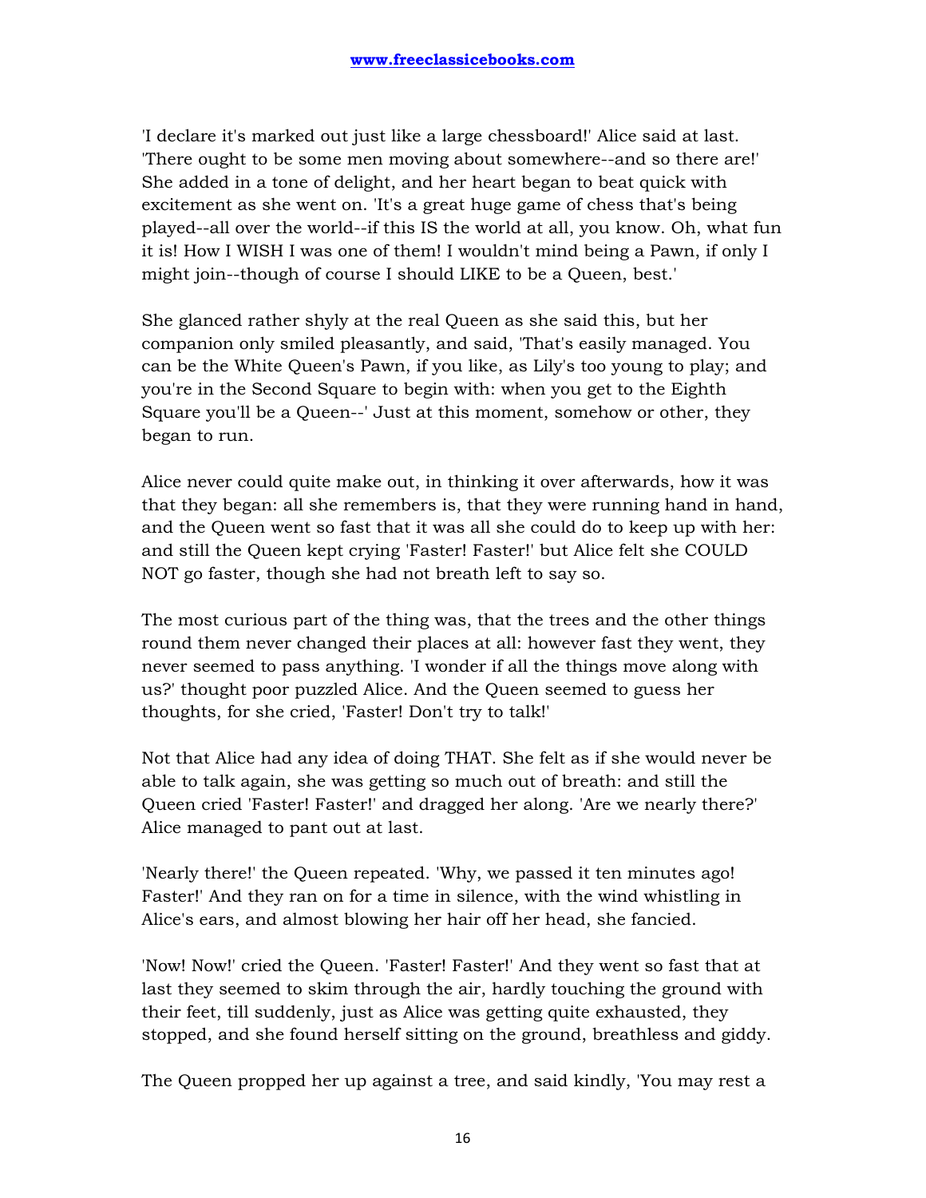'I declare it's marked out just like a large chessboard!' Alice said at last. 'There ought to be some men moving about somewhere--and so there are!' She added in a tone of delight, and her heart began to beat quick with excitement as she went on. 'It's a great huge game of chess that's being played--all over the world--if this IS the world at all, you know. Oh, what fun it is! How I WISH I was one of them! I wouldn't mind being a Pawn, if only I might join--though of course I should LIKE to be a Queen, best.'

She glanced rather shyly at the real Queen as she said this, but her companion only smiled pleasantly, and said, 'That's easily managed. You can be the White Queen's Pawn, if you like, as Lily's too young to play; and you're in the Second Square to begin with: when you get to the Eighth Square you'll be a Queen--' Just at this moment, somehow or other, they began to run.

Alice never could quite make out, in thinking it over afterwards, how it was that they began: all she remembers is, that they were running hand in hand, and the Queen went so fast that it was all she could do to keep up with her: and still the Queen kept crying 'Faster! Faster!' but Alice felt she COULD NOT go faster, though she had not breath left to say so.

The most curious part of the thing was, that the trees and the other things round them never changed their places at all: however fast they went, they never seemed to pass anything. 'I wonder if all the things move along with us?' thought poor puzzled Alice. And the Queen seemed to guess her thoughts, for she cried, 'Faster! Don't try to talk!'

Not that Alice had any idea of doing THAT. She felt as if she would never be able to talk again, she was getting so much out of breath: and still the Queen cried 'Faster! Faster!' and dragged her along. 'Are we nearly there?' Alice managed to pant out at last.

'Nearly there!' the Queen repeated. 'Why, we passed it ten minutes ago! Faster!' And they ran on for a time in silence, with the wind whistling in Alice's ears, and almost blowing her hair off her head, she fancied.

'Now! Now!' cried the Queen. 'Faster! Faster!' And they went so fast that at last they seemed to skim through the air, hardly touching the ground with their feet, till suddenly, just as Alice was getting quite exhausted, they stopped, and she found herself sitting on the ground, breathless and giddy.

The Queen propped her up against a tree, and said kindly, 'You may rest a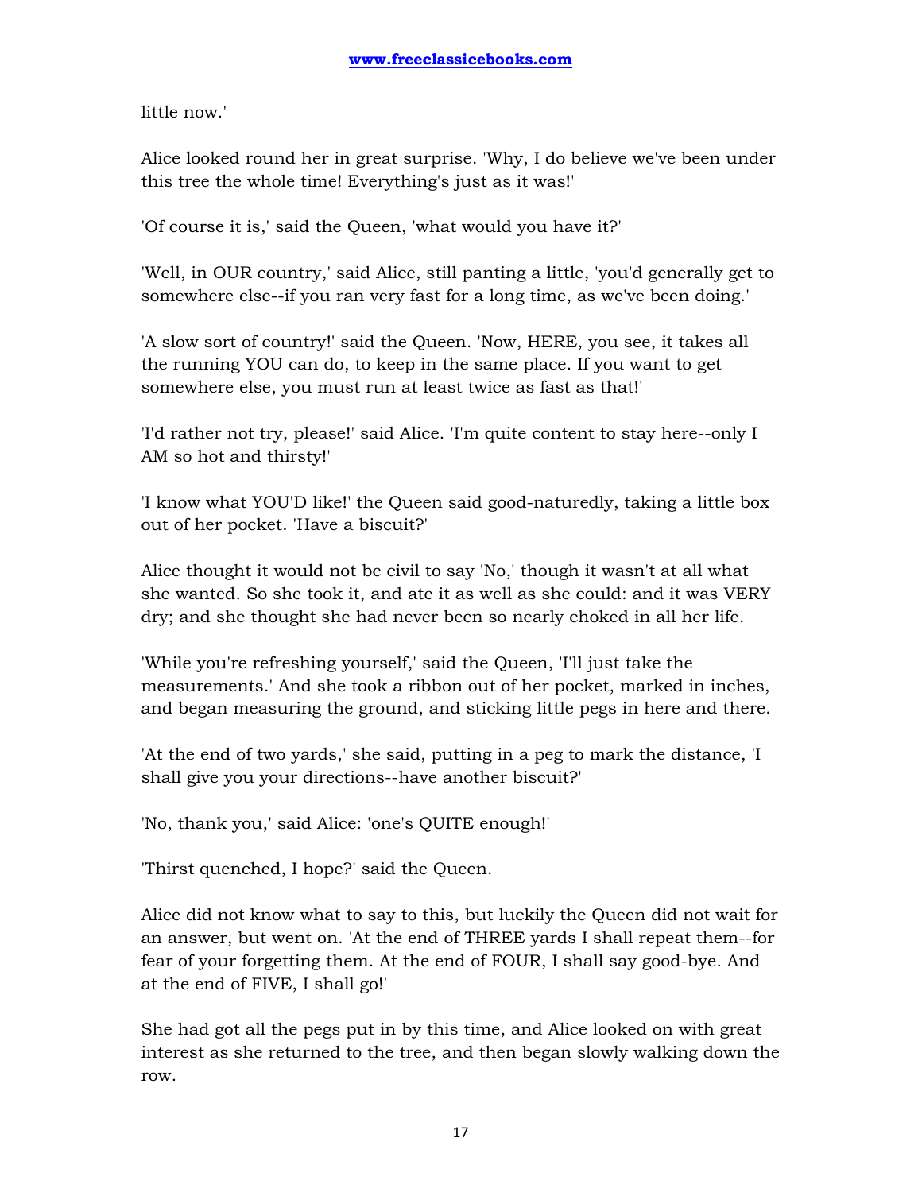little now.'

Alice looked round her in great surprise. 'Why, I do believe we've been under this tree the whole time! Everything's just as it was!'

'Of course it is,' said the Queen, 'what would you have it?'

'Well, in OUR country,' said Alice, still panting a little, 'you'd generally get to somewhere else--if you ran very fast for a long time, as we've been doing.'

'A slow sort of country!' said the Queen. 'Now, HERE, you see, it takes all the running YOU can do, to keep in the same place. If you want to get somewhere else, you must run at least twice as fast as that!'

'I'd rather not try, please!' said Alice. 'I'm quite content to stay here--only I AM so hot and thirsty!'

'I know what YOU'D like!' the Queen said good-naturedly, taking a little box out of her pocket. 'Have a biscuit?'

Alice thought it would not be civil to say 'No,' though it wasn't at all what she wanted. So she took it, and ate it as well as she could: and it was VERY dry; and she thought she had never been so nearly choked in all her life.

'While you're refreshing yourself,' said the Queen, 'I'll just take the measurements.' And she took a ribbon out of her pocket, marked in inches, and began measuring the ground, and sticking little pegs in here and there.

'At the end of two yards,' she said, putting in a peg to mark the distance, 'I shall give you your directions--have another biscuit?'

'No, thank you,' said Alice: 'one's QUITE enough!'

'Thirst quenched, I hope?' said the Queen.

Alice did not know what to say to this, but luckily the Queen did not wait for an answer, but went on. 'At the end of THREE yards I shall repeat them--for fear of your forgetting them. At the end of FOUR, I shall say good-bye. And at the end of FIVE, I shall go!'

She had got all the pegs put in by this time, and Alice looked on with great interest as she returned to the tree, and then began slowly walking down the row.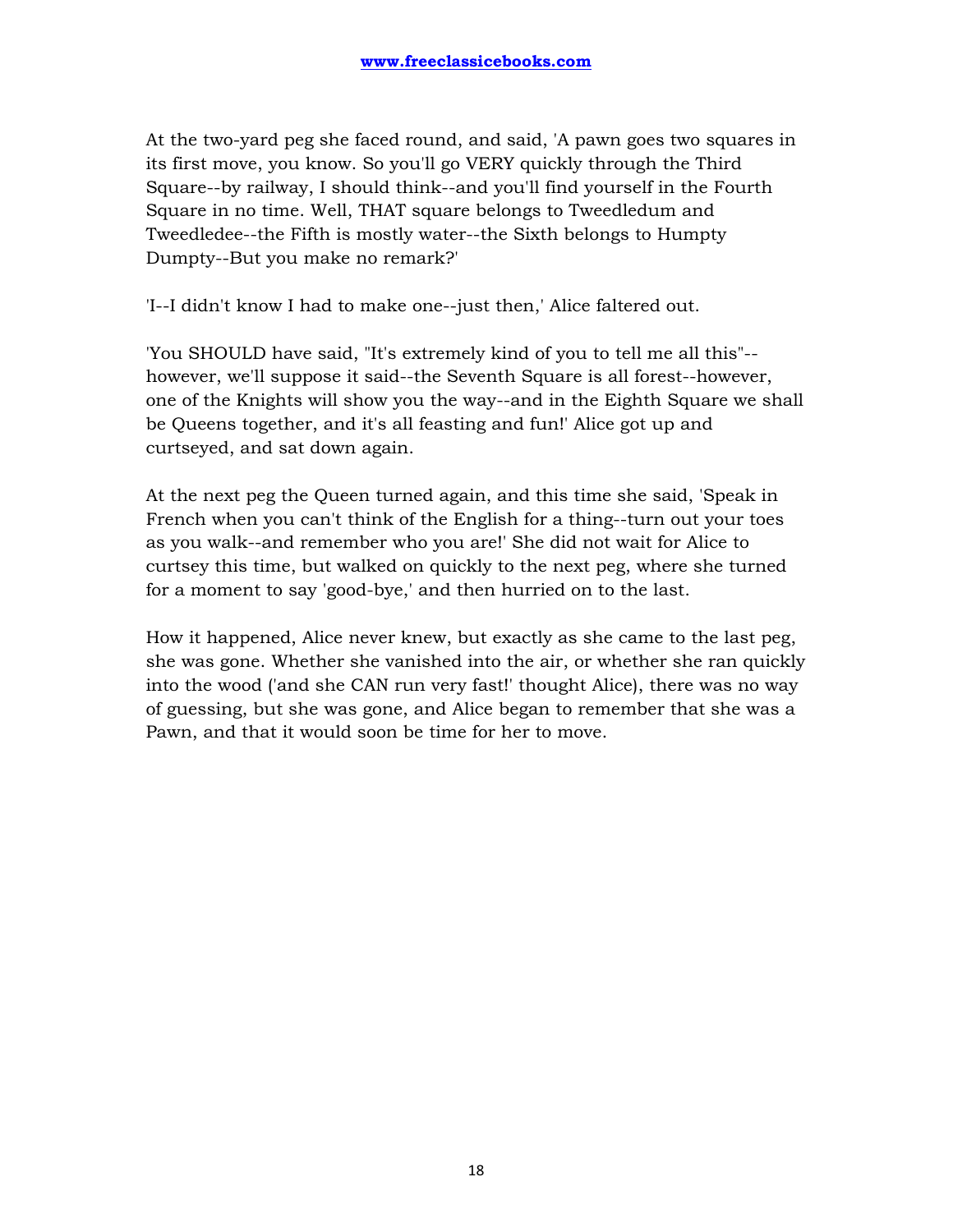At the two-yard peg she faced round, and said, 'A pawn goes two squares in its first move, you know. So you'll go VERY quickly through the Third Square--by railway, I should think--and you'll find yourself in the Fourth Square in no time. Well, THAT square belongs to Tweedledum and Tweedledee--the Fifth is mostly water--the Sixth belongs to Humpty Dumpty--But you make no remark?'

'I--I didn't know I had to make one--just then,' Alice faltered out.

'You SHOULD have said, "It's extremely kind of you to tell me all this"--however, we'll suppose it said--the Seventh Square is all forest--however, one of the Knights will show you the way--and in the Eighth Square we shall be Queens together, and it's all feasting and fun!' Alice got up and curtseyed, and sat down again.

At the next peg the Queen turned again, and this time she said, 'Speak in French when you can't think of the English for a thing--turn out your toes as you walk--and remember who you are!' She did not wait for Alice to curtsey this time, but walked on quickly to the next peg, where she turned for a moment to say 'good-bye,' and then hurried on to the last.

How it happened, Alice never knew, but exactly as she came to the last peg, she was gone. Whether she vanished into the air, or whether she ran quickly into the wood ('and she CAN run very fast!' thought Alice), there was no way of guessing, but she was gone, and Alice began to remember that she was a Pawn, and that it would soon be time for her to move.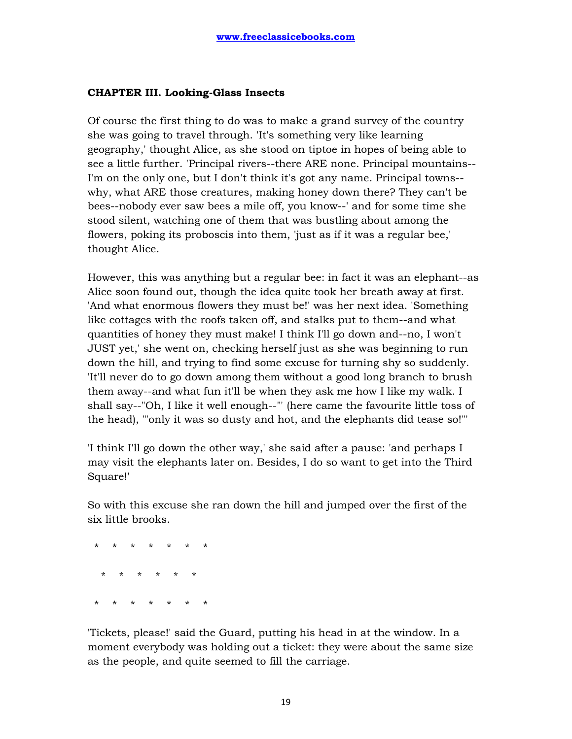### CHAPTER III. Looking-Glass Insects

Of course the first thing to do was to make a grand survey of the country she was going to travel through. 'It's something very like learning geography,' thought Alice, as she stood on tiptoe in hopes of being able to see a little further. 'Principal rivers--there ARE none. Principal mountains--I'm on the only one, but I don't think it's got any name. Principal towns--why, what ARE those creatures, making honey down there? They can't be bees--nobody ever saw bees a mile off, you know--' and for some time she stood silent, watching one of them that was bustling about among the flowers, poking its proboscis into them, 'just as if it was a regular bee,' thought Alice.

However, this was anything but a regular bee: in fact it was an elephant--as Alice soon found out, though the idea quite took her breath away at first. 'And what enormous flowers they must be!' was her next idea. 'Something like cottages with the roofs taken off, and stalks put to them--and what quantities of honey they must make! I think I'll go down and--no, I won't JUST yet,' she went on, checking herself just as she was beginning to run down the hill, and trying to find some excuse for turning shy so suddenly. 'It'll never do to go down among them without a good long branch to brush them away--and what fun it'll be when they ask me how I like my walk. I shall say--"Oh, I like it well enough--"' (here came the favourite little toss of the head), '"only it was so dusty and hot, and the elephants did tease so!"'

'I think I'll go down the other way,' she said after a pause: 'and perhaps I may visit the elephants later on. Besides, I do so want to get into the Third Square!'

So with this excuse she ran down the hill and jumped over the first of the six little brooks.

\*    \*    \*    \*    \*    \*    \*

\*    \*    \*    \*    \*    \*

\*    \*    \*    \*    \*    \*    \*

'Tickets, please!' said the Guard, putting his head in at the window. In a moment everybody was holding out a ticket: they were about the same size as the people, and quite seemed to fill the carriage.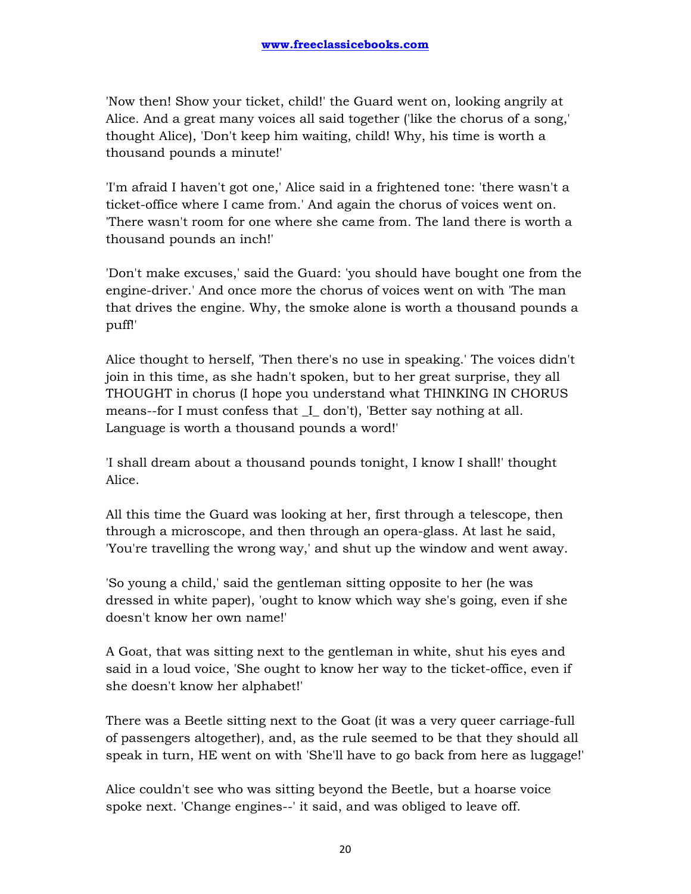'Now then! Show your ticket, child!' the Guard went on, looking angrily at Alice. And a great many voices all said together ('like the chorus of a song,' thought Alice), 'Don't keep him waiting, child! Why, his time is worth a thousand pounds a minute!'

'I'm afraid I haven't got one,' Alice said in a frightened tone: 'there wasn't a ticket-office where I came from.' And again the chorus of voices went on. 'There wasn't room for one where she came from. The land there is worth a thousand pounds an inch!'

'Don't make excuses,' said the Guard: 'you should have bought one from the engine-driver.' And once more the chorus of voices went on with 'The man that drives the engine. Why, the smoke alone is worth a thousand pounds a puff!'

Alice thought to herself, 'Then there's no use in speaking.' The voices didn't join in this time, as she hadn't spoken, but to her great surprise, they all THOUGHT in chorus (I hope you understand what THINKING IN CHORUS means--for I must confess that _I_ don't), 'Better say nothing at all. Language is worth a thousand pounds a word!'

'I shall dream about a thousand pounds tonight, I know I shall!' thought Alice.

All this time the Guard was looking at her, first through a telescope, then through a microscope, and then through an opera-glass. At last he said, 'You're travelling the wrong way,' and shut up the window and went away.

'So young a child,' said the gentleman sitting opposite to her (he was dressed in white paper), 'ought to know which way she's going, even if she doesn't know her own name!'

A Goat, that was sitting next to the gentleman in white, shut his eyes and said in a loud voice, 'She ought to know her way to the ticket-office, even if she doesn't know her alphabet!'

There was a Beetle sitting next to the Goat (it was a very queer carriage-full of passengers altogether), and, as the rule seemed to be that they should all speak in turn, HE went on with 'She'll have to go back from here as luggage!'

Alice couldn't see who was sitting beyond the Beetle, but a hoarse voice spoke next. 'Change engines--' it said, and was obliged to leave off.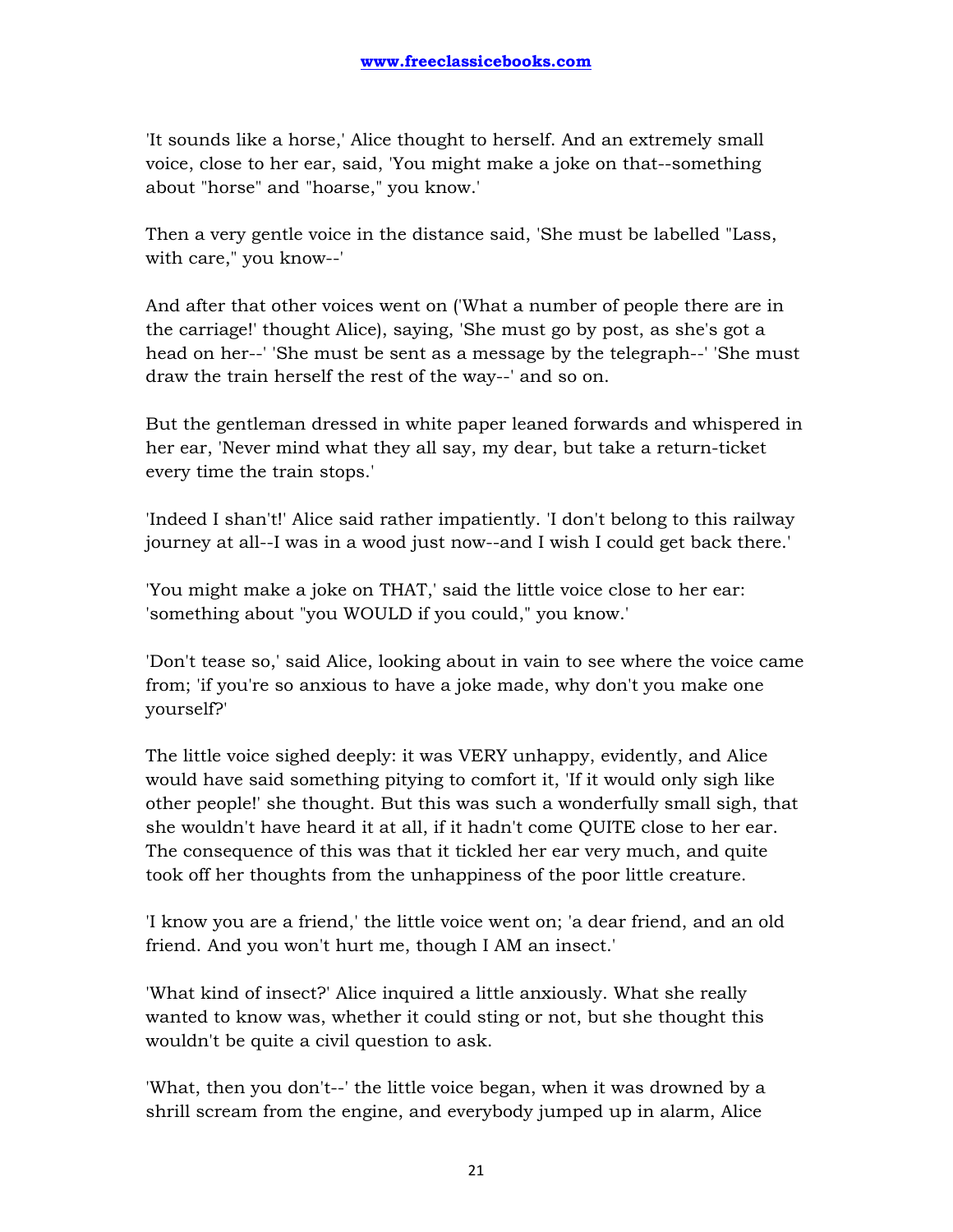'It sounds like a horse,' Alice thought to herself. And an extremely small voice, close to her ear, said, 'You might make a joke on that--something about "horse" and "hoarse," you know.'

Then a very gentle voice in the distance said, 'She must be labelled "Lass, with care," you know--'

And after that other voices went on ('What a number of people there are in the carriage!' thought Alice), saying, 'She must go by post, as she's got a head on her--' 'She must be sent as a message by the telegraph--' 'She must draw the train herself the rest of the way--' and so on.

But the gentleman dressed in white paper leaned forwards and whispered in her ear, 'Never mind what they all say, my dear, but take a return-ticket every time the train stops.'

'Indeed I shan't!' Alice said rather impatiently. 'I don't belong to this railway journey at all--I was in a wood just now--and I wish I could get back there.'

'You might make a joke on THAT,' said the little voice close to her ear: 'something about "you WOULD if you could," you know.'

'Don't tease so,' said Alice, looking about in vain to see where the voice came from; 'if you're so anxious to have a joke made, why don't you make one yourself?'

The little voice sighed deeply: it was VERY unhappy, evidently, and Alice would have said something pitying to comfort it, 'If it would only sigh like other people!' she thought. But this was such a wonderfully small sigh, that she wouldn't have heard it at all, if it hadn't come QUITE close to her ear. The consequence of this was that it tickled her ear very much, and quite took off her thoughts from the unhappiness of the poor little creature.

'I know you are a friend,' the little voice went on; 'a dear friend, and an old friend. And you won't hurt me, though I AM an insect.'

'What kind of insect?' Alice inquired a little anxiously. What she really wanted to know was, whether it could sting or not, but she thought this wouldn't be quite a civil question to ask.

'What, then you don't--' the little voice began, when it was drowned by a shrill scream from the engine, and everybody jumped up in alarm, Alice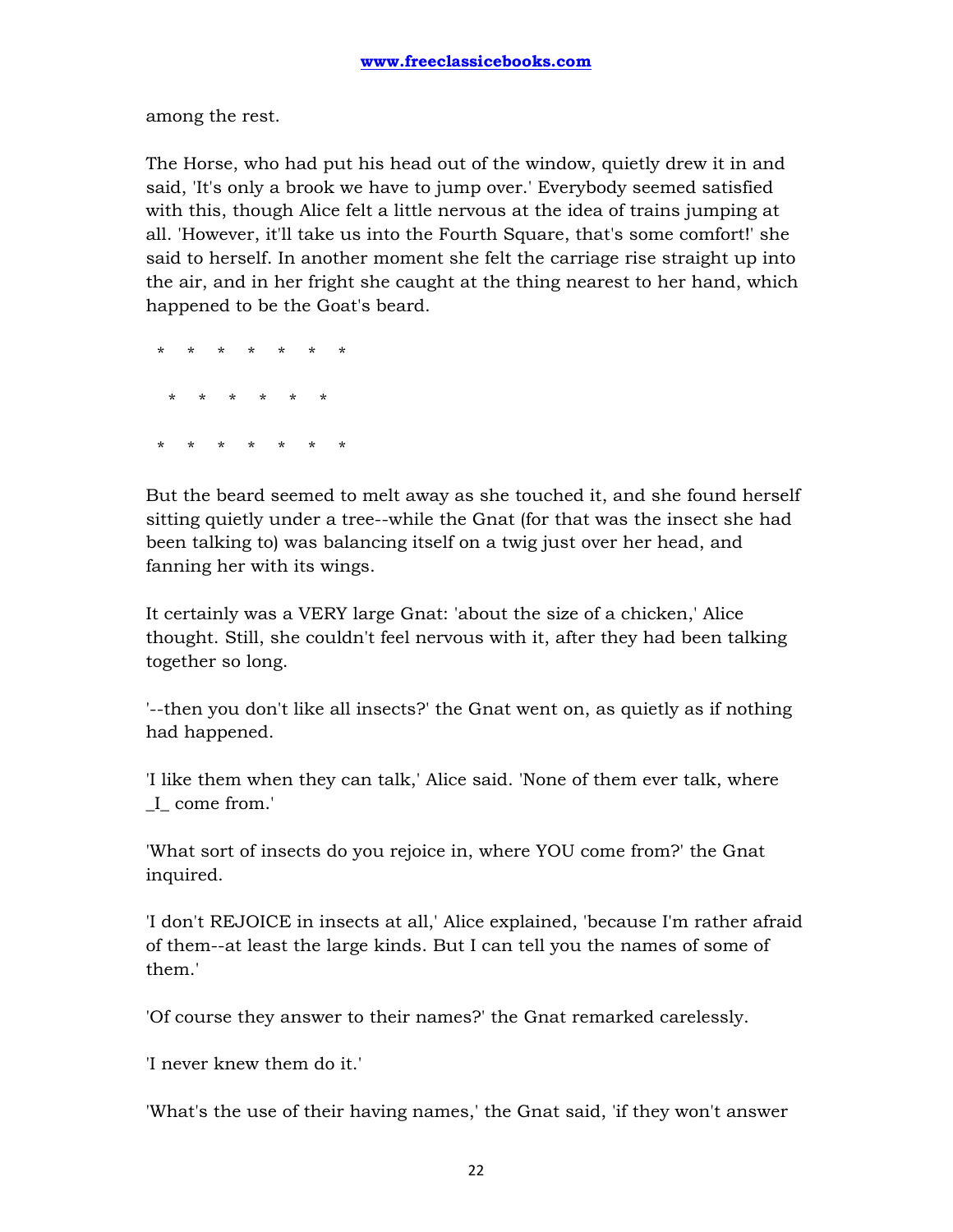among the rest.

The Horse, who had put his head out of the window, quietly drew it in and said, 'It's only a brook we have to jump over.' Everybody seemed satisfied with this, though Alice felt a little nervous at the idea of trains jumping at all. 'However, it'll take us into the Fourth Square, that's some comfort!' she said to herself. In another moment she felt the carriage rise straight up into the air, and in her fright she caught at the thing nearest to her hand, which happened to be the Goat's beard.

\*    \*    \*    \*    \*    \*    \*

\*    \*    \*    \*    \*    \*

\*    \*    \*    \*    \*    \*    \*

But the beard seemed to melt away as she touched it, and she found herself sitting quietly under a tree--while the Gnat (for that was the insect she had been talking to) was balancing itself on a twig just over her head, and fanning her with its wings.

It certainly was a VERY large Gnat: 'about the size of a chicken,' Alice thought. Still, she couldn't feel nervous with it, after they had been talking together so long.

'--then you don't like all insects?' the Gnat went on, as quietly as if nothing had happened.

'I like them when they can talk,' Alice said. 'None of them ever talk, where _I_ come from.'

'What sort of insects do you rejoice in, where YOU come from?' the Gnat inquired.

'I don't REJOICE in insects at all,' Alice explained, 'because I'm rather afraid of them--at least the large kinds. But I can tell you the names of some of them.'

'Of course they answer to their names?' the Gnat remarked carelessly.

'I never knew them do it.'

'What's the use of their having names,' the Gnat said, 'if they won't answer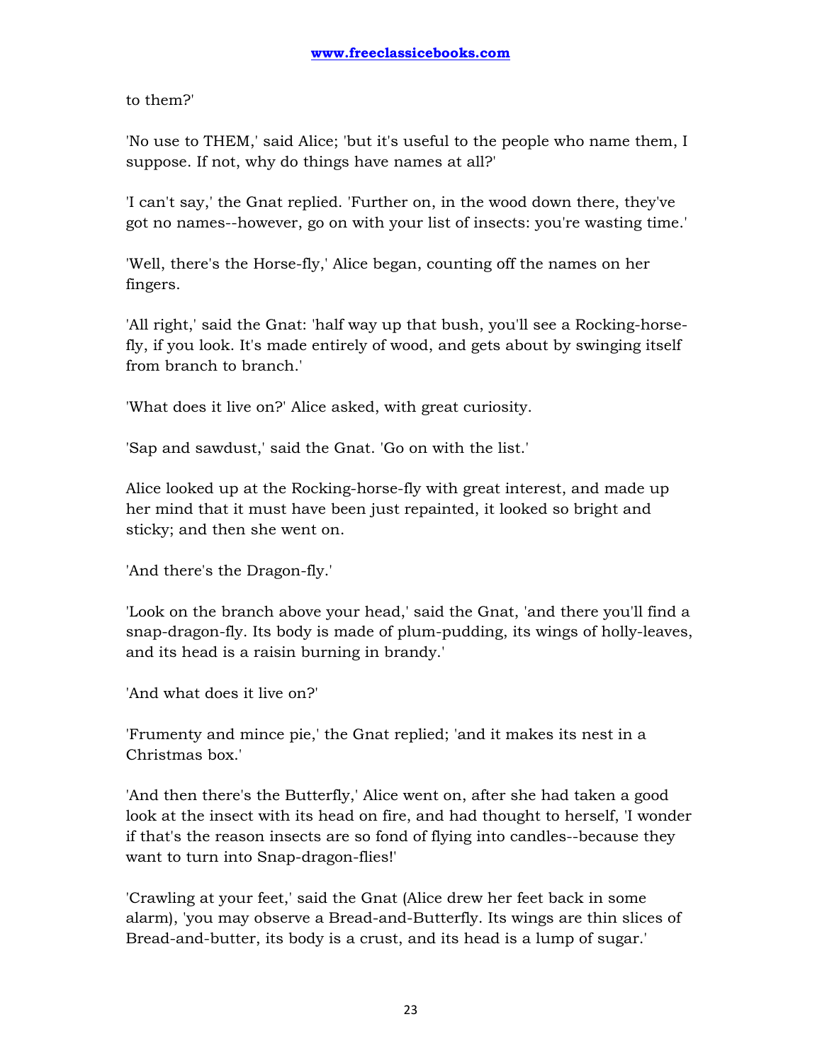to them?'

'No use to THEM,' said Alice; 'but it's useful to the people who name them, I suppose. If not, why do things have names at all?'

'I can't say,' the Gnat replied. 'Further on, in the wood down there, they've got no names--however, go on with your list of insects: you're wasting time.'

'Well, there's the Horse-fly,' Alice began, counting off the names on her fingers.

'All right,' said the Gnat: 'half way up that bush, you'll see a Rocking-horse-fly, if you look. It's made entirely of wood, and gets about by swinging itself from branch to branch.'

'What does it live on?' Alice asked, with great curiosity.

'Sap and sawdust,' said the Gnat. 'Go on with the list.'

Alice looked up at the Rocking-horse-fly with great interest, and made up her mind that it must have been just repainted, it looked so bright and sticky; and then she went on.

'And there's the Dragon-fly.'

'Look on the branch above your head,' said the Gnat, 'and there you'll find a snap-dragon-fly. Its body is made of plum-pudding, its wings of holly-leaves, and its head is a raisin burning in brandy.'

'And what does it live on?'

'Frumenty and mince pie,' the Gnat replied; 'and it makes its nest in a Christmas box.'

'And then there's the Butterfly,' Alice went on, after she had taken a good look at the insect with its head on fire, and had thought to herself, 'I wonder if that's the reason insects are so fond of flying into candles--because they want to turn into Snap-dragon-flies!'

'Crawling at your feet,' said the Gnat (Alice drew her feet back in some alarm), 'you may observe a Bread-and-Butterfly. Its wings are thin slices of Bread-and-butter, its body is a crust, and its head is a lump of sugar.'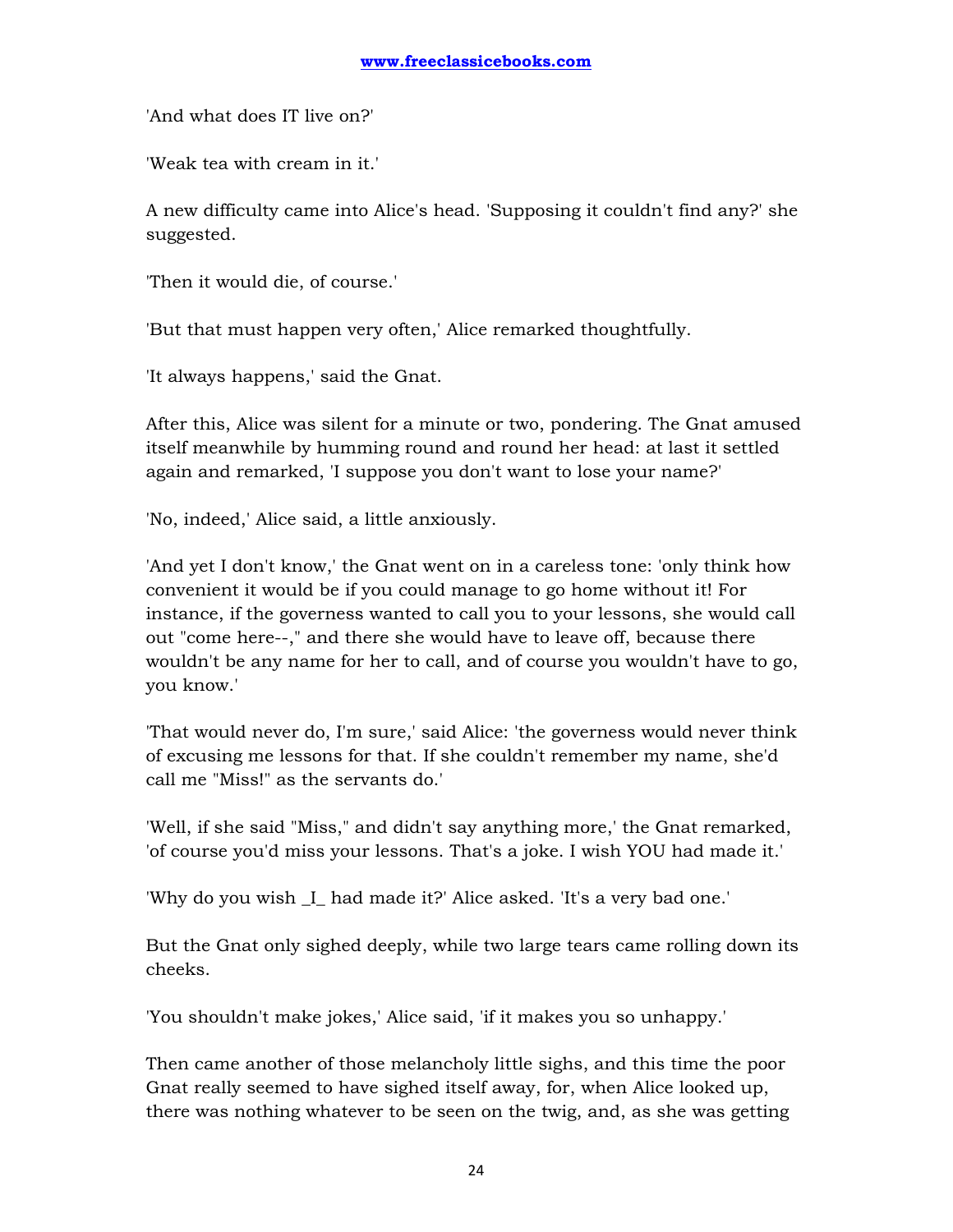'And what does IT live on?'

'Weak tea with cream in it.'

A new difficulty came into Alice's head. 'Supposing it couldn't find any?' she suggested.

'Then it would die, of course.'

'But that must happen very often,' Alice remarked thoughtfully.

'It always happens,' said the Gnat.

After this, Alice was silent for a minute or two, pondering. The Gnat amused itself meanwhile by humming round and round her head: at last it settled again and remarked, 'I suppose you don't want to lose your name?'

'No, indeed,' Alice said, a little anxiously.

'And yet I don't know,' the Gnat went on in a careless tone: 'only think how convenient it would be if you could manage to go home without it! For instance, if the governess wanted to call you to your lessons, she would call out "come here--," and there she would have to leave off, because there wouldn't be any name for her to call, and of course you wouldn't have to go, you know.'

'That would never do, I'm sure,' said Alice: 'the governess would never think of excusing me lessons for that. If she couldn't remember my name, she'd call me "Miss!" as the servants do.'

'Well, if she said "Miss," and didn't say anything more,' the Gnat remarked, 'of course you'd miss your lessons. That's a joke. I wish YOU had made it.'

'Why do you wish _I_ had made it?' Alice asked. 'It's a very bad one.'

But the Gnat only sighed deeply, while two large tears came rolling down its cheeks.

'You shouldn't make jokes,' Alice said, 'if it makes you so unhappy.'

Then came another of those melancholy little sighs, and this time the poor Gnat really seemed to have sighed itself away, for, when Alice looked up, there was nothing whatever to be seen on the twig, and, as she was getting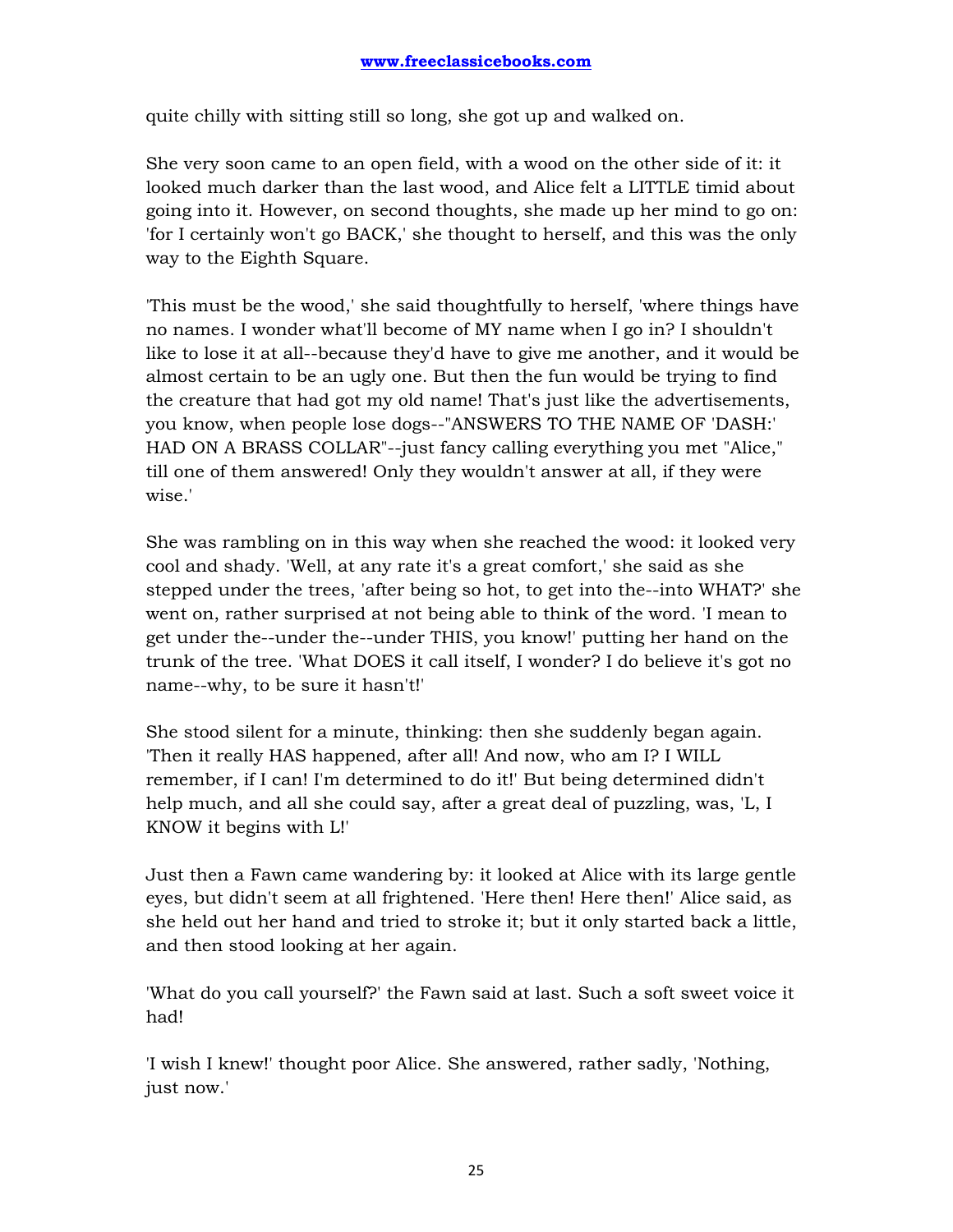quite chilly with sitting still so long, she got up and walked on.

She very soon came to an open field, with a wood on the other side of it: it looked much darker than the last wood, and Alice felt a LITTLE timid about going into it. However, on second thoughts, she made up her mind to go on: 'for I certainly won't go BACK,' she thought to herself, and this was the only way to the Eighth Square.

'This must be the wood,' she said thoughtfully to herself, 'where things have no names. I wonder what'll become of MY name when I go in? I shouldn't like to lose it at all--because they'd have to give me another, and it would be almost certain to be an ugly one. But then the fun would be trying to find the creature that had got my old name! That's just like the advertisements, you know, when people lose dogs--"ANSWERS TO THE NAME OF 'DASH:' HAD ON A BRASS COLLAR"--just fancy calling everything you met "Alice," till one of them answered! Only they wouldn't answer at all, if they were wise.'

She was rambling on in this way when she reached the wood: it looked very cool and shady. 'Well, at any rate it's a great comfort,' she said as she stepped under the trees, 'after being so hot, to get into the--into WHAT?' she went on, rather surprised at not being able to think of the word. 'I mean to get under the--under the--under THIS, you know!' putting her hand on the trunk of the tree. 'What DOES it call itself, I wonder? I do believe it's got no name--why, to be sure it hasn't!'

She stood silent for a minute, thinking: then she suddenly began again. 'Then it really HAS happened, after all! And now, who am I? I WILL remember, if I can! I'm determined to do it!' But being determined didn't help much, and all she could say, after a great deal of puzzling, was, 'L, I KNOW it begins with L!'

Just then a Fawn came wandering by: it looked at Alice with its large gentle eyes, but didn't seem at all frightened. 'Here then! Here then!' Alice said, as she held out her hand and tried to stroke it; but it only started back a little, and then stood looking at her again.

'What do you call yourself?' the Fawn said at last. Such a soft sweet voice it had!

'I wish I knew!' thought poor Alice. She answered, rather sadly, 'Nothing, just now.'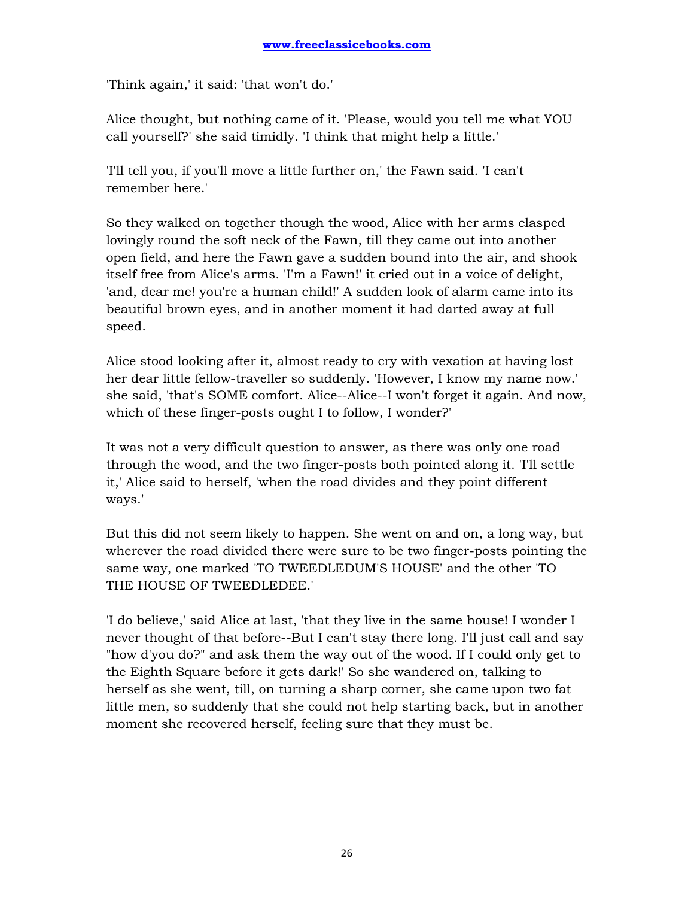'Think again,' it said: 'that won't do.'

Alice thought, but nothing came of it. 'Please, would you tell me what YOU call yourself?' she said timidly. 'I think that might help a little.'

'I'll tell you, if you'll move a little further on,' the Fawn said. 'I can't remember here.'

So they walked on together though the wood, Alice with her arms clasped lovingly round the soft neck of the Fawn, till they came out into another open field, and here the Fawn gave a sudden bound into the air, and shook itself free from Alice's arms. 'I'm a Fawn!' it cried out in a voice of delight, 'and, dear me! you're a human child!' A sudden look of alarm came into its beautiful brown eyes, and in another moment it had darted away at full speed.

Alice stood looking after it, almost ready to cry with vexation at having lost her dear little fellow-traveller so suddenly. 'However, I know my name now.' she said, 'that's SOME comfort. Alice--Alice--I won't forget it again. And now, which of these finger-posts ought I to follow, I wonder?'

It was not a very difficult question to answer, as there was only one road through the wood, and the two finger-posts both pointed along it. 'I'll settle it,' Alice said to herself, 'when the road divides and they point different ways.'

But this did not seem likely to happen. She went on and on, a long way, but wherever the road divided there were sure to be two finger-posts pointing the same way, one marked 'TO TWEEDLEDUM'S HOUSE' and the other 'TO THE HOUSE OF TWEEDLEDEE.'

'I do believe,' said Alice at last, 'that they live in the same house! I wonder I never thought of that before--But I can't stay there long. I'll just call and say "how d'you do?" and ask them the way out of the wood. If I could only get to the Eighth Square before it gets dark!' So she wandered on, talking to herself as she went, till, on turning a sharp corner, she came upon two fat little men, so suddenly that she could not help starting back, but in another moment she recovered herself, feeling sure that they must be.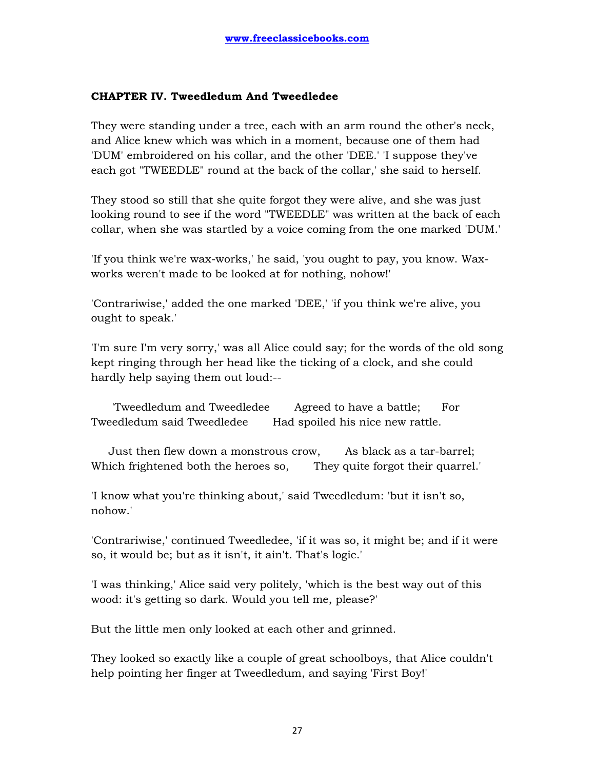### CHAPTER IV. Tweedledum And Tweedledee

They were standing under a tree, each with an arm round the other's neck, and Alice knew which was which in a moment, because one of them had 'DUM' embroidered on his collar, and the other 'DEE.' 'I suppose they've each got "TWEEDLE" round at the back of the collar,' she said to herself.

They stood so still that she quite forgot they were alive, and she was just looking round to see if the word "TWEEDLE" was written at the back of each collar, when she was startled by a voice coming from the one marked 'DUM.'

'If you think we're wax-works,' he said, 'you ought to pay, you know. Wax-works weren't made to be looked at for nothing, nohow!'

'Contrariwise,' added the one marked 'DEE,' 'if you think we're alive, you ought to speak.'

'I'm sure I'm very sorry,' was all Alice could say; for the words of the old song kept ringing through her head like the ticking of a clock, and she could hardly help saying them out loud:--

'Tweedledum and Tweedledee Agreed to have a battle; For Tweedledum said Tweedledee Had spoiled his nice new rattle.

Just then flew down a monstrous crow, As black as a tar-barrel; Which frightened both the heroes so, They quite forgot their quarrel.'

'I know what you're thinking about,' said Tweedledum: 'but it isn't so, nohow.'

'Contrariwise,' continued Tweedledee, 'if it was so, it might be; and if it were so, it would be; but as it isn't, it ain't. That's logic.'

'I was thinking,' Alice said very politely, 'which is the best way out of this wood: it's getting so dark. Would you tell me, please?'

But the little men only looked at each other and grinned.

They looked so exactly like a couple of great schoolboys, that Alice couldn't help pointing her finger at Tweedledum, and saying 'First Boy!'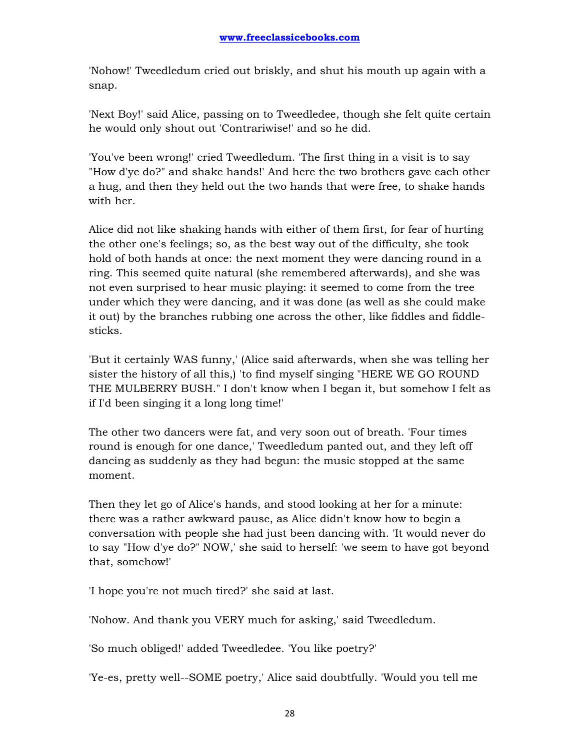'Nohow!' Tweedledum cried out briskly, and shut his mouth up again with a snap.

'Next Boy!' said Alice, passing on to Tweedledee, though she felt quite certain he would only shout out 'Contrariwise!' and so he did.

'You've been wrong!' cried Tweedledum. 'The first thing in a visit is to say "How d'ye do?" and shake hands!' And here the two brothers gave each other a hug, and then they held out the two hands that were free, to shake hands with her.

Alice did not like shaking hands with either of them first, for fear of hurting the other one's feelings; so, as the best way out of the difficulty, she took hold of both hands at once: the next moment they were dancing round in a ring. This seemed quite natural (she remembered afterwards), and she was not even surprised to hear music playing: it seemed to come from the tree under which they were dancing, and it was done (as well as she could make it out) by the branches rubbing one across the other, like fiddles and fiddle-sticks.

'But it certainly WAS funny,' (Alice said afterwards, when she was telling her sister the history of all this,) 'to find myself singing "HERE WE GO ROUND THE MULBERRY BUSH." I don't know when I began it, but somehow I felt as if I'd been singing it a long long time!'

The other two dancers were fat, and very soon out of breath. 'Four times round is enough for one dance,' Tweedledum panted out, and they left off dancing as suddenly as they had begun: the music stopped at the same moment.

Then they let go of Alice's hands, and stood looking at her for a minute: there was a rather awkward pause, as Alice didn't know how to begin a conversation with people she had just been dancing with. 'It would never do to say "How d'ye do?" NOW,' she said to herself: 'we seem to have got beyond that, somehow!'

'I hope you're not much tired?' she said at last.

'Nohow. And thank you VERY much for asking,' said Tweedledum.

'So much obliged!' added Tweedledee. 'You like poetry?'

'Ye-es, pretty well--SOME poetry,' Alice said doubtfully. 'Would you tell me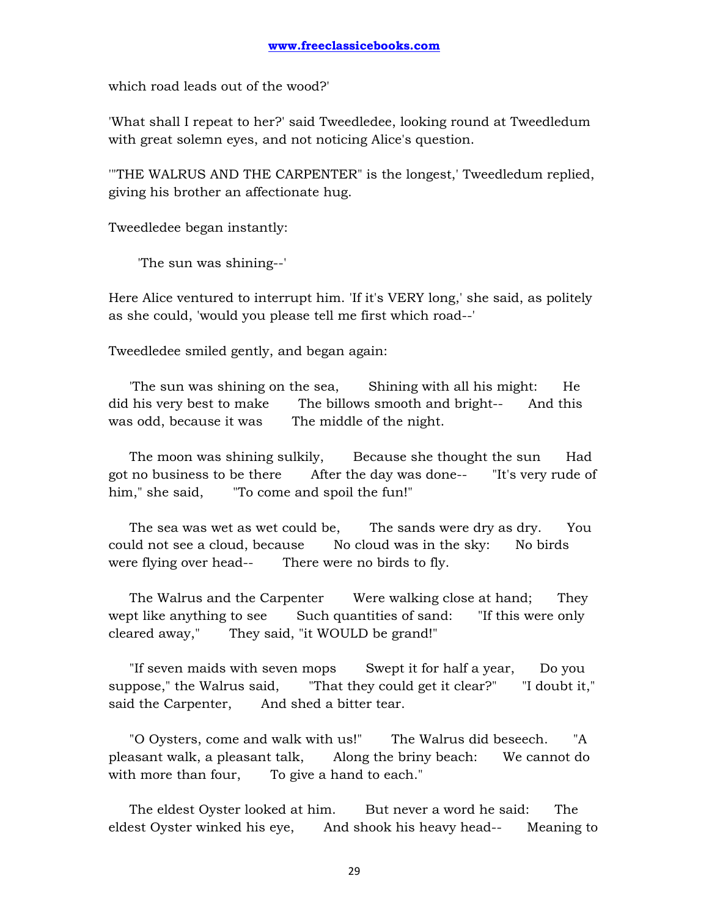which road leads out of the wood?'

'What shall I repeat to her?' said Tweedledee, looking round at Tweedledum with great solemn eyes, and not noticing Alice's question.

'"THE WALRUS AND THE CARPENTER" is the longest,' Tweedledum replied, giving his brother an affectionate hug.

Tweedledee began instantly:

'The sun was shining--'

Here Alice ventured to interrupt him. 'If it's VERY long,' she said, as politely as she could, 'would you please tell me first which road--'

Tweedledee smiled gently, and began again:

'The sun was shining on the sea, Shining with all his might: He did his very best to make The billows smooth and bright-- And this was odd, because it was The middle of the night.

The moon was shining sulkily, Because she thought the sun Had got no business to be there After the day was done-- "It's very rude of him," she said, "To come and spoil the fun!"

The sea was wet as wet could be, The sands were dry as dry. You could not see a cloud, because No cloud was in the sky: No birds were flying over head-- There were no birds to fly.

The Walrus and the Carpenter Were walking close at hand; They wept like anything to see Such quantities of sand: "If this were only cleared away," They said, "it WOULD be grand!"

"If seven maids with seven mops Swept it for half a year, Do you suppose," the Walrus said, "That they could get it clear?" "I doubt it," said the Carpenter, And shed a bitter tear.

"O Oysters, come and walk with us!" The Walrus did beseech. "A pleasant walk, a pleasant talk, Along the briny beach: We cannot do with more than four, To give a hand to each."

The eldest Oyster looked at him. But never a word he said: The eldest Oyster winked his eye, And shook his heavy head-- Meaning to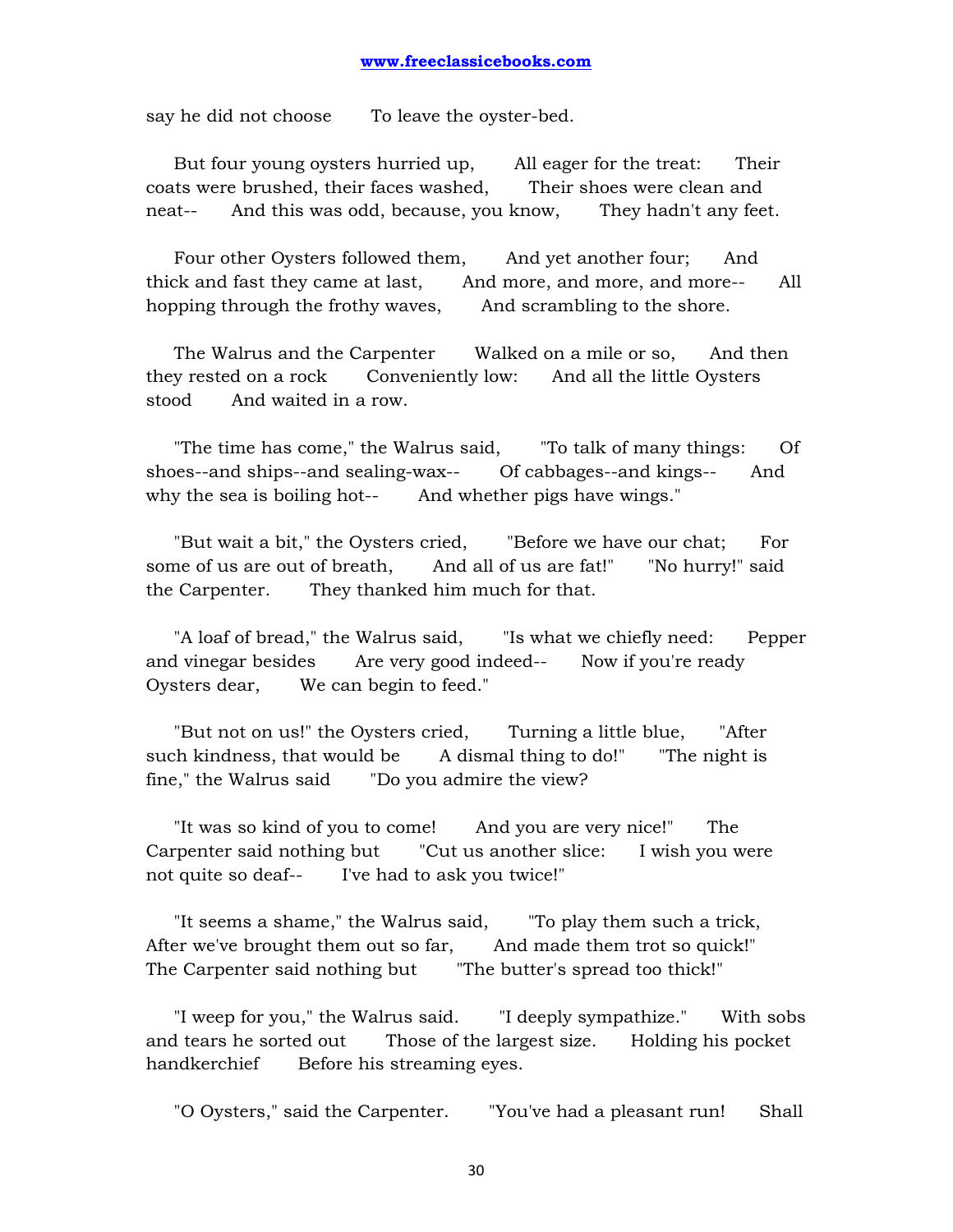say he did not choose To leave the oyster-bed.

But four young oysters hurried up, All eager for the treat: Their coats were brushed, their faces washed, Their shoes were clean and neat-- And this was odd, because, you know, They hadn't any feet.

Four other Oysters followed them, And yet another four; And thick and fast they came at last, And more, and more, and more-- All hopping through the frothy waves, And scrambling to the shore.

The Walrus and the Carpenter Walked on a mile or so, And then they rested on a rock Conveniently low: And all the little Oysters stood And waited in a row.

"The time has come," the Walrus said, "To talk of many things: Of shoes--and ships--and sealing-wax-- Of cabbages--and kings-- And why the sea is boiling hot-- And whether pigs have wings."

"But wait a bit," the Oysters cried, "Before we have our chat; For some of us are out of breath, And all of us are fat!" "No hurry!" said the Carpenter. They thanked him much for that.

"A loaf of bread," the Walrus said, "Is what we chiefly need: Pepper and vinegar besides Are very good indeed-- Now if you're ready Oysters dear, We can begin to feed."

"But not on us!" the Oysters cried, Turning a little blue, "After such kindness, that would be A dismal thing to do!" "The night is fine," the Walrus said "Do you admire the view?

"It was so kind of you to come! And you are very nice!" The Carpenter said nothing but "Cut us another slice: I wish you were not quite so deaf-- I've had to ask you twice!"

"It seems a shame," the Walrus said, "To play them such a trick, After we've brought them out so far, And made them trot so quick!" The Carpenter said nothing but "The butter's spread too thick!"

"I weep for you," the Walrus said. "I deeply sympathize." With sobs and tears he sorted out Those of the largest size. Holding his pocket handkerchief Before his streaming eyes.

"O Oysters," said the Carpenter. "You've had a pleasant run! Shall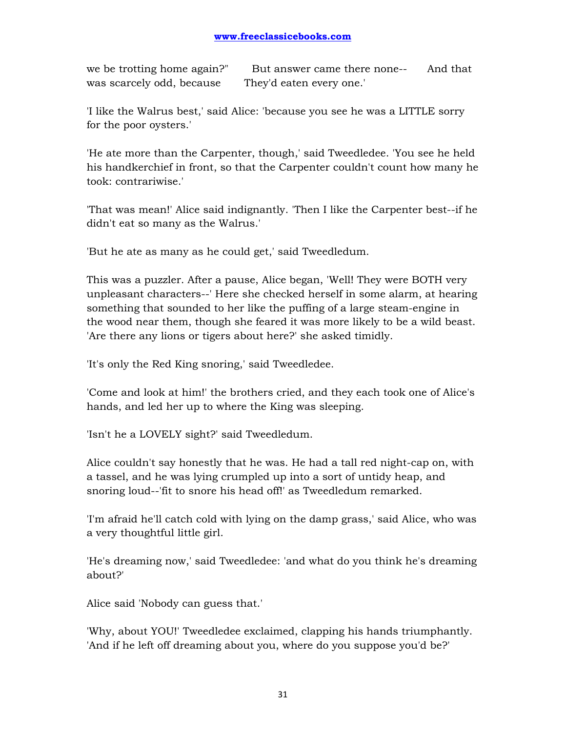we be trotting home again?"      But answer came there none--      And that was scarcely odd, because      They'd eaten every one.'

'I like the Walrus best,' said Alice: 'because you see he was a LITTLE sorry for the poor oysters.'

'He ate more than the Carpenter, though,' said Tweedledee. 'You see he held his handkerchief in front, so that the Carpenter couldn't count how many he took: contrariwise.'

'That was mean!' Alice said indignantly. 'Then I like the Carpenter best--if he didn't eat so many as the Walrus.'

'But he ate as many as he could get,' said Tweedledum.

This was a puzzler. After a pause, Alice began, 'Well! They were BOTH very unpleasant characters--' Here she checked herself in some alarm, at hearing something that sounded to her like the puffing of a large steam-engine in the wood near them, though she feared it was more likely to be a wild beast. 'Are there any lions or tigers about here?' she asked timidly.

'It's only the Red King snoring,' said Tweedledee.

'Come and look at him!' the brothers cried, and they each took one of Alice's hands, and led her up to where the King was sleeping.

'Isn't he a LOVELY sight?' said Tweedledum.

Alice couldn't say honestly that he was. He had a tall red night-cap on, with a tassel, and he was lying crumpled up into a sort of untidy heap, and snoring loud--'fit to snore his head off!' as Tweedledum remarked.

'I'm afraid he'll catch cold with lying on the damp grass,' said Alice, who was a very thoughtful little girl.

'He's dreaming now,' said Tweedledee: 'and what do you think he's dreaming about?'

Alice said 'Nobody can guess that.'

'Why, about YOU!' Tweedledee exclaimed, clapping his hands triumphantly. 'And if he left off dreaming about you, where do you suppose you'd be?'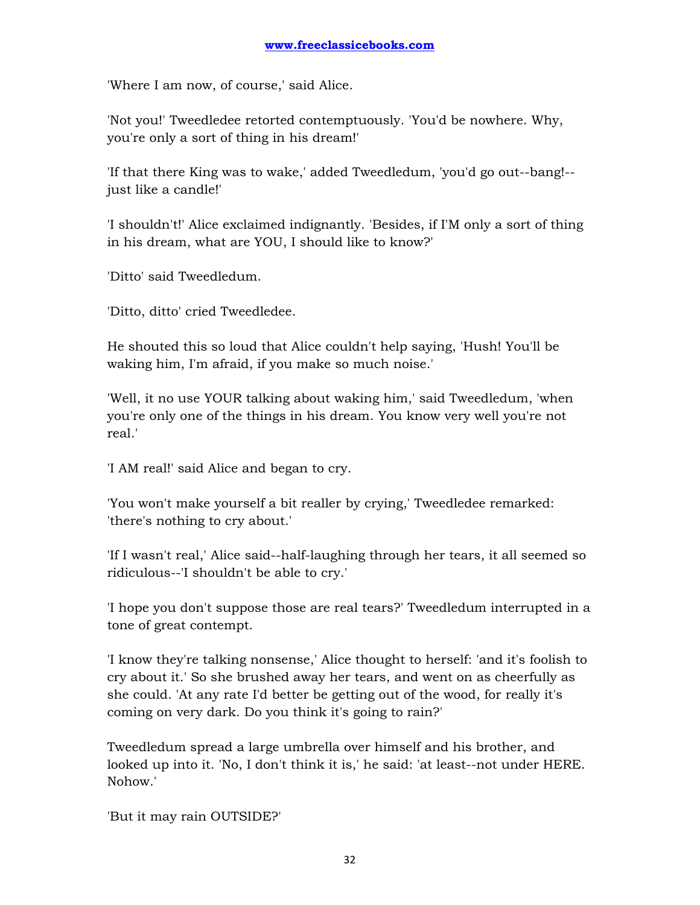'Where I am now, of course,' said Alice.

'Not you!' Tweedledee retorted contemptuously. 'You'd be nowhere. Why, you're only a sort of thing in his dream!'

'If that there King was to wake,' added Tweedledum, 'you'd go out--bang!--just like a candle!'

'I shouldn't!' Alice exclaimed indignantly. 'Besides, if I'M only a sort of thing in his dream, what are YOU, I should like to know?'

'Ditto' said Tweedledum.

'Ditto, ditto' cried Tweedledee.

He shouted this so loud that Alice couldn't help saying, 'Hush! You'll be waking him, I'm afraid, if you make so much noise.'

'Well, it no use YOUR talking about waking him,' said Tweedledum, 'when you're only one of the things in his dream. You know very well you're not real.'

'I AM real!' said Alice and began to cry.

'You won't make yourself a bit realler by crying,' Tweedledee remarked: 'there's nothing to cry about.'

'If I wasn't real,' Alice said--half-laughing through her tears, it all seemed so ridiculous--'I shouldn't be able to cry.'

'I hope you don't suppose those are real tears?' Tweedledum interrupted in a tone of great contempt.

'I know they're talking nonsense,' Alice thought to herself: 'and it's foolish to cry about it.' So she brushed away her tears, and went on as cheerfully as she could. 'At any rate I'd better be getting out of the wood, for really it's coming on very dark. Do you think it's going to rain?'

Tweedledum spread a large umbrella over himself and his brother, and looked up into it. 'No, I don't think it is,' he said: 'at least--not under HERE. Nohow.'

'But it may rain OUTSIDE?'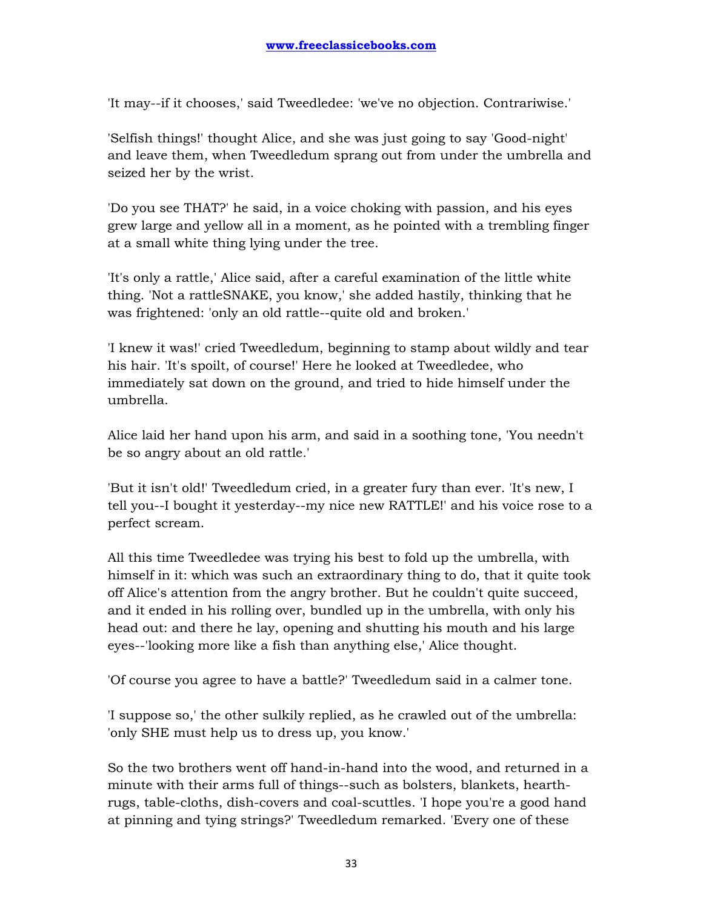'It may--if it chooses,' said Tweedledee: 'we've no objection. Contrariwise.'

'Selfish things!' thought Alice, and she was just going to say 'Good-night' and leave them, when Tweedledum sprang out from under the umbrella and seized her by the wrist.

'Do you see THAT?' he said, in a voice choking with passion, and his eyes grew large and yellow all in a moment, as he pointed with a trembling finger at a small white thing lying under the tree.

'It's only a rattle,' Alice said, after a careful examination of the little white thing. 'Not a rattleSNAKE, you know,' she added hastily, thinking that he was frightened: 'only an old rattle--quite old and broken.'

'I knew it was!' cried Tweedledum, beginning to stamp about wildly and tear his hair. 'It's spoilt, of course!' Here he looked at Tweedledee, who immediately sat down on the ground, and tried to hide himself under the umbrella.

Alice laid her hand upon his arm, and said in a soothing tone, 'You needn't be so angry about an old rattle.'

'But it isn't old!' Tweedledum cried, in a greater fury than ever. 'It's new, I tell you--I bought it yesterday--my nice new RATTLE!' and his voice rose to a perfect scream.

All this time Tweedledee was trying his best to fold up the umbrella, with himself in it: which was such an extraordinary thing to do, that it quite took off Alice's attention from the angry brother. But he couldn't quite succeed, and it ended in his rolling over, bundled up in the umbrella, with only his head out: and there he lay, opening and shutting his mouth and his large eyes--'looking more like a fish than anything else,' Alice thought.

'Of course you agree to have a battle?' Tweedledum said in a calmer tone.

'I suppose so,' the other sulkily replied, as he crawled out of the umbrella: 'only SHE must help us to dress up, you know.'

So the two brothers went off hand-in-hand into the wood, and returned in a minute with their arms full of things--such as bolsters, blankets, hearth-rugs, table-cloths, dish-covers and coal-scuttles. 'I hope you're a good hand at pinning and tying strings?' Tweedledum remarked. 'Every one of these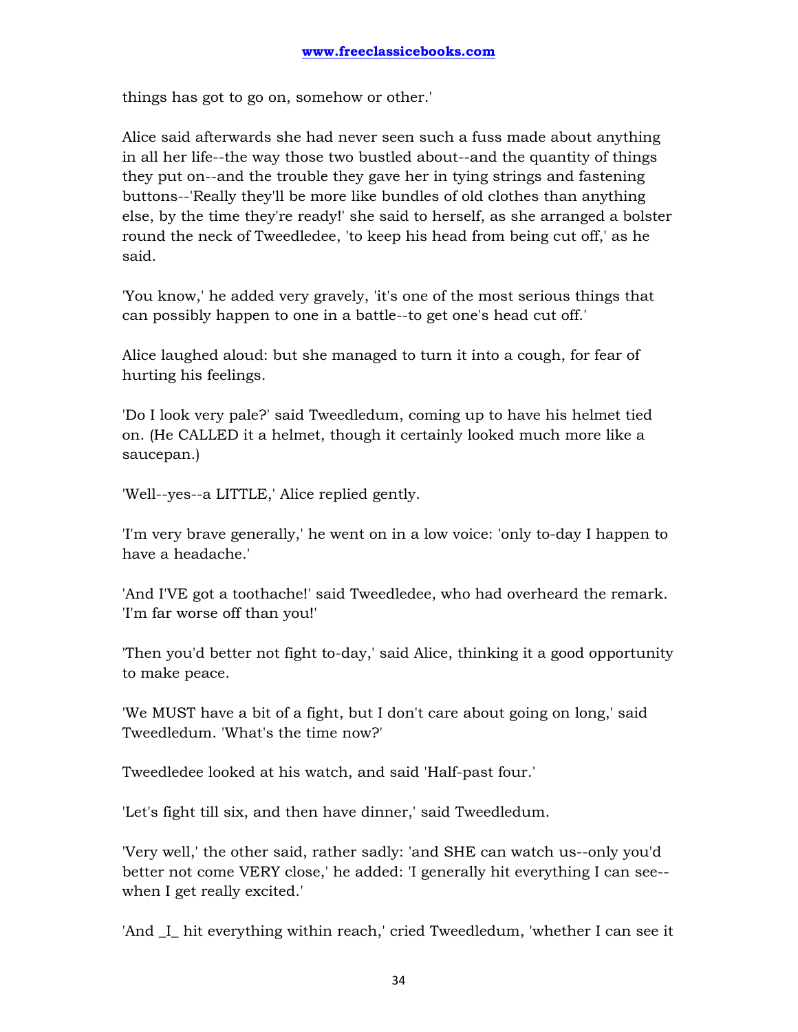things has got to go on, somehow or other.'

Alice said afterwards she had never seen such a fuss made about anything in all her life--the way those two bustled about--and the quantity of things they put on--and the trouble they gave her in tying strings and fastening buttons--'Really they'll be more like bundles of old clothes than anything else, by the time they're ready!' she said to herself, as she arranged a bolster round the neck of Tweedledee, 'to keep his head from being cut off,' as he said.

'You know,' he added very gravely, 'it's one of the most serious things that can possibly happen to one in a battle--to get one's head cut off.'

Alice laughed aloud: but she managed to turn it into a cough, for fear of hurting his feelings.

'Do I look very pale?' said Tweedledum, coming up to have his helmet tied on. (He CALLED it a helmet, though it certainly looked much more like a saucepan.)

'Well--yes--a LITTLE,' Alice replied gently.

'I'm very brave generally,' he went on in a low voice: 'only to-day I happen to have a headache.'

'And I'VE got a toothache!' said Tweedledee, who had overheard the remark. 'I'm far worse off than you!'

'Then you'd better not fight to-day,' said Alice, thinking it a good opportunity to make peace.

'We MUST have a bit of a fight, but I don't care about going on long,' said Tweedledum. 'What's the time now?'

Tweedledee looked at his watch, and said 'Half-past four.'

'Let's fight till six, and then have dinner,' said Tweedledum.

'Very well,' the other said, rather sadly: 'and SHE can watch us--only you'd better not come VERY close,' he added: 'I generally hit everything I can see--when I get really excited.'

'And _I_ hit everything within reach,' cried Tweedledum, 'whether I can see it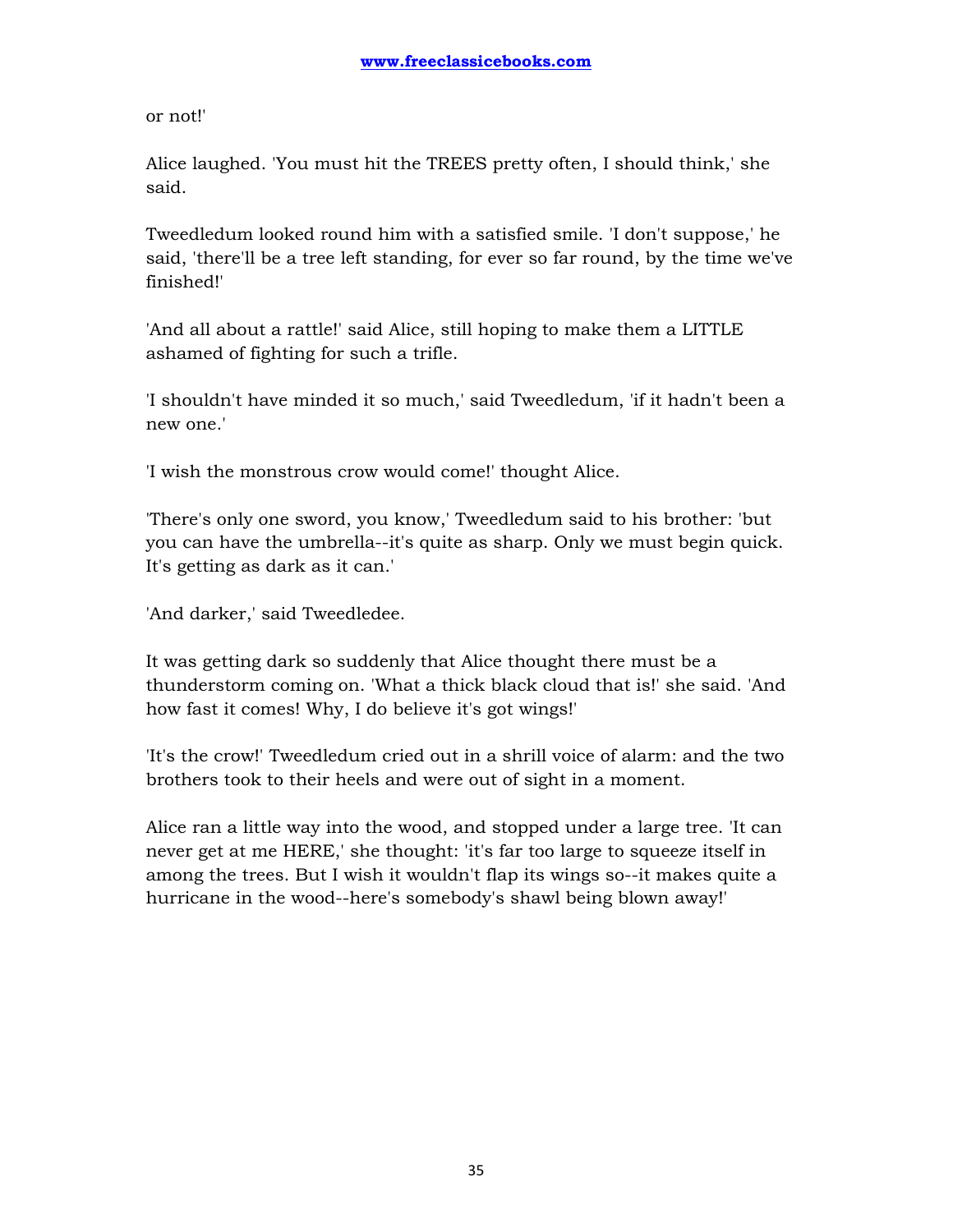or not!'

Alice laughed. 'You must hit the TREES pretty often, I should think,' she said.

Tweedledum looked round him with a satisfied smile. 'I don't suppose,' he said, 'there'll be a tree left standing, for ever so far round, by the time we've finished!'

'And all about a rattle!' said Alice, still hoping to make them a LITTLE ashamed of fighting for such a trifle.

'I shouldn't have minded it so much,' said Tweedledum, 'if it hadn't been a new one.'

'I wish the monstrous crow would come!' thought Alice.

'There's only one sword, you know,' Tweedledum said to his brother: 'but you can have the umbrella--it's quite as sharp. Only we must begin quick. It's getting as dark as it can.'

'And darker,' said Tweedledee.

It was getting dark so suddenly that Alice thought there must be a thunderstorm coming on. 'What a thick black cloud that is!' she said. 'And how fast it comes! Why, I do believe it's got wings!'

'It's the crow!' Tweedledum cried out in a shrill voice of alarm: and the two brothers took to their heels and were out of sight in a moment.

Alice ran a little way into the wood, and stopped under a large tree. 'It can never get at me HERE,' she thought: 'it's far too large to squeeze itself in among the trees. But I wish it wouldn't flap its wings so--it makes quite a hurricane in the wood--here's somebody's shawl being blown away!'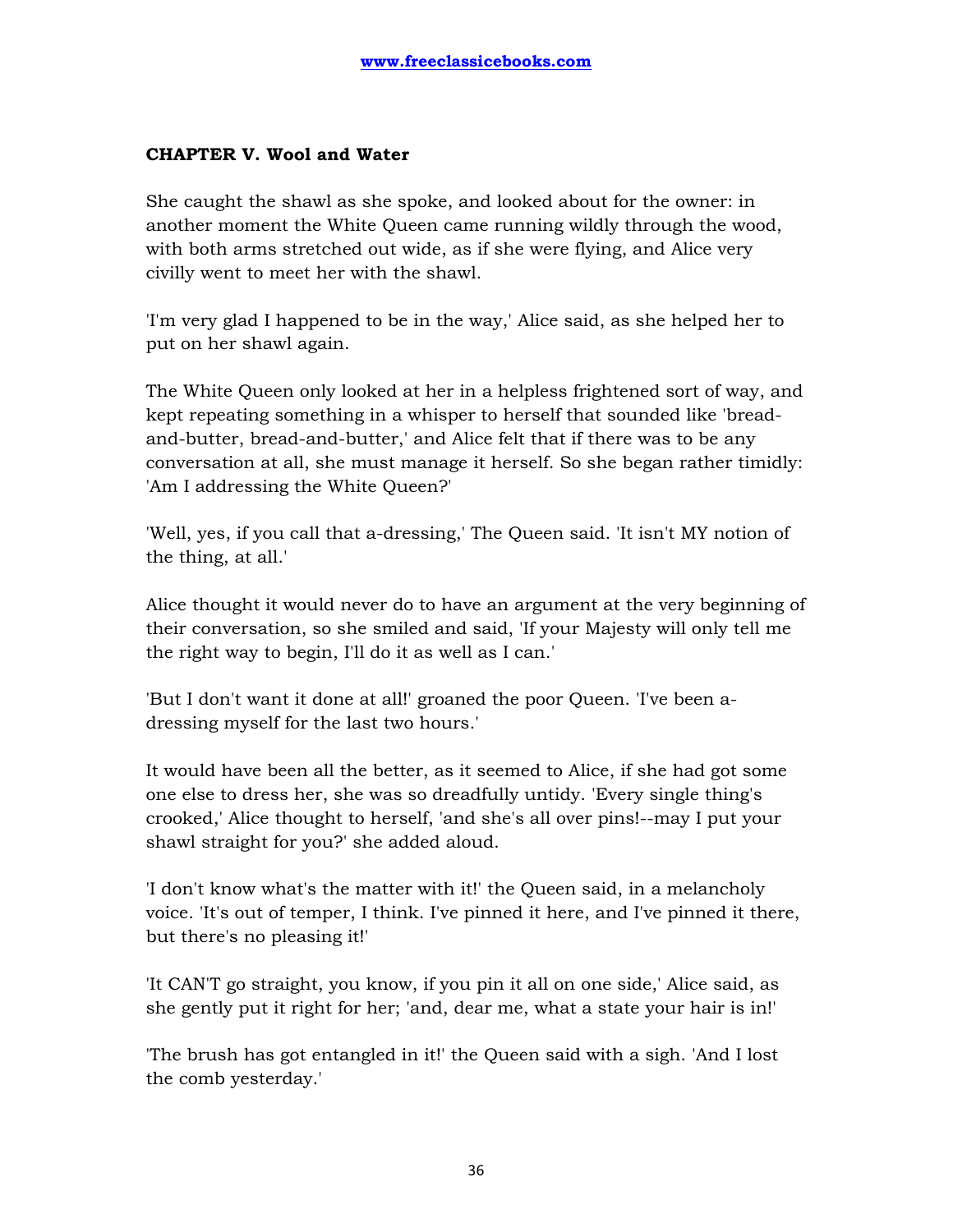### CHAPTER V. Wool and Water

She caught the shawl as she spoke, and looked about for the owner: in another moment the White Queen came running wildly through the wood, with both arms stretched out wide, as if she were flying, and Alice very civilly went to meet her with the shawl.

'I'm very glad I happened to be in the way,' Alice said, as she helped her to put on her shawl again.

The White Queen only looked at her in a helpless frightened sort of way, and kept repeating something in a whisper to herself that sounded like 'bread-and-butter, bread-and-butter,' and Alice felt that if there was to be any conversation at all, she must manage it herself. So she began rather timidly: 'Am I addressing the White Queen?'

'Well, yes, if you call that a-dressing,' The Queen said. 'It isn't MY notion of the thing, at all.'

Alice thought it would never do to have an argument at the very beginning of their conversation, so she smiled and said, 'If your Majesty will only tell me the right way to begin, I'll do it as well as I can.'

'But I don't want it done at all!' groaned the poor Queen. 'I've been a-dressing myself for the last two hours.'

It would have been all the better, as it seemed to Alice, if she had got some one else to dress her, she was so dreadfully untidy. 'Every single thing's crooked,' Alice thought to herself, 'and she's all over pins!--may I put your shawl straight for you?' she added aloud.

'I don't know what's the matter with it!' the Queen said, in a melancholy voice. 'It's out of temper, I think. I've pinned it here, and I've pinned it there, but there's no pleasing it!'

'It CAN'T go straight, you know, if you pin it all on one side,' Alice said, as she gently put it right for her; 'and, dear me, what a state your hair is in!'

'The brush has got entangled in it!' the Queen said with a sigh. 'And I lost the comb yesterday.'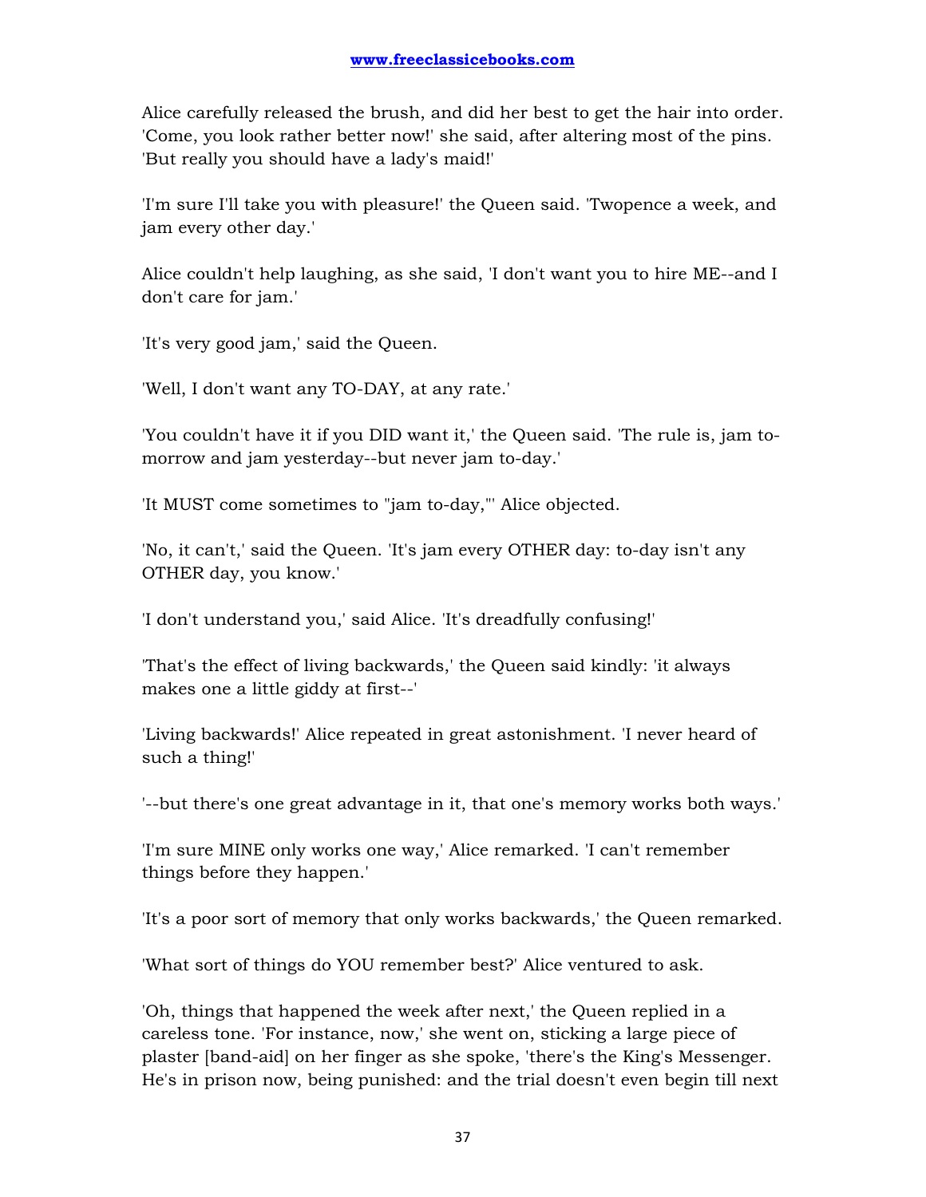Alice carefully released the brush, and did her best to get the hair into order. 'Come, you look rather better now!' she said, after altering most of the pins. 'But really you should have a lady's maid!'

'I'm sure I'll take you with pleasure!' the Queen said. 'Twopence a week, and jam every other day.'

Alice couldn't help laughing, as she said, 'I don't want you to hire ME--and I don't care for jam.'

'It's very good jam,' said the Queen.

'Well, I don't want any TO-DAY, at any rate.'

'You couldn't have it if you DID want it,' the Queen said. 'The rule is, jam to-morrow and jam yesterday--but never jam to-day.'

'It MUST come sometimes to "jam to-day,"' Alice objected.

'No, it can't,' said the Queen. 'It's jam every OTHER day: to-day isn't any OTHER day, you know.'

'I don't understand you,' said Alice. 'It's dreadfully confusing!'

'That's the effect of living backwards,' the Queen said kindly: 'it always makes one a little giddy at first--'

'Living backwards!' Alice repeated in great astonishment. 'I never heard of such a thing!'

'--but there's one great advantage in it, that one's memory works both ways.'

'I'm sure MINE only works one way,' Alice remarked. 'I can't remember things before they happen.'

'It's a poor sort of memory that only works backwards,' the Queen remarked.

'What sort of things do YOU remember best?' Alice ventured to ask.

'Oh, things that happened the week after next,' the Queen replied in a careless tone. 'For instance, now,' she went on, sticking a large piece of plaster [band-aid] on her finger as she spoke, 'there's the King's Messenger. He's in prison now, being punished: and the trial doesn't even begin till next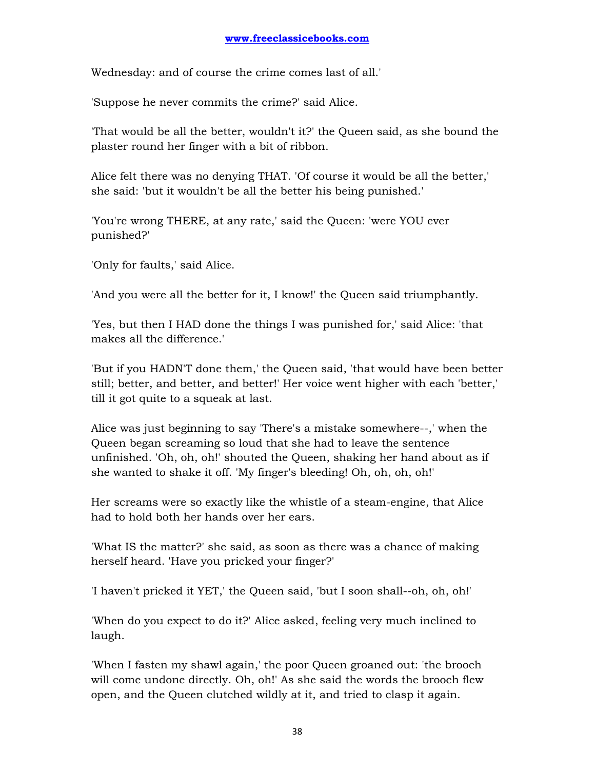Wednesday: and of course the crime comes last of all.'

'Suppose he never commits the crime?' said Alice.

'That would be all the better, wouldn't it?' the Queen said, as she bound the plaster round her finger with a bit of ribbon.

Alice felt there was no denying THAT. 'Of course it would be all the better,' she said: 'but it wouldn't be all the better his being punished.'

'You're wrong THERE, at any rate,' said the Queen: 'were YOU ever punished?'

'Only for faults,' said Alice.

'And you were all the better for it, I know!' the Queen said triumphantly.

'Yes, but then I HAD done the things I was punished for,' said Alice: 'that makes all the difference.'

'But if you HADN'T done them,' the Queen said, 'that would have been better still; better, and better, and better!' Her voice went higher with each 'better,' till it got quite to a squeak at last.

Alice was just beginning to say 'There's a mistake somewhere--,' when the Queen began screaming so loud that she had to leave the sentence unfinished. 'Oh, oh, oh!' shouted the Queen, shaking her hand about as if she wanted to shake it off. 'My finger's bleeding! Oh, oh, oh, oh!'

Her screams were so exactly like the whistle of a steam-engine, that Alice had to hold both her hands over her ears.

'What IS the matter?' she said, as soon as there was a chance of making herself heard. 'Have you pricked your finger?'

'I haven't pricked it YET,' the Queen said, 'but I soon shall--oh, oh, oh!'

'When do you expect to do it?' Alice asked, feeling very much inclined to laugh.

'When I fasten my shawl again,' the poor Queen groaned out: 'the brooch will come undone directly. Oh, oh!' As she said the words the brooch flew open, and the Queen clutched wildly at it, and tried to clasp it again.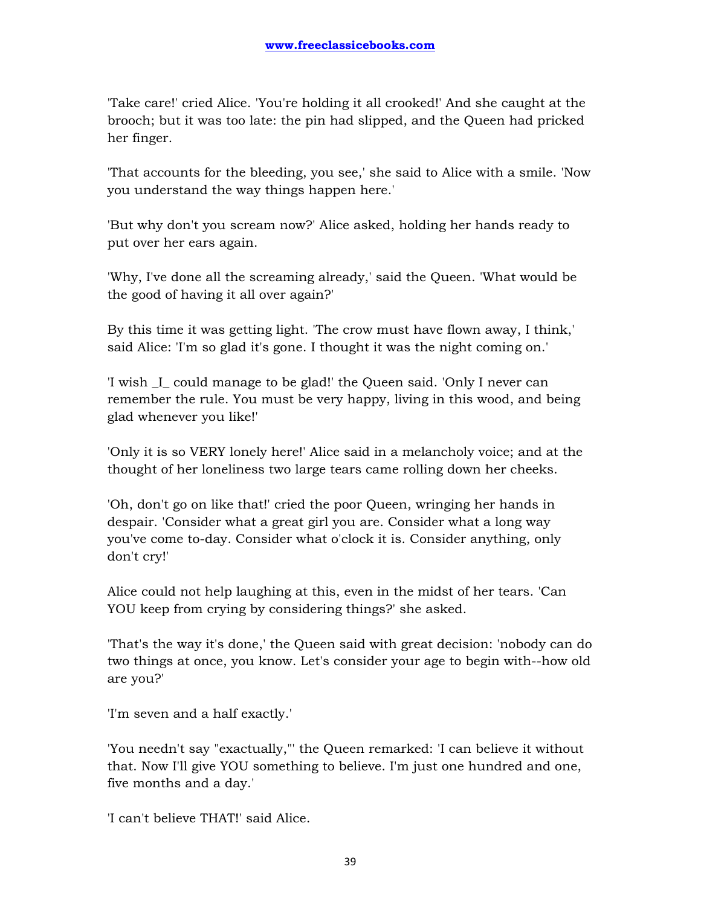'Take care!' cried Alice. 'You're holding it all crooked!' And she caught at the brooch; but it was too late: the pin had slipped, and the Queen had pricked her finger.

'That accounts for the bleeding, you see,' she said to Alice with a smile. 'Now you understand the way things happen here.'

'But why don't you scream now?' Alice asked, holding her hands ready to put over her ears again.

'Why, I've done all the screaming already,' said the Queen. 'What would be the good of having it all over again?'

By this time it was getting light. 'The crow must have flown away, I think,' said Alice: 'I'm so glad it's gone. I thought it was the night coming on.'

'I wish _I_ could manage to be glad!' the Queen said. 'Only I never can remember the rule. You must be very happy, living in this wood, and being glad whenever you like!'

'Only it is so VERY lonely here!' Alice said in a melancholy voice; and at the thought of her loneliness two large tears came rolling down her cheeks.

'Oh, don't go on like that!' cried the poor Queen, wringing her hands in despair. 'Consider what a great girl you are. Consider what a long way you've come to-day. Consider what o'clock it is. Consider anything, only don't cry!'

Alice could not help laughing at this, even in the midst of her tears. 'Can YOU keep from crying by considering things?' she asked.

'That's the way it's done,' the Queen said with great decision: 'nobody can do two things at once, you know. Let's consider your age to begin with--how old are you?'

'I'm seven and a half exactly.'

'You needn't say "exactually,"' the Queen remarked: 'I can believe it without that. Now I'll give YOU something to believe. I'm just one hundred and one, five months and a day.'

'I can't believe THAT!' said Alice.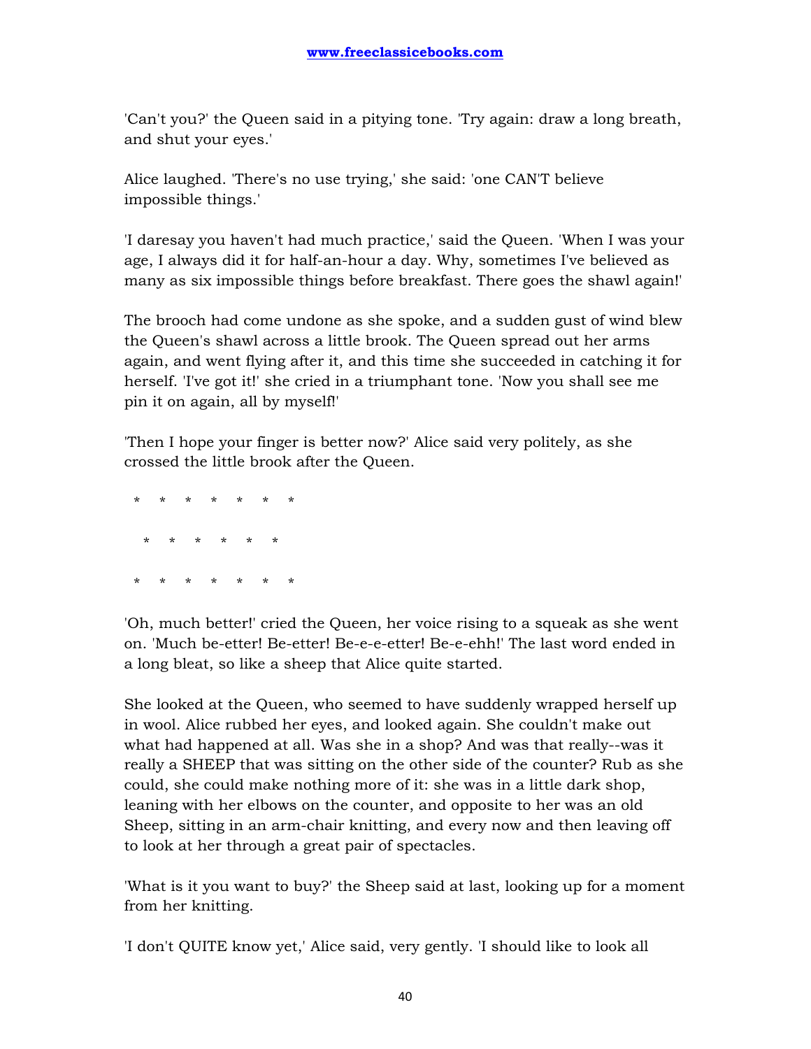'Can't you?' the Queen said in a pitying tone. 'Try again: draw a long breath, and shut your eyes.'

Alice laughed. 'There's no use trying,' she said: 'one CAN'T believe impossible things.'

'I daresay you haven't had much practice,' said the Queen. 'When I was your age, I always did it for half-an-hour a day. Why, sometimes I've believed as many as six impossible things before breakfast. There goes the shawl again!'

The brooch had come undone as she spoke, and a sudden gust of wind blew the Queen's shawl across a little brook. The Queen spread out her arms again, and went flying after it, and this time she succeeded in catching it for herself. 'I've got it!' she cried in a triumphant tone. 'Now you shall see me pin it on again, all by myself!'

'Then I hope your finger is better now?' Alice said very politely, as she crossed the little brook after the Queen.

    *    *    *    *    *    *    *

      *    *    *    *    *    *

    *    *    *    *    *    *    *

'Oh, much better!' cried the Queen, her voice rising to a squeak as she went on. 'Much be-etter! Be-etter! Be-e-e-etter! Be-e-ehh!' The last word ended in a long bleat, so like a sheep that Alice quite started.

She looked at the Queen, who seemed to have suddenly wrapped herself up in wool. Alice rubbed her eyes, and looked again. She couldn't make out what had happened at all. Was she in a shop? And was that really--was it really a SHEEP that was sitting on the other side of the counter? Rub as she could, she could make nothing more of it: she was in a little dark shop, leaning with her elbows on the counter, and opposite to her was an old Sheep, sitting in an arm-chair knitting, and every now and then leaving off to look at her through a great pair of spectacles.

'What is it you want to buy?' the Sheep said at last, looking up for a moment from her knitting.

'I don't QUITE know yet,' Alice said, very gently. 'I should like to look all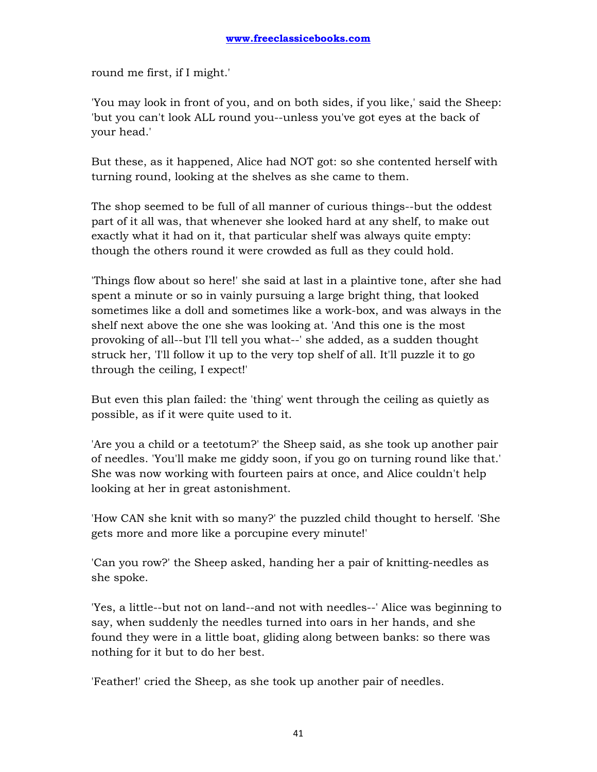round me first, if I might.'

'You may look in front of you, and on both sides, if you like,' said the Sheep: 'but you can't look ALL round you--unless you've got eyes at the back of your head.'

But these, as it happened, Alice had NOT got: so she contented herself with turning round, looking at the shelves as she came to them.

The shop seemed to be full of all manner of curious things--but the oddest part of it all was, that whenever she looked hard at any shelf, to make out exactly what it had on it, that particular shelf was always quite empty: though the others round it were crowded as full as they could hold.

'Things flow about so here!' she said at last in a plaintive tone, after she had spent a minute or so in vainly pursuing a large bright thing, that looked sometimes like a doll and sometimes like a work-box, and was always in the shelf next above the one she was looking at. 'And this one is the most provoking of all--but I'll tell you what--' she added, as a sudden thought struck her, 'I'll follow it up to the very top shelf of all. It'll puzzle it to go through the ceiling, I expect!'

But even this plan failed: the 'thing' went through the ceiling as quietly as possible, as if it were quite used to it.

'Are you a child or a teetotum?' the Sheep said, as she took up another pair of needles. 'You'll make me giddy soon, if you go on turning round like that.' She was now working with fourteen pairs at once, and Alice couldn't help looking at her in great astonishment.

'How CAN she knit with so many?' the puzzled child thought to herself. 'She gets more and more like a porcupine every minute!'

'Can you row?' the Sheep asked, handing her a pair of knitting-needles as she spoke.

'Yes, a little--but not on land--and not with needles--' Alice was beginning to say, when suddenly the needles turned into oars in her hands, and she found they were in a little boat, gliding along between banks: so there was nothing for it but to do her best.

'Feather!' cried the Sheep, as she took up another pair of needles.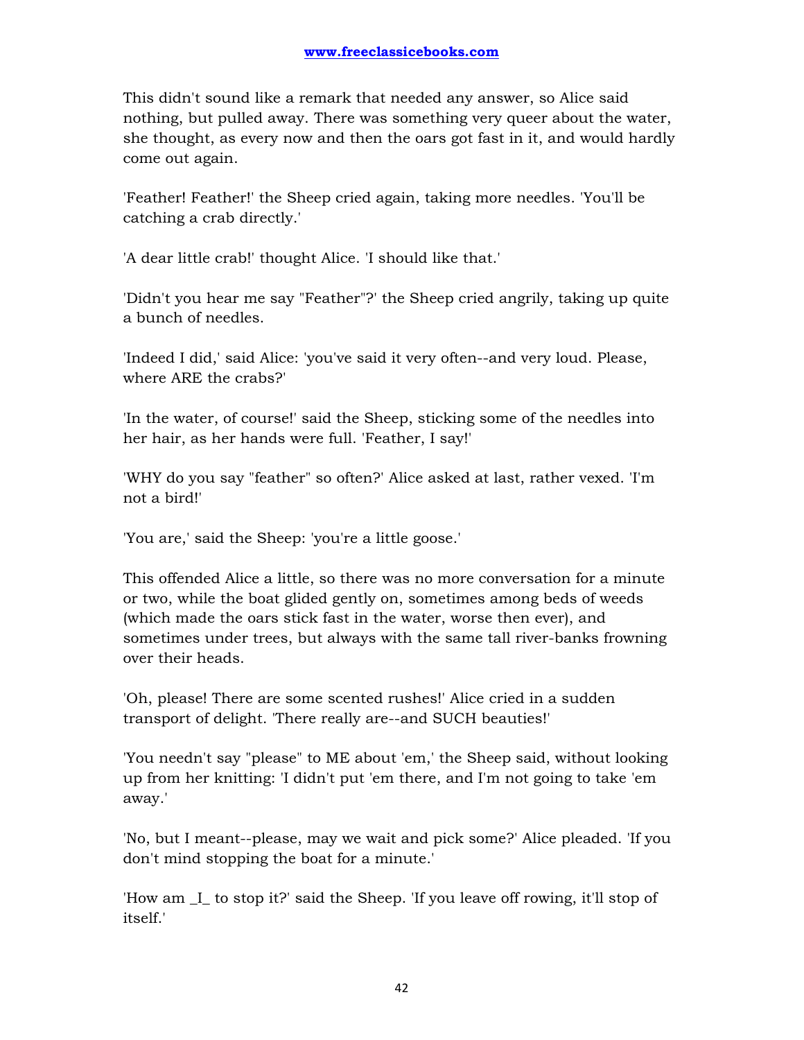This didn't sound like a remark that needed any answer, so Alice said nothing, but pulled away. There was something very queer about the water, she thought, as every now and then the oars got fast in it, and would hardly come out again.

'Feather! Feather!' the Sheep cried again, taking more needles. 'You'll be catching a crab directly.'

'A dear little crab!' thought Alice. 'I should like that.'

'Didn't you hear me say "Feather"?' the Sheep cried angrily, taking up quite a bunch of needles.

'Indeed I did,' said Alice: 'you've said it very often--and very loud. Please, where ARE the crabs?'

'In the water, of course!' said the Sheep, sticking some of the needles into her hair, as her hands were full. 'Feather, I say!'

'WHY do you say "feather" so often?' Alice asked at last, rather vexed. 'I'm not a bird!'

'You are,' said the Sheep: 'you're a little goose.'

This offended Alice a little, so there was no more conversation for a minute or two, while the boat glided gently on, sometimes among beds of weeds (which made the oars stick fast in the water, worse then ever), and sometimes under trees, but always with the same tall river-banks frowning over their heads.

'Oh, please! There are some scented rushes!' Alice cried in a sudden transport of delight. 'There really are--and SUCH beauties!'

'You needn't say "please" to ME about 'em,' the Sheep said, without looking up from her knitting: 'I didn't put 'em there, and I'm not going to take 'em away.'

'No, but I meant--please, may we wait and pick some?' Alice pleaded. 'If you don't mind stopping the boat for a minute.'

'How am _I_ to stop it?' said the Sheep. 'If you leave off rowing, it'll stop of itself.'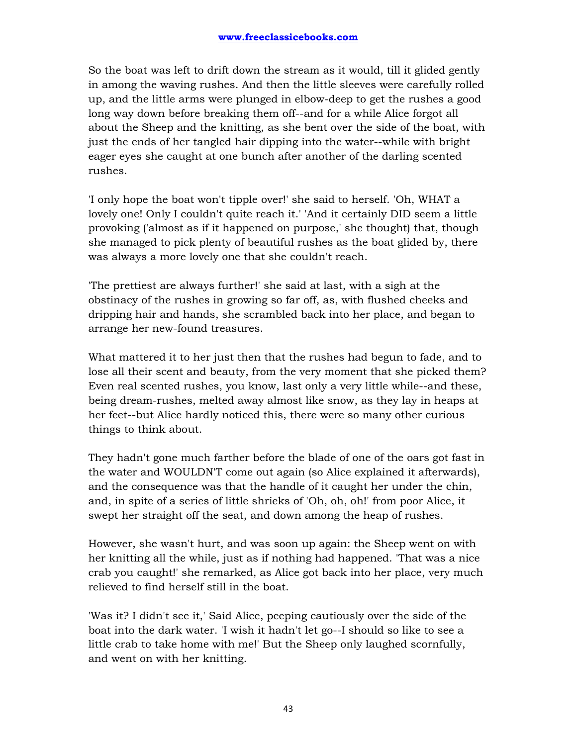So the boat was left to drift down the stream as it would, till it glided gently in among the waving rushes. And then the little sleeves were carefully rolled up, and the little arms were plunged in elbow-deep to get the rushes a good long way down before breaking them off--and for a while Alice forgot all about the Sheep and the knitting, as she bent over the side of the boat, with just the ends of her tangled hair dipping into the water--while with bright eager eyes she caught at one bunch after another of the darling scented rushes.

'I only hope the boat won't tipple over!' she said to herself. 'Oh, WHAT a lovely one! Only I couldn't quite reach it.' 'And it certainly DID seem a little provoking ('almost as if it happened on purpose,' she thought) that, though she managed to pick plenty of beautiful rushes as the boat glided by, there was always a more lovely one that she couldn't reach.

'The prettiest are always further!' she said at last, with a sigh at the obstinacy of the rushes in growing so far off, as, with flushed cheeks and dripping hair and hands, she scrambled back into her place, and began to arrange her new-found treasures.

What mattered it to her just then that the rushes had begun to fade, and to lose all their scent and beauty, from the very moment that she picked them? Even real scented rushes, you know, last only a very little while--and these, being dream-rushes, melted away almost like snow, as they lay in heaps at her feet--but Alice hardly noticed this, there were so many other curious things to think about.

They hadn't gone much farther before the blade of one of the oars got fast in the water and WOULDN'T come out again (so Alice explained it afterwards), and the consequence was that the handle of it caught her under the chin, and, in spite of a series of little shrieks of 'Oh, oh, oh!' from poor Alice, it swept her straight off the seat, and down among the heap of rushes.

However, she wasn't hurt, and was soon up again: the Sheep went on with her knitting all the while, just as if nothing had happened. 'That was a nice crab you caught!' she remarked, as Alice got back into her place, very much relieved to find herself still in the boat.

'Was it? I didn't see it,' Said Alice, peeping cautiously over the side of the boat into the dark water. 'I wish it hadn't let go--I should so like to see a little crab to take home with me!' But the Sheep only laughed scornfully, and went on with her knitting.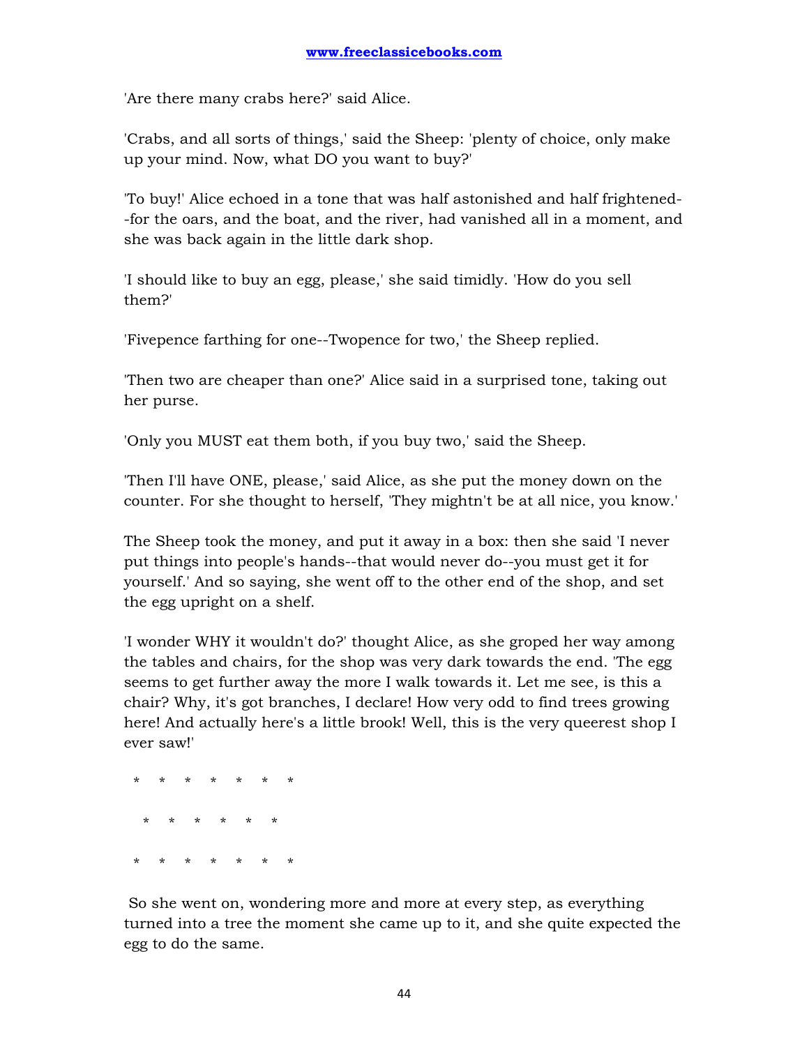'Are there many crabs here?' said Alice.

'Crabs, and all sorts of things,' said the Sheep: 'plenty of choice, only make up your mind. Now, what DO you want to buy?'

'To buy!' Alice echoed in a tone that was half astonished and half frightened--for the oars, and the boat, and the river, had vanished all in a moment, and she was back again in the little dark shop.

'I should like to buy an egg, please,' she said timidly. 'How do you sell them?'

'Fivepence farthing for one--Twopence for two,' the Sheep replied.

'Then two are cheaper than one?' Alice said in a surprised tone, taking out her purse.

'Only you MUST eat them both, if you buy two,' said the Sheep.

'Then I'll have ONE, please,' said Alice, as she put the money down on the counter. For she thought to herself, 'They mightn't be at all nice, you know.'

The Sheep took the money, and put it away in a box: then she said 'I never put things into people's hands--that would never do--you must get it for yourself.' And so saying, she went off to the other end of the shop, and set the egg upright on a shelf.

'I wonder WHY it wouldn't do?' thought Alice, as she groped her way among the tables and chairs, for the shop was very dark towards the end. 'The egg seems to get further away the more I walk towards it. Let me see, is this a chair? Why, it's got branches, I declare! How very odd to find trees growing here! And actually here's a little brook! Well, this is the very queerest shop I ever saw!'

\*    \*    \*    \*    \*    \*    \*

  \*    \*    \*    \*    \*    \*

\*    \*    \*    \*    \*    \*    \*

So she went on, wondering more and more at every step, as everything turned into a tree the moment she came up to it, and she quite expected the egg to do the same.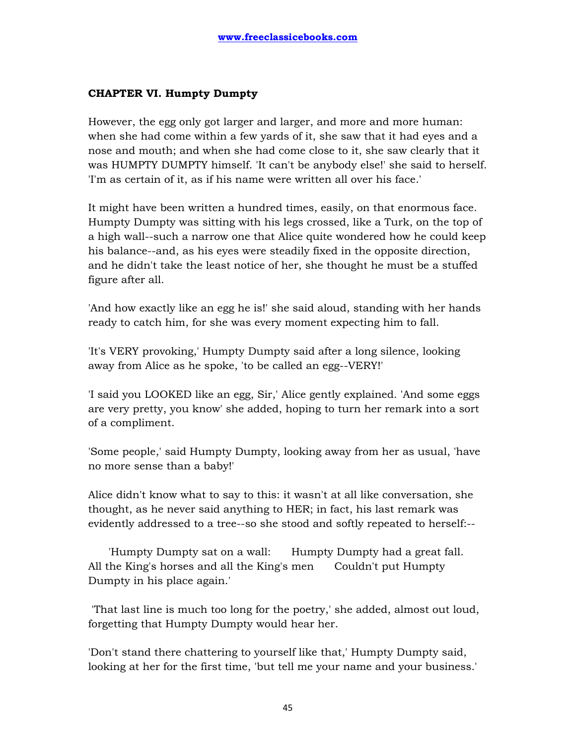## CHAPTER VI. Humpty Dumpty

However, the egg only got larger and larger, and more and more human: when she had come within a few yards of it, she saw that it had eyes and a nose and mouth; and when she had come close to it, she saw clearly that it was HUMPTY DUMPTY himself. 'It can't be anybody else!' she said to herself. 'I'm as certain of it, as if his name were written all over his face.'

It might have been written a hundred times, easily, on that enormous face. Humpty Dumpty was sitting with his legs crossed, like a Turk, on the top of a high wall--such a narrow one that Alice quite wondered how he could keep his balance--and, as his eyes were steadily fixed in the opposite direction, and he didn't take the least notice of her, she thought he must be a stuffed figure after all.

'And how exactly like an egg he is!' she said aloud, standing with her hands ready to catch him, for she was every moment expecting him to fall.

'It's VERY provoking,' Humpty Dumpty said after a long silence, looking away from Alice as he spoke, 'to be called an egg--VERY!'

'I said you LOOKED like an egg, Sir,' Alice gently explained. 'And some eggs are very pretty, you know' she added, hoping to turn her remark into a sort of a compliment.

'Some people,' said Humpty Dumpty, looking away from her as usual, 'have no more sense than a baby!'

Alice didn't know what to say to this: it wasn't at all like conversation, she thought, as he never said anything to HER; in fact, his last remark was evidently addressed to a tree--so she stood and softly repeated to herself:--

'Humpty Dumpty sat on a wall: Humpty Dumpty had a great fall. All the King's horses and all the King's men Couldn't put Humpty Dumpty in his place again.'

'That last line is much too long for the poetry,' she added, almost out loud, forgetting that Humpty Dumpty would hear her.

'Don't stand there chattering to yourself like that,' Humpty Dumpty said, looking at her for the first time, 'but tell me your name and your business.'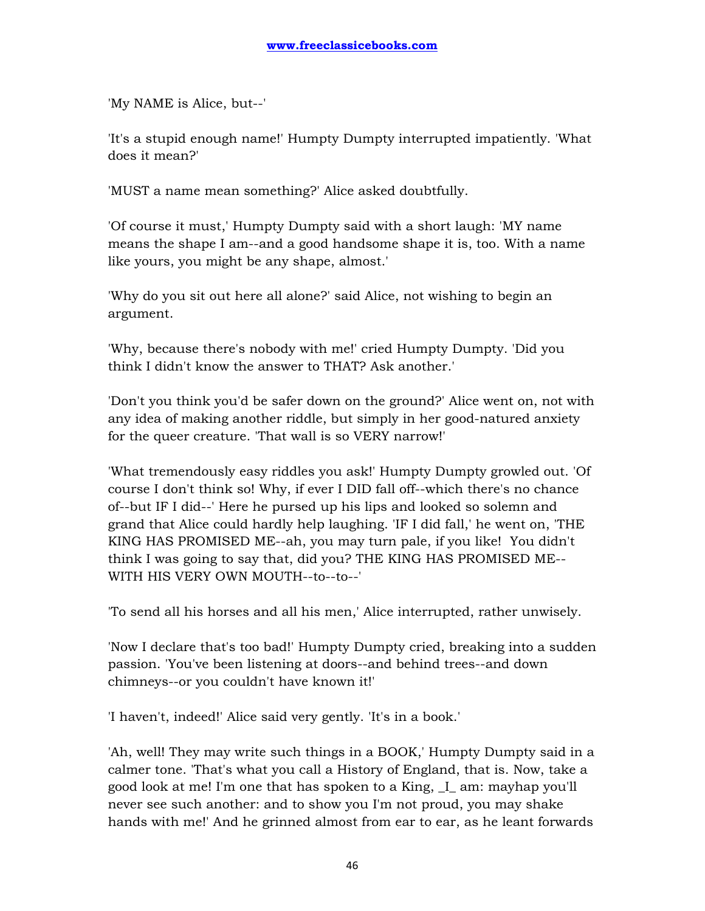'My NAME is Alice, but--'

'It's a stupid enough name!' Humpty Dumpty interrupted impatiently. 'What does it mean?'

'MUST a name mean something?' Alice asked doubtfully.

'Of course it must,' Humpty Dumpty said with a short laugh: 'MY name means the shape I am--and a good handsome shape it is, too. With a name like yours, you might be any shape, almost.'

'Why do you sit out here all alone?' said Alice, not wishing to begin an argument.

'Why, because there's nobody with me!' cried Humpty Dumpty. 'Did you think I didn't know the answer to THAT? Ask another.'

'Don't you think you'd be safer down on the ground?' Alice went on, not with any idea of making another riddle, but simply in her good-natured anxiety for the queer creature. 'That wall is so VERY narrow!'

'What tremendously easy riddles you ask!' Humpty Dumpty growled out. 'Of course I don't think so! Why, if ever I DID fall off--which there's no chance of--but IF I did--' Here he pursed up his lips and looked so solemn and grand that Alice could hardly help laughing. 'IF I did fall,' he went on, 'THE KING HAS PROMISED ME--ah, you may turn pale, if you like! You didn't think I was going to say that, did you? THE KING HAS PROMISED ME--WITH HIS VERY OWN MOUTH--to--to--'

'To send all his horses and all his men,' Alice interrupted, rather unwisely.

'Now I declare that's too bad!' Humpty Dumpty cried, breaking into a sudden passion. 'You've been listening at doors--and behind trees--and down chimneys--or you couldn't have known it!'

'I haven't, indeed!' Alice said very gently. 'It's in a book.'

'Ah, well! They may write such things in a BOOK,' Humpty Dumpty said in a calmer tone. 'That's what you call a History of England, that is. Now, take a good look at me! I'm one that has spoken to a King, _I_ am: mayhap you'll never see such another: and to show you I'm not proud, you may shake hands with me!' And he grinned almost from ear to ear, as he leant forwards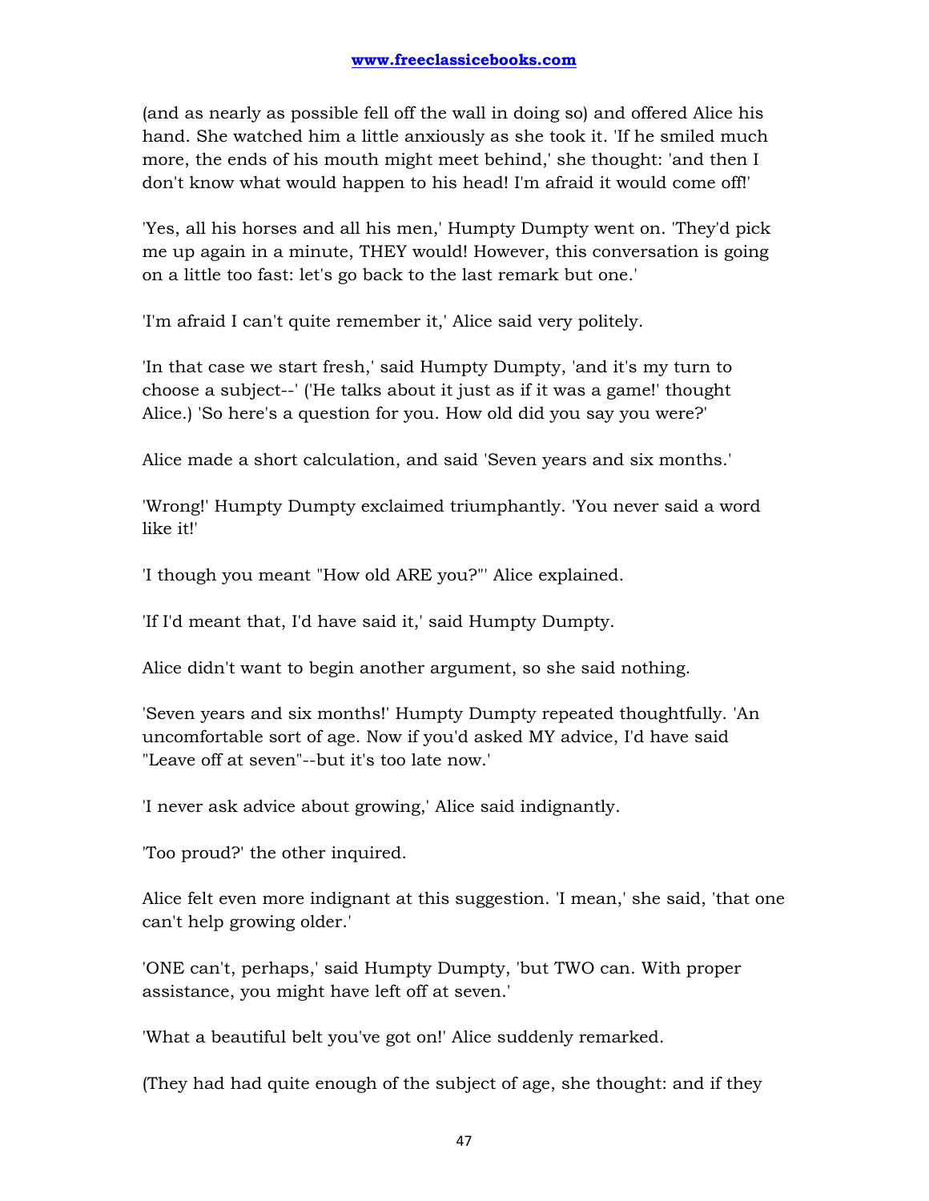(and as nearly as possible fell off the wall in doing so) and offered Alice his hand. She watched him a little anxiously as she took it. 'If he smiled much more, the ends of his mouth might meet behind,' she thought: 'and then I don't know what would happen to his head! I'm afraid it would come off!'

'Yes, all his horses and all his men,' Humpty Dumpty went on. 'They'd pick me up again in a minute, THEY would! However, this conversation is going on a little too fast: let's go back to the last remark but one.'

'I'm afraid I can't quite remember it,' Alice said very politely.

'In that case we start fresh,' said Humpty Dumpty, 'and it's my turn to choose a subject--' ('He talks about it just as if it was a game!' thought Alice.) 'So here's a question for you. How old did you say you were?'

Alice made a short calculation, and said 'Seven years and six months.'

'Wrong!' Humpty Dumpty exclaimed triumphantly. 'You never said a word like it!'

'I though you meant "How old ARE you?"' Alice explained.

'If I'd meant that, I'd have said it,' said Humpty Dumpty.

Alice didn't want to begin another argument, so she said nothing.

'Seven years and six months!' Humpty Dumpty repeated thoughtfully. 'An uncomfortable sort of age. Now if you'd asked MY advice, I'd have said "Leave off at seven"--but it's too late now.'

'I never ask advice about growing,' Alice said indignantly.

'Too proud?' the other inquired.

Alice felt even more indignant at this suggestion. 'I mean,' she said, 'that one can't help growing older.'

'ONE can't, perhaps,' said Humpty Dumpty, 'but TWO can. With proper assistance, you might have left off at seven.'

'What a beautiful belt you've got on!' Alice suddenly remarked.

(They had had quite enough of the subject of age, she thought: and if they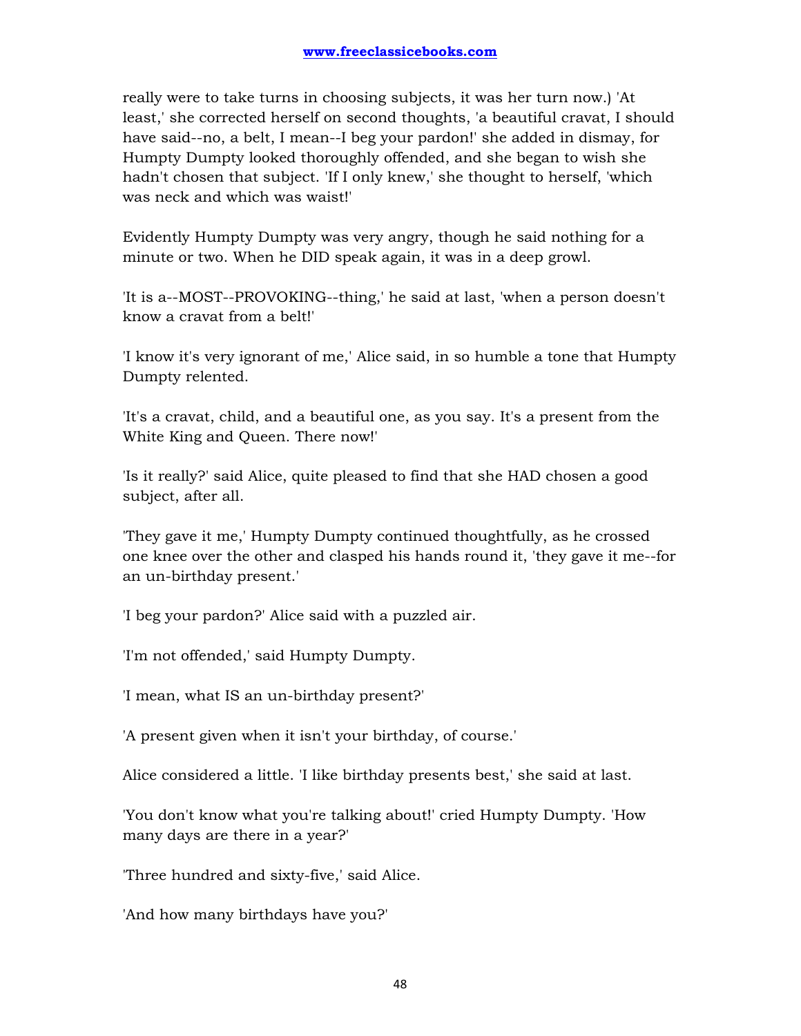really were to take turns in choosing subjects, it was her turn now.) 'At least,' she corrected herself on second thoughts, 'a beautiful cravat, I should have said--no, a belt, I mean--I beg your pardon!' she added in dismay, for Humpty Dumpty looked thoroughly offended, and she began to wish she hadn't chosen that subject. 'If I only knew,' she thought to herself, 'which was neck and which was waist!'

Evidently Humpty Dumpty was very angry, though he said nothing for a minute or two. When he DID speak again, it was in a deep growl.

'It is a--MOST--PROVOKING--thing,' he said at last, 'when a person doesn't know a cravat from a belt!'

'I know it's very ignorant of me,' Alice said, in so humble a tone that Humpty Dumpty relented.

'It's a cravat, child, and a beautiful one, as you say. It's a present from the White King and Queen. There now!'

'Is it really?' said Alice, quite pleased to find that she HAD chosen a good subject, after all.

'They gave it me,' Humpty Dumpty continued thoughtfully, as he crossed one knee over the other and clasped his hands round it, 'they gave it me--for an un-birthday present.'

'I beg your pardon?' Alice said with a puzzled air.

'I'm not offended,' said Humpty Dumpty.

'I mean, what IS an un-birthday present?'

'A present given when it isn't your birthday, of course.'

Alice considered a little. 'I like birthday presents best,' she said at last.

'You don't know what you're talking about!' cried Humpty Dumpty. 'How many days are there in a year?'

'Three hundred and sixty-five,' said Alice.

'And how many birthdays have you?'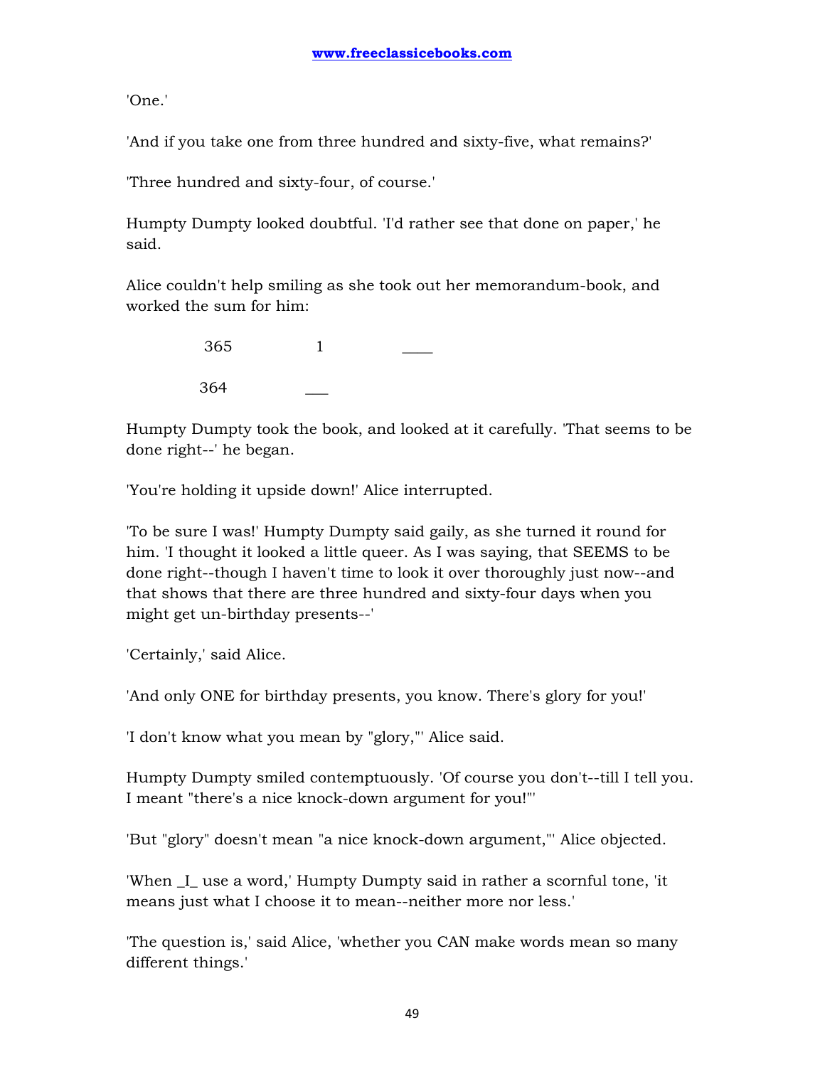'One.'

'And if you take one from three hundred and sixty-five, what remains?'

'Three hundred and sixty-four, of course.'

Humpty Dumpty looked doubtful. 'I'd rather see that done on paper,' he said.

Alice couldn't help smiling as she took out her memorandum-book, and worked the sum for him:

```
     365          1          ____

    364          ___
```

Humpty Dumpty took the book, and looked at it carefully. 'That seems to be done right--' he began.

'You're holding it upside down!' Alice interrupted.

'To be sure I was!' Humpty Dumpty said gaily, as she turned it round for him. 'I thought it looked a little queer. As I was saying, that SEEMS to be done right--though I haven't time to look it over thoroughly just now--and that shows that there are three hundred and sixty-four days when you might get un-birthday presents--'

'Certainly,' said Alice.

'And only ONE for birthday presents, you know. There's glory for you!'

'I don't know what you mean by "glory,"' Alice said.

Humpty Dumpty smiled contemptuously. 'Of course you don't--till I tell you. I meant "there's a nice knock-down argument for you!"'

'But "glory" doesn't mean "a nice knock-down argument,"' Alice objected.

'When _I_ use a word,' Humpty Dumpty said in rather a scornful tone, 'it means just what I choose it to mean--neither more nor less.'

'The question is,' said Alice, 'whether you CAN make words mean so many different things.'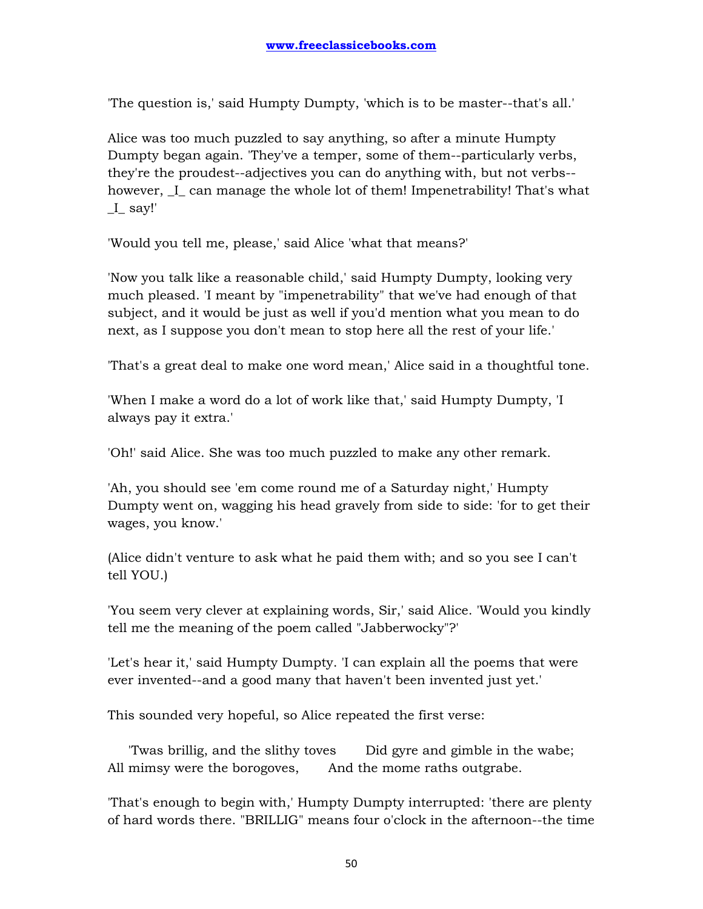'The question is,' said Humpty Dumpty, 'which is to be master--that's all.'

Alice was too much puzzled to say anything, so after a minute Humpty Dumpty began again. 'They've a temper, some of them--particularly verbs, they're the proudest--adjectives you can do anything with, but not verbs--however, _I_ can manage the whole lot of them! Impenetrability! That's what _I_ say!'

'Would you tell me, please,' said Alice 'what that means?'

'Now you talk like a reasonable child,' said Humpty Dumpty, looking very much pleased. 'I meant by "impenetrability" that we've had enough of that subject, and it would be just as well if you'd mention what you mean to do next, as I suppose you don't mean to stop here all the rest of your life.'

'That's a great deal to make one word mean,' Alice said in a thoughtful tone.

'When I make a word do a lot of work like that,' said Humpty Dumpty, 'I always pay it extra.'

'Oh!' said Alice. She was too much puzzled to make any other remark.

'Ah, you should see 'em come round me of a Saturday night,' Humpty Dumpty went on, wagging his head gravely from side to side: 'for to get their wages, you know.'

(Alice didn't venture to ask what he paid them with; and so you see I can't tell YOU.)

'You seem very clever at explaining words, Sir,' said Alice. 'Would you kindly tell me the meaning of the poem called "Jabberwocky"?'

'Let's hear it,' said Humpty Dumpty. 'I can explain all the poems that were ever invented--and a good many that haven't been invented just yet.'

This sounded very hopeful, so Alice repeated the first verse:

'Twas brillig, and the slithy toves Did gyre and gimble in the wabe;
All mimsy were the borogoves, And the mome raths outgrabe.

'That's enough to begin with,' Humpty Dumpty interrupted: 'there are plenty of hard words there. "BRILLIG" means four o'clock in the afternoon--the time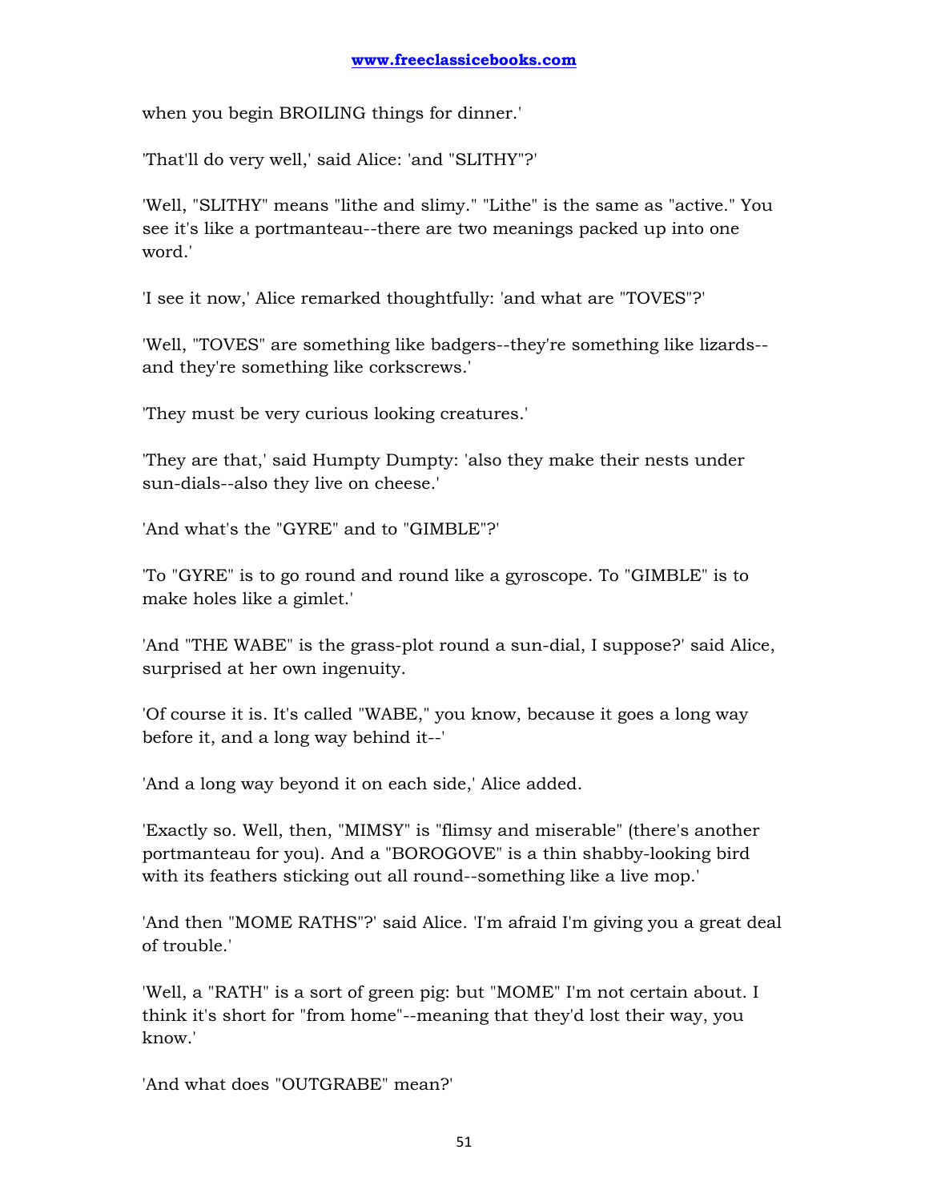when you begin BROILING things for dinner.'

'That'll do very well,' said Alice: 'and "SLITHY"?'

'Well, "SLITHY" means "lithe and slimy." "Lithe" is the same as "active." You see it's like a portmanteau--there are two meanings packed up into one word.'

'I see it now,' Alice remarked thoughtfully: 'and what are "TOVES"?'

'Well, "TOVES" are something like badgers--they're something like lizards--and they're something like corkscrews.'

'They must be very curious looking creatures.'

'They are that,' said Humpty Dumpty: 'also they make their nests under sun-dials--also they live on cheese.'

'And what's the "GYRE" and to "GIMBLE"?'

'To "GYRE" is to go round and round like a gyroscope. To "GIMBLE" is to make holes like a gimlet.'

'And "THE WABE" is the grass-plot round a sun-dial, I suppose?' said Alice, surprised at her own ingenuity.

'Of course it is. It's called "WABE," you know, because it goes a long way before it, and a long way behind it--'

'And a long way beyond it on each side,' Alice added.

'Exactly so. Well, then, "MIMSY" is "flimsy and miserable" (there's another portmanteau for you). And a "BOROGOVE" is a thin shabby-looking bird with its feathers sticking out all round--something like a live mop.'

'And then "MOME RATHS"?' said Alice. 'I'm afraid I'm giving you a great deal of trouble.'

'Well, a "RATH" is a sort of green pig: but "MOME" I'm not certain about. I think it's short for "from home"--meaning that they'd lost their way, you know.'

'And what does "OUTGRABE" mean?'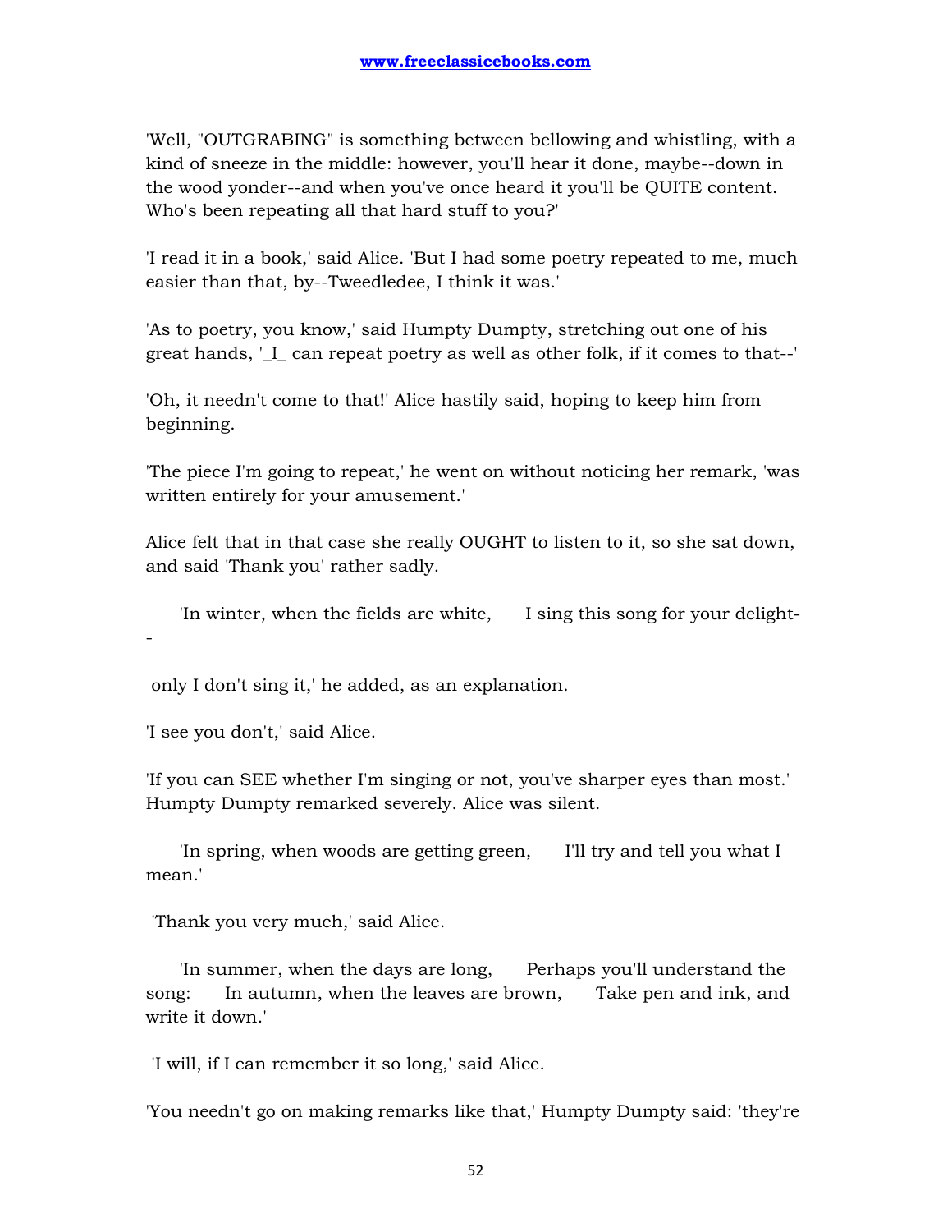'Well, "OUTGRABING" is something between bellowing and whistling, with a kind of sneeze in the middle: however, you'll hear it done, maybe--down in the wood yonder--and when you've once heard it you'll be QUITE content. Who's been repeating all that hard stuff to you?'

'I read it in a book,' said Alice. 'But I had some poetry repeated to me, much easier than that, by--Tweedledee, I think it was.'

'As to poetry, you know,' said Humpty Dumpty, stretching out one of his great hands, '_I_ can repeat poetry as well as other folk, if it comes to that--'

'Oh, it needn't come to that!' Alice hastily said, hoping to keep him from beginning.

'The piece I'm going to repeat,' he went on without noticing her remark, 'was written entirely for your amusement.'

Alice felt that in that case she really OUGHT to listen to it, so she sat down, and said 'Thank you' rather sadly.

'In winter, when the fields are white,      I sing this song for your delight--

only I don't sing it,' he added, as an explanation.

'I see you don't,' said Alice.

'If you can SEE whether I'm singing or not, you've sharper eyes than most.' Humpty Dumpty remarked severely. Alice was silent.

'In spring, when woods are getting green,      I'll try and tell you what I mean.'

'Thank you very much,' said Alice.

'In summer, when the days are long,      Perhaps you'll understand the song:      In autumn, when the leaves are brown,      Take pen and ink, and write it down.'

'I will, if I can remember it so long,' said Alice.

'You needn't go on making remarks like that,' Humpty Dumpty said: 'they're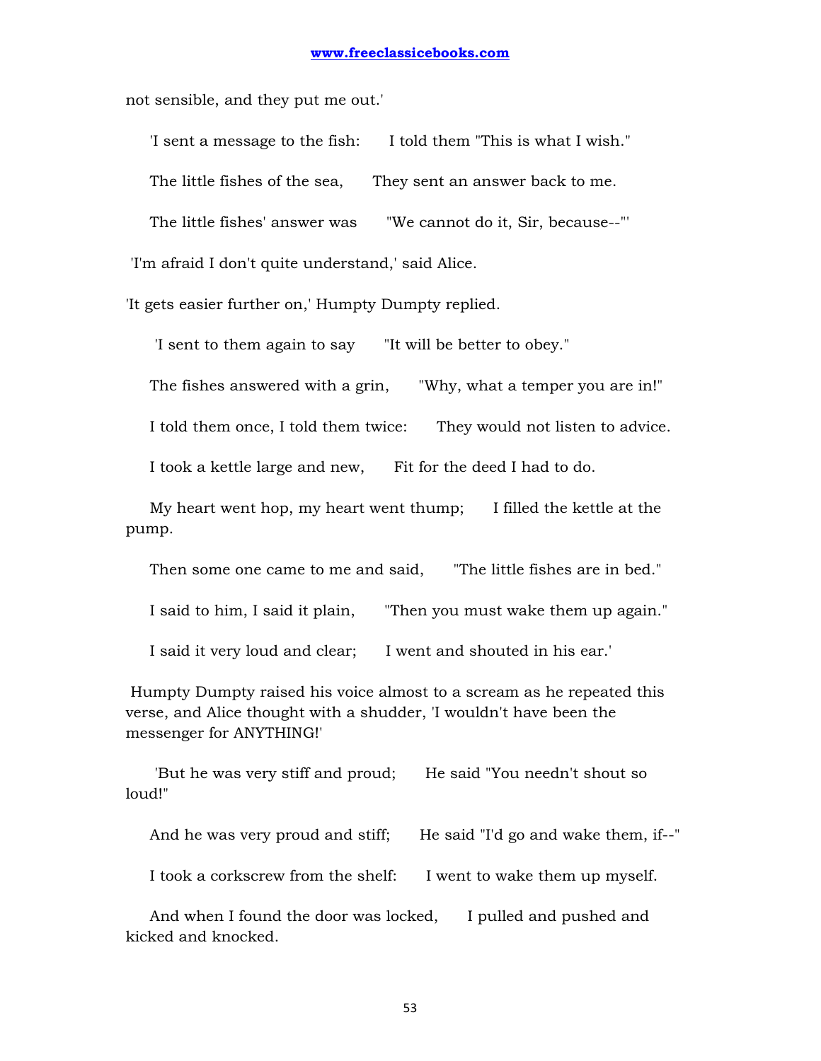not sensible, and they put me out.'

'I sent a message to the fish: I told them "This is what I wish."

The little fishes of the sea, They sent an answer back to me.

The little fishes' answer was "We cannot do it, Sir, because--"'

'I'm afraid I don't quite understand,' said Alice.

'It gets easier further on,' Humpty Dumpty replied.

'I sent to them again to say "It will be better to obey."

The fishes answered with a grin, "Why, what a temper you are in!"

I told them once, I told them twice: They would not listen to advice.

I took a kettle large and new, Fit for the deed I had to do.

My heart went hop, my heart went thump; I filled the kettle at the pump.

Then some one came to me and said, "The little fishes are in bed."

I said to him, I said it plain, "Then you must wake them up again."

I said it very loud and clear; I went and shouted in his ear.'

Humpty Dumpty raised his voice almost to a scream as he repeated this verse, and Alice thought with a shudder, 'I wouldn't have been the messenger for ANYTHING!'

'But he was very stiff and proud; He said "You needn't shout so loud!"

And he was very proud and stiff; He said "I'd go and wake them, if--"

I took a corkscrew from the shelf: I went to wake them up myself.

And when I found the door was locked, I pulled and pushed and kicked and knocked.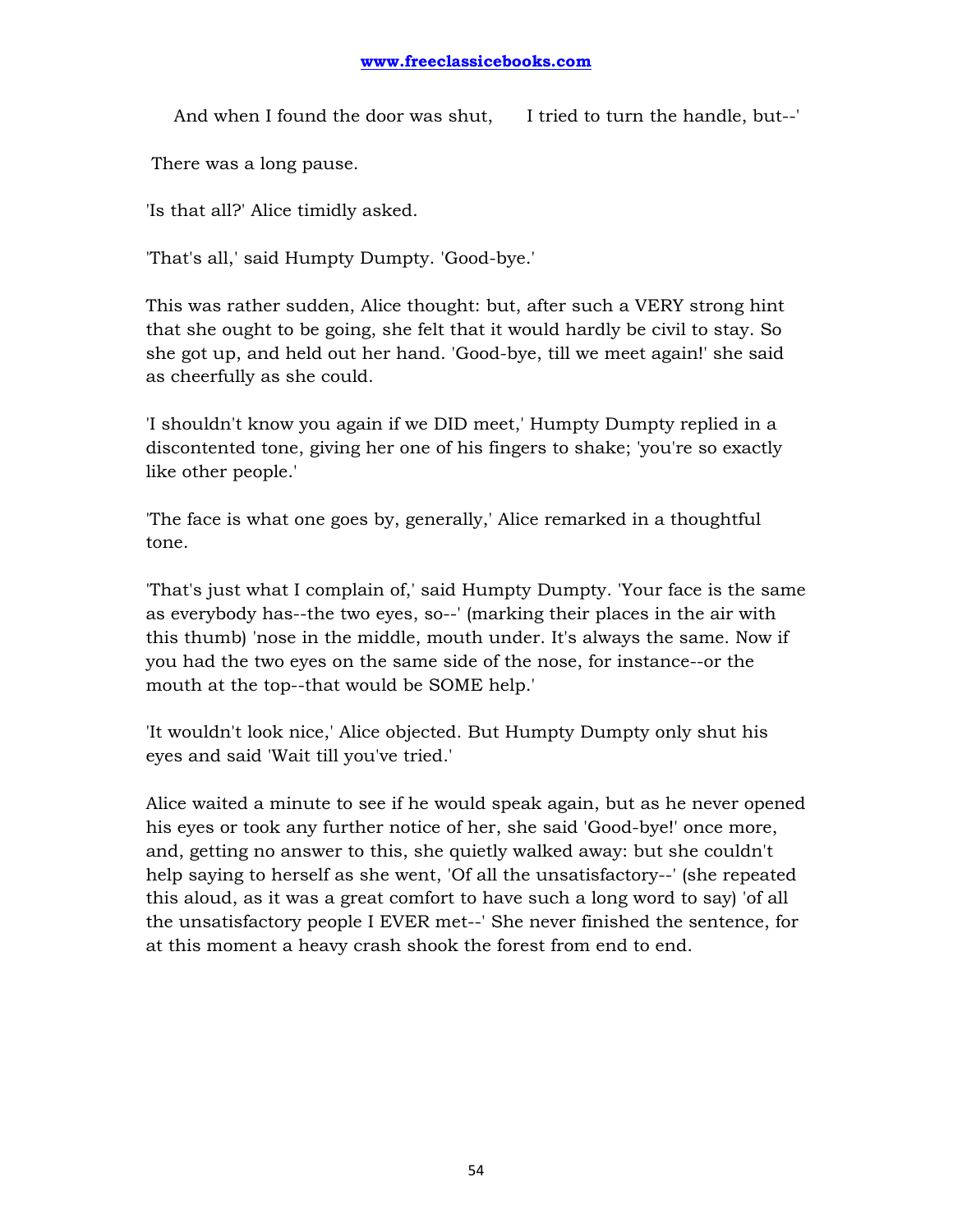And when I found the door was shut,      I tried to turn the handle, but--'

There was a long pause.

'Is that all?' Alice timidly asked.

'That's all,' said Humpty Dumpty. 'Good-bye.'

This was rather sudden, Alice thought: but, after such a VERY strong hint that she ought to be going, she felt that it would hardly be civil to stay. So she got up, and held out her hand. 'Good-bye, till we meet again!' she said as cheerfully as she could.

'I shouldn't know you again if we DID meet,' Humpty Dumpty replied in a discontented tone, giving her one of his fingers to shake; 'you're so exactly like other people.'

'The face is what one goes by, generally,' Alice remarked in a thoughtful tone.

'That's just what I complain of,' said Humpty Dumpty. 'Your face is the same as everybody has--the two eyes, so--' (marking their places in the air with this thumb) 'nose in the middle, mouth under. It's always the same. Now if you had the two eyes on the same side of the nose, for instance--or the mouth at the top--that would be SOME help.'

'It wouldn't look nice,' Alice objected. But Humpty Dumpty only shut his eyes and said 'Wait till you've tried.'

Alice waited a minute to see if he would speak again, but as he never opened his eyes or took any further notice of her, she said 'Good-bye!' once more, and, getting no answer to this, she quietly walked away: but she couldn't help saying to herself as she went, 'Of all the unsatisfactory--' (she repeated this aloud, as it was a great comfort to have such a long word to say) 'of all the unsatisfactory people I EVER met--' She never finished the sentence, for at this moment a heavy crash shook the forest from end to end.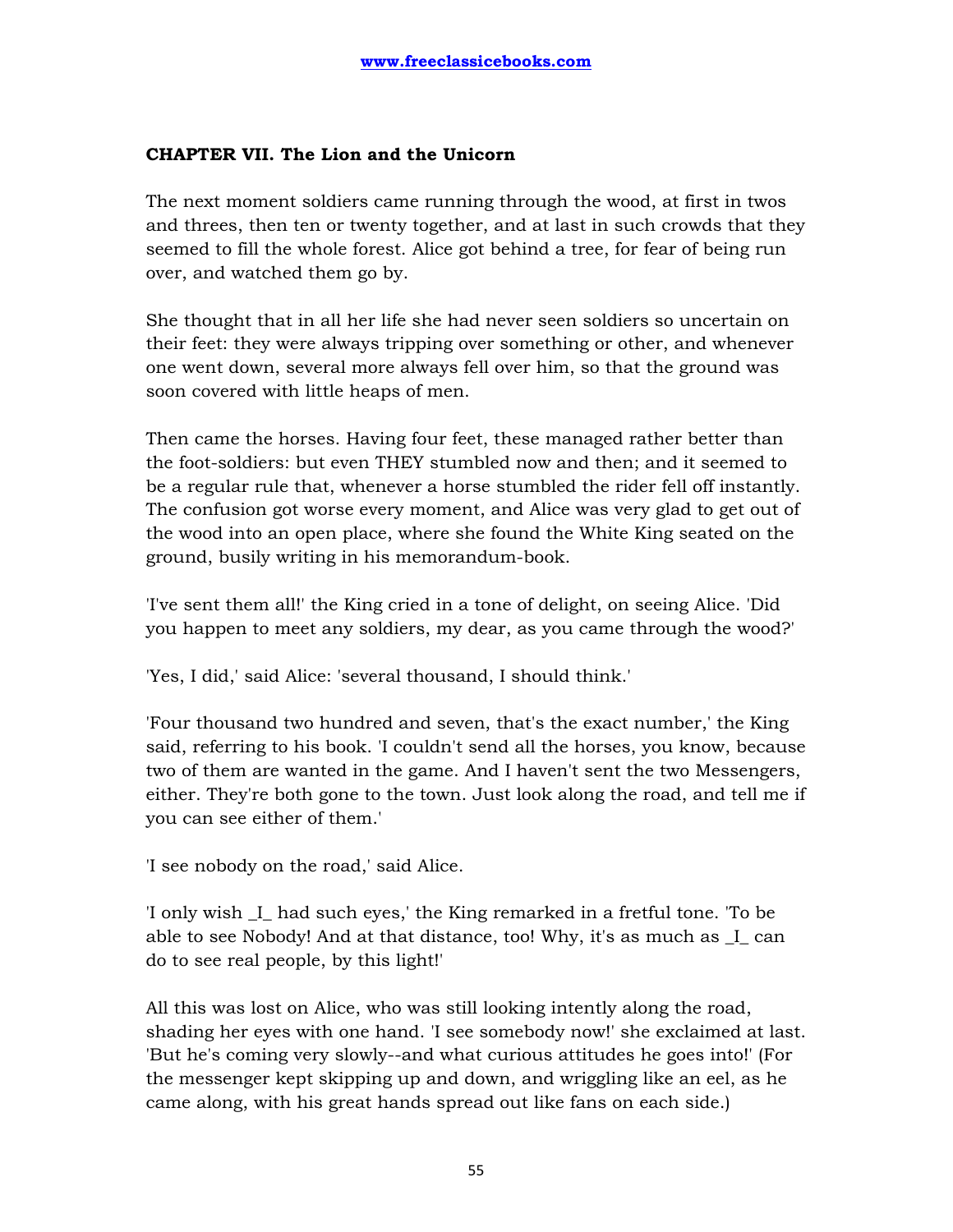## CHAPTER VII. The Lion and the Unicorn

The next moment soldiers came running through the wood, at first in twos and threes, then ten or twenty together, and at last in such crowds that they seemed to fill the whole forest. Alice got behind a tree, for fear of being run over, and watched them go by.

She thought that in all her life she had never seen soldiers so uncertain on their feet: they were always tripping over something or other, and whenever one went down, several more always fell over him, so that the ground was soon covered with little heaps of men.

Then came the horses. Having four feet, these managed rather better than the foot-soldiers: but even THEY stumbled now and then; and it seemed to be a regular rule that, whenever a horse stumbled the rider fell off instantly. The confusion got worse every moment, and Alice was very glad to get out of the wood into an open place, where she found the White King seated on the ground, busily writing in his memorandum-book.

'I've sent them all!' the King cried in a tone of delight, on seeing Alice. 'Did you happen to meet any soldiers, my dear, as you came through the wood?'

'Yes, I did,' said Alice: 'several thousand, I should think.'

'Four thousand two hundred and seven, that's the exact number,' the King said, referring to his book. 'I couldn't send all the horses, you know, because two of them are wanted in the game. And I haven't sent the two Messengers, either. They're both gone to the town. Just look along the road, and tell me if you can see either of them.'

'I see nobody on the road,' said Alice.

'I only wish _I_ had such eyes,' the King remarked in a fretful tone. 'To be able to see Nobody! And at that distance, too! Why, it's as much as _I_ can do to see real people, by this light!'

All this was lost on Alice, who was still looking intently along the road, shading her eyes with one hand. 'I see somebody now!' she exclaimed at last. 'But he's coming very slowly--and what curious attitudes he goes into!' (For the messenger kept skipping up and down, and wriggling like an eel, as he came along, with his great hands spread out like fans on each side.)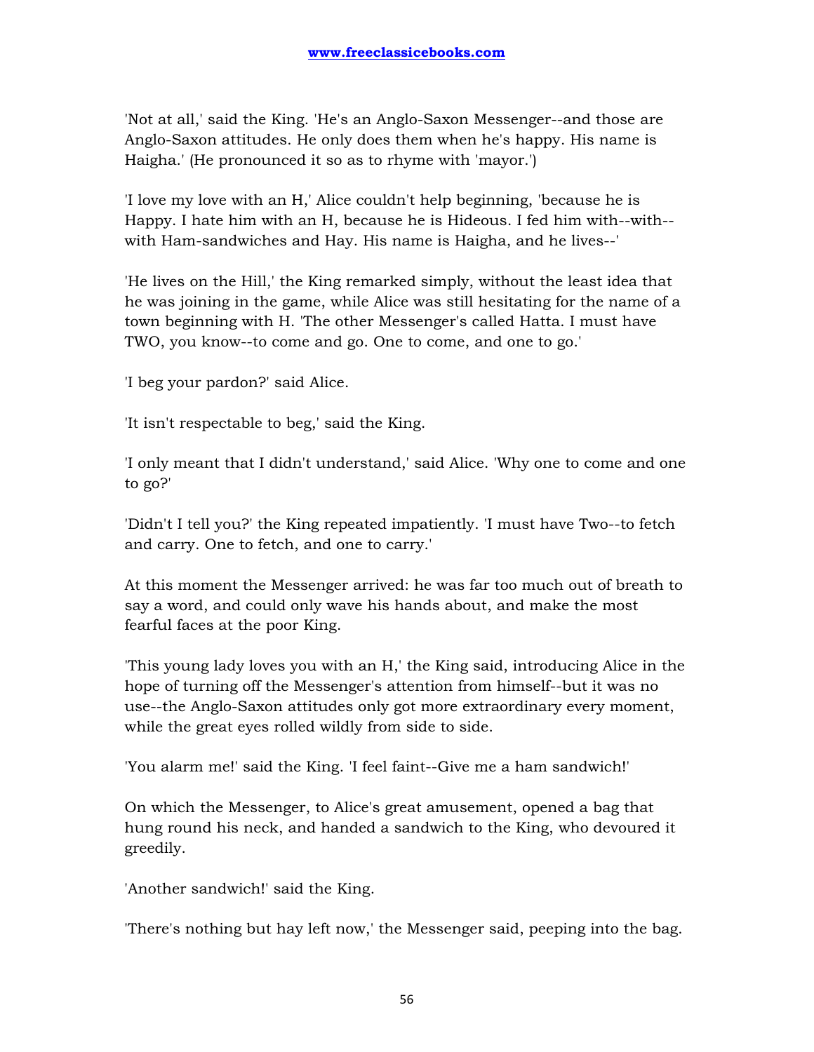'Not at all,' said the King. 'He's an Anglo-Saxon Messenger--and those are Anglo-Saxon attitudes. He only does them when he's happy. His name is Haigha.' (He pronounced it so as to rhyme with 'mayor.')

'I love my love with an H,' Alice couldn't help beginning, 'because he is Happy. I hate him with an H, because he is Hideous. I fed him with--with--with Ham-sandwiches and Hay. His name is Haigha, and he lives--'

'He lives on the Hill,' the King remarked simply, without the least idea that he was joining in the game, while Alice was still hesitating for the name of a town beginning with H. 'The other Messenger's called Hatta. I must have TWO, you know--to come and go. One to come, and one to go.'

'I beg your pardon?' said Alice.

'It isn't respectable to beg,' said the King.

'I only meant that I didn't understand,' said Alice. 'Why one to come and one to go?'

'Didn't I tell you?' the King repeated impatiently. 'I must have Two--to fetch and carry. One to fetch, and one to carry.'

At this moment the Messenger arrived: he was far too much out of breath to say a word, and could only wave his hands about, and make the most fearful faces at the poor King.

'This young lady loves you with an H,' the King said, introducing Alice in the hope of turning off the Messenger's attention from himself--but it was no use--the Anglo-Saxon attitudes only got more extraordinary every moment, while the great eyes rolled wildly from side to side.

'You alarm me!' said the King. 'I feel faint--Give me a ham sandwich!'

On which the Messenger, to Alice's great amusement, opened a bag that hung round his neck, and handed a sandwich to the King, who devoured it greedily.

'Another sandwich!' said the King.

'There's nothing but hay left now,' the Messenger said, peeping into the bag.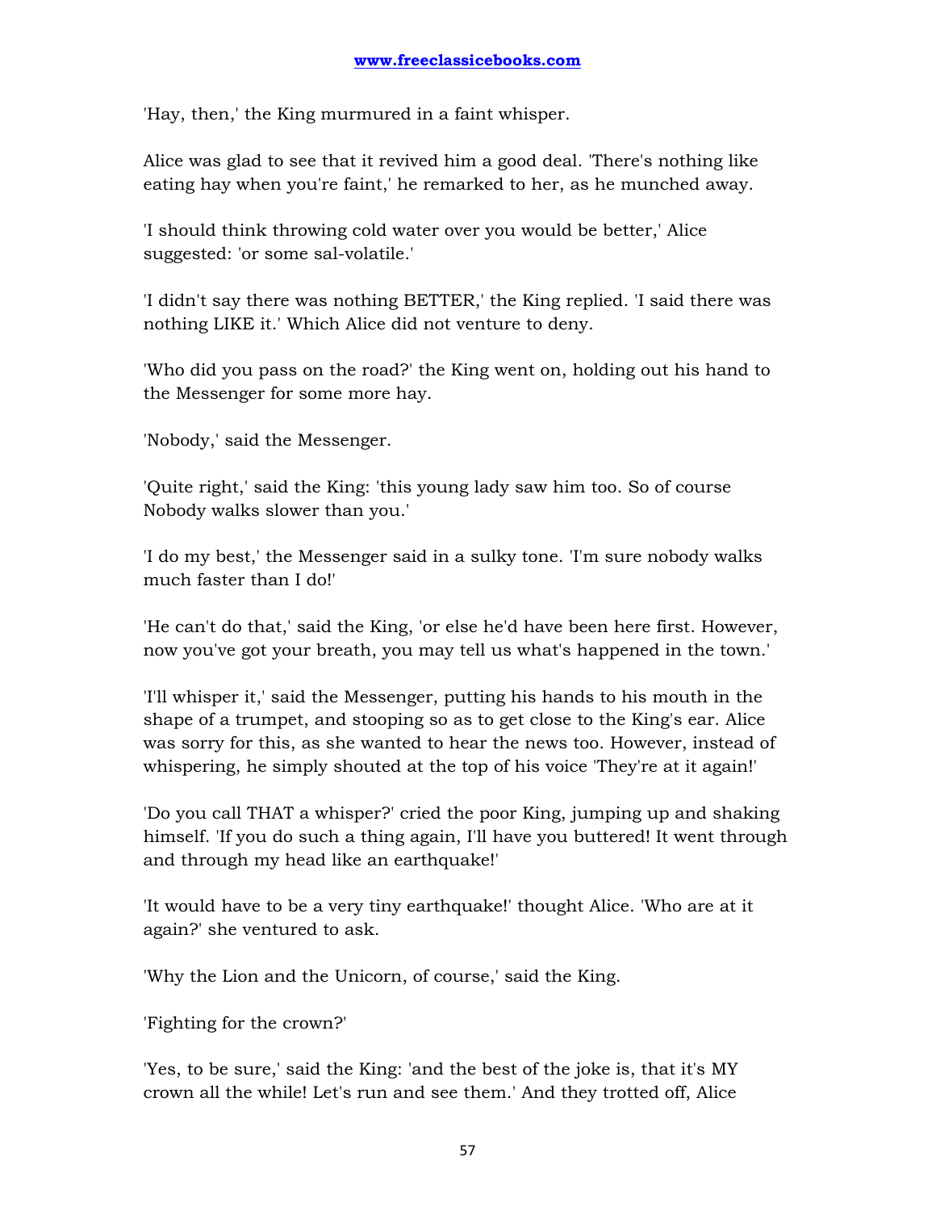'Hay, then,' the King murmured in a faint whisper.

Alice was glad to see that it revived him a good deal. 'There's nothing like eating hay when you're faint,' he remarked to her, as he munched away.

'I should think throwing cold water over you would be better,' Alice suggested: 'or some sal-volatile.'

'I didn't say there was nothing BETTER,' the King replied. 'I said there was nothing LIKE it.' Which Alice did not venture to deny.

'Who did you pass on the road?' the King went on, holding out his hand to the Messenger for some more hay.

'Nobody,' said the Messenger.

'Quite right,' said the King: 'this young lady saw him too. So of course Nobody walks slower than you.'

'I do my best,' the Messenger said in a sulky tone. 'I'm sure nobody walks much faster than I do!'

'He can't do that,' said the King, 'or else he'd have been here first. However, now you've got your breath, you may tell us what's happened in the town.'

'I'll whisper it,' said the Messenger, putting his hands to his mouth in the shape of a trumpet, and stooping so as to get close to the King's ear. Alice was sorry for this, as she wanted to hear the news too. However, instead of whispering, he simply shouted at the top of his voice 'They're at it again!'

'Do you call THAT a whisper?' cried the poor King, jumping up and shaking himself. 'If you do such a thing again, I'll have you buttered! It went through and through my head like an earthquake!'

'It would have to be a very tiny earthquake!' thought Alice. 'Who are at it again?' she ventured to ask.

'Why the Lion and the Unicorn, of course,' said the King.

'Fighting for the crown?'

'Yes, to be sure,' said the King: 'and the best of the joke is, that it's MY crown all the while! Let's run and see them.' And they trotted off, Alice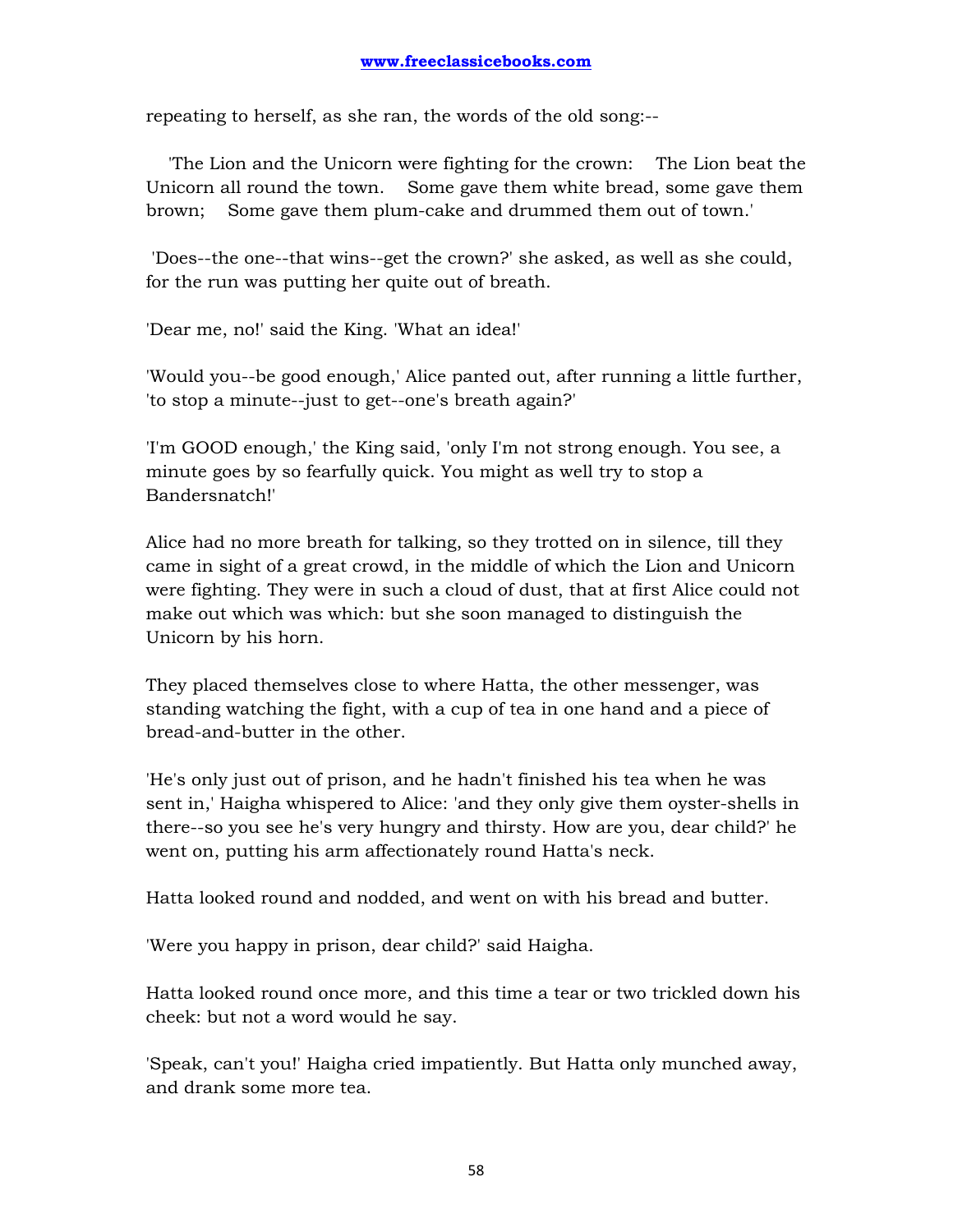repeating to herself, as she ran, the words of the old song:--

'The Lion and the Unicorn were fighting for the crown: The Lion beat the Unicorn all round the town. Some gave them white bread, some gave them brown; Some gave them plum-cake and drummed them out of town.'

'Does--the one--that wins--get the crown?' she asked, as well as she could, for the run was putting her quite out of breath.

'Dear me, no!' said the King. 'What an idea!'

'Would you--be good enough,' Alice panted out, after running a little further, 'to stop a minute--just to get--one's breath again?'

'I'm GOOD enough,' the King said, 'only I'm not strong enough. You see, a minute goes by so fearfully quick. You might as well try to stop a Bandersnatch!'

Alice had no more breath for talking, so they trotted on in silence, till they came in sight of a great crowd, in the middle of which the Lion and Unicorn were fighting. They were in such a cloud of dust, that at first Alice could not make out which was which: but she soon managed to distinguish the Unicorn by his horn.

They placed themselves close to where Hatta, the other messenger, was standing watching the fight, with a cup of tea in one hand and a piece of bread-and-butter in the other.

'He's only just out of prison, and he hadn't finished his tea when he was sent in,' Haigha whispered to Alice: 'and they only give them oyster-shells in there--so you see he's very hungry and thirsty. How are you, dear child?' he went on, putting his arm affectionately round Hatta's neck.

Hatta looked round and nodded, and went on with his bread and butter.

'Were you happy in prison, dear child?' said Haigha.

Hatta looked round once more, and this time a tear or two trickled down his cheek: but not a word would he say.

'Speak, can't you!' Haigha cried impatiently. But Hatta only munched away, and drank some more tea.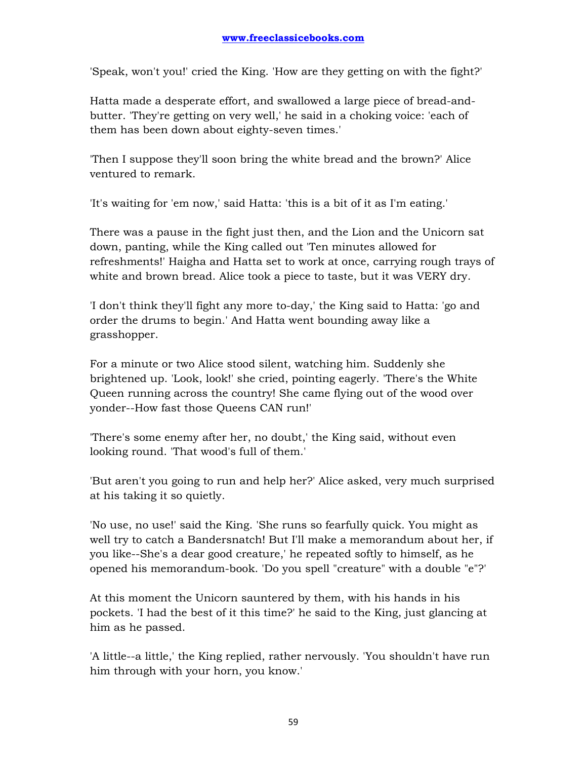'Speak, won't you!' cried the King. 'How are they getting on with the fight?'

Hatta made a desperate effort, and swallowed a large piece of bread-and-butter. 'They're getting on very well,' he said in a choking voice: 'each of them has been down about eighty-seven times.'

'Then I suppose they'll soon bring the white bread and the brown?' Alice ventured to remark.

'It's waiting for 'em now,' said Hatta: 'this is a bit of it as I'm eating.'

There was a pause in the fight just then, and the Lion and the Unicorn sat down, panting, while the King called out 'Ten minutes allowed for refreshments!' Haigha and Hatta set to work at once, carrying rough trays of white and brown bread. Alice took a piece to taste, but it was VERY dry.

'I don't think they'll fight any more to-day,' the King said to Hatta: 'go and order the drums to begin.' And Hatta went bounding away like a grasshopper.

For a minute or two Alice stood silent, watching him. Suddenly she brightened up. 'Look, look!' she cried, pointing eagerly. 'There's the White Queen running across the country! She came flying out of the wood over yonder--How fast those Queens CAN run!'

'There's some enemy after her, no doubt,' the King said, without even looking round. 'That wood's full of them.'

'But aren't you going to run and help her?' Alice asked, very much surprised at his taking it so quietly.

'No use, no use!' said the King. 'She runs so fearfully quick. You might as well try to catch a Bandersnatch! But I'll make a memorandum about her, if you like--She's a dear good creature,' he repeated softly to himself, as he opened his memorandum-book. 'Do you spell "creature" with a double "e"?'

At this moment the Unicorn sauntered by them, with his hands in his pockets. 'I had the best of it this time?' he said to the King, just glancing at him as he passed.

'A little--a little,' the King replied, rather nervously. 'You shouldn't have run him through with your horn, you know.'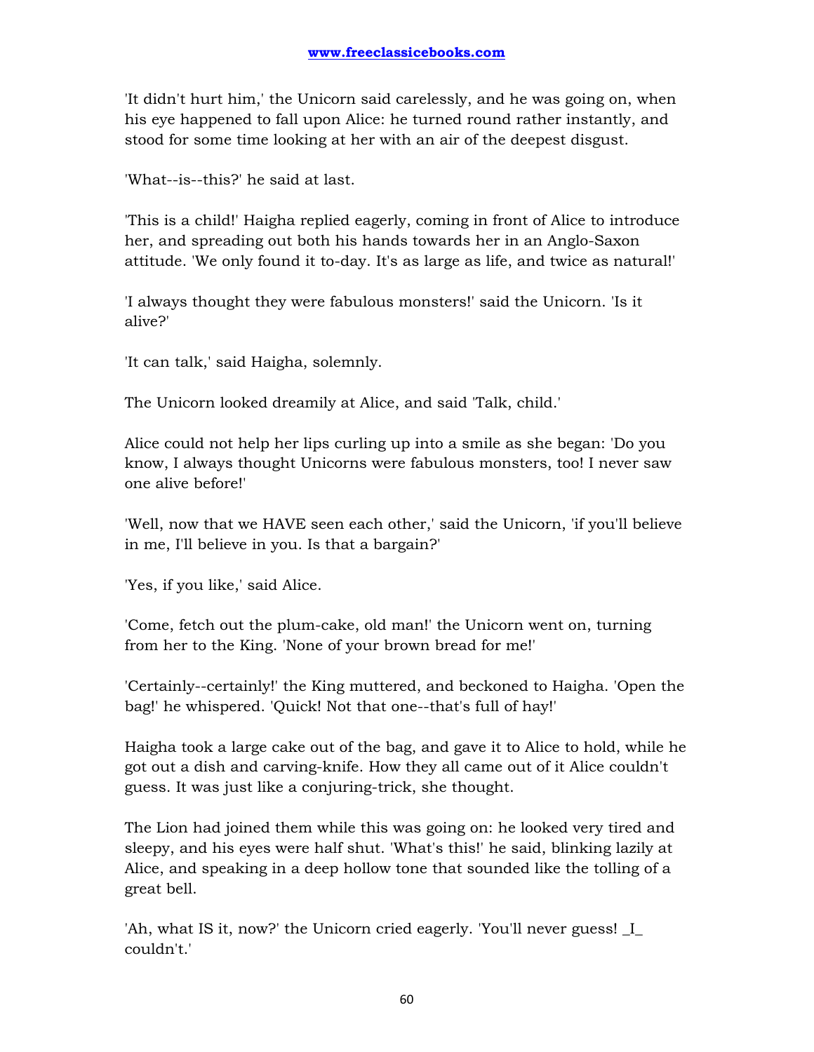'It didn't hurt him,' the Unicorn said carelessly, and he was going on, when his eye happened to fall upon Alice: he turned round rather instantly, and stood for some time looking at her with an air of the deepest disgust.

'What--is--this?' he said at last.

'This is a child!' Haigha replied eagerly, coming in front of Alice to introduce her, and spreading out both his hands towards her in an Anglo-Saxon attitude. 'We only found it to-day. It's as large as life, and twice as natural!'

'I always thought they were fabulous monsters!' said the Unicorn. 'Is it alive?'

'It can talk,' said Haigha, solemnly.

The Unicorn looked dreamily at Alice, and said 'Talk, child.'

Alice could not help her lips curling up into a smile as she began: 'Do you know, I always thought Unicorns were fabulous monsters, too! I never saw one alive before!'

'Well, now that we HAVE seen each other,' said the Unicorn, 'if you'll believe in me, I'll believe in you. Is that a bargain?'

'Yes, if you like,' said Alice.

'Come, fetch out the plum-cake, old man!' the Unicorn went on, turning from her to the King. 'None of your brown bread for me!'

'Certainly--certainly!' the King muttered, and beckoned to Haigha. 'Open the bag!' he whispered. 'Quick! Not that one--that's full of hay!'

Haigha took a large cake out of the bag, and gave it to Alice to hold, while he got out a dish and carving-knife. How they all came out of it Alice couldn't guess. It was just like a conjuring-trick, she thought.

The Lion had joined them while this was going on: he looked very tired and sleepy, and his eyes were half shut. 'What's this!' he said, blinking lazily at Alice, and speaking in a deep hollow tone that sounded like the tolling of a great bell.

'Ah, what IS it, now?' the Unicorn cried eagerly. 'You'll never guess! _I_ couldn't.'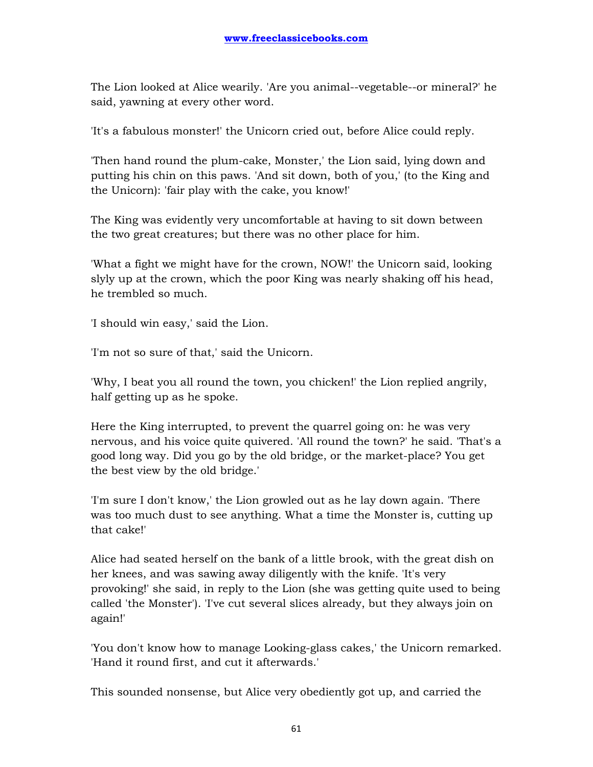The Lion looked at Alice wearily. 'Are you animal--vegetable--or mineral?' he said, yawning at every other word.

'It's a fabulous monster!' the Unicorn cried out, before Alice could reply.

'Then hand round the plum-cake, Monster,' the Lion said, lying down and putting his chin on this paws. 'And sit down, both of you,' (to the King and the Unicorn): 'fair play with the cake, you know!'

The King was evidently very uncomfortable at having to sit down between the two great creatures; but there was no other place for him.

'What a fight we might have for the crown, NOW!' the Unicorn said, looking slyly up at the crown, which the poor King was nearly shaking off his head, he trembled so much.

'I should win easy,' said the Lion.

'I'm not so sure of that,' said the Unicorn.

'Why, I beat you all round the town, you chicken!' the Lion replied angrily, half getting up as he spoke.

Here the King interrupted, to prevent the quarrel going on: he was very nervous, and his voice quite quivered. 'All round the town?' he said. 'That's a good long way. Did you go by the old bridge, or the market-place? You get the best view by the old bridge.'

'I'm sure I don't know,' the Lion growled out as he lay down again. 'There was too much dust to see anything. What a time the Monster is, cutting up that cake!'

Alice had seated herself on the bank of a little brook, with the great dish on her knees, and was sawing away diligently with the knife. 'It's very provoking!' she said, in reply to the Lion (she was getting quite used to being called 'the Monster'). 'I've cut several slices already, but they always join on again!'

'You don't know how to manage Looking-glass cakes,' the Unicorn remarked. 'Hand it round first, and cut it afterwards.'

This sounded nonsense, but Alice very obediently got up, and carried the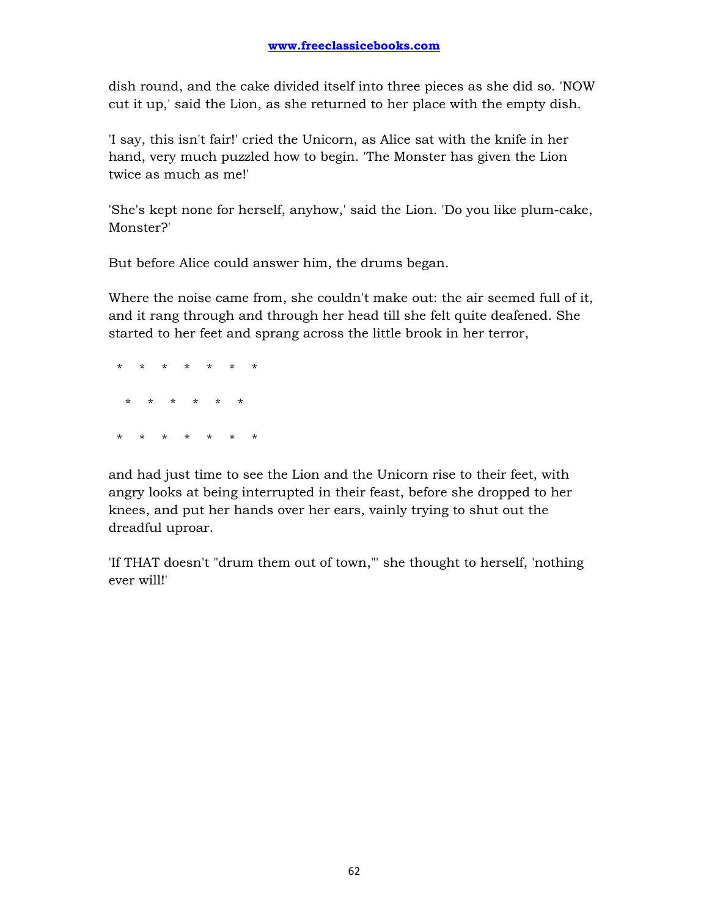dish round, and the cake divided itself into three pieces as she did so. 'NOW cut it up,' said the Lion, as she returned to her place with the empty dish.

'I say, this isn't fair!' cried the Unicorn, as Alice sat with the knife in her hand, very much puzzled how to begin. 'The Monster has given the Lion twice as much as me!'

'She's kept none for herself, anyhow,' said the Lion. 'Do you like plum-cake, Monster?'

But before Alice could answer him, the drums began.

Where the noise came from, she couldn't make out: the air seemed full of it, and it rang through and through her head till she felt quite deafened. She started to her feet and sprang across the little brook in her terror,

\*    \*    \*    \*    \*    \*    \*

\*    \*    \*    \*    \*    \*

\*    \*    \*    \*    \*    \*    \*

and had just time to see the Lion and the Unicorn rise to their feet, with angry looks at being interrupted in their feast, before she dropped to her knees, and put her hands over her ears, vainly trying to shut out the dreadful uproar.

'If THAT doesn't "drum them out of town,"' she thought to herself, 'nothing ever will!'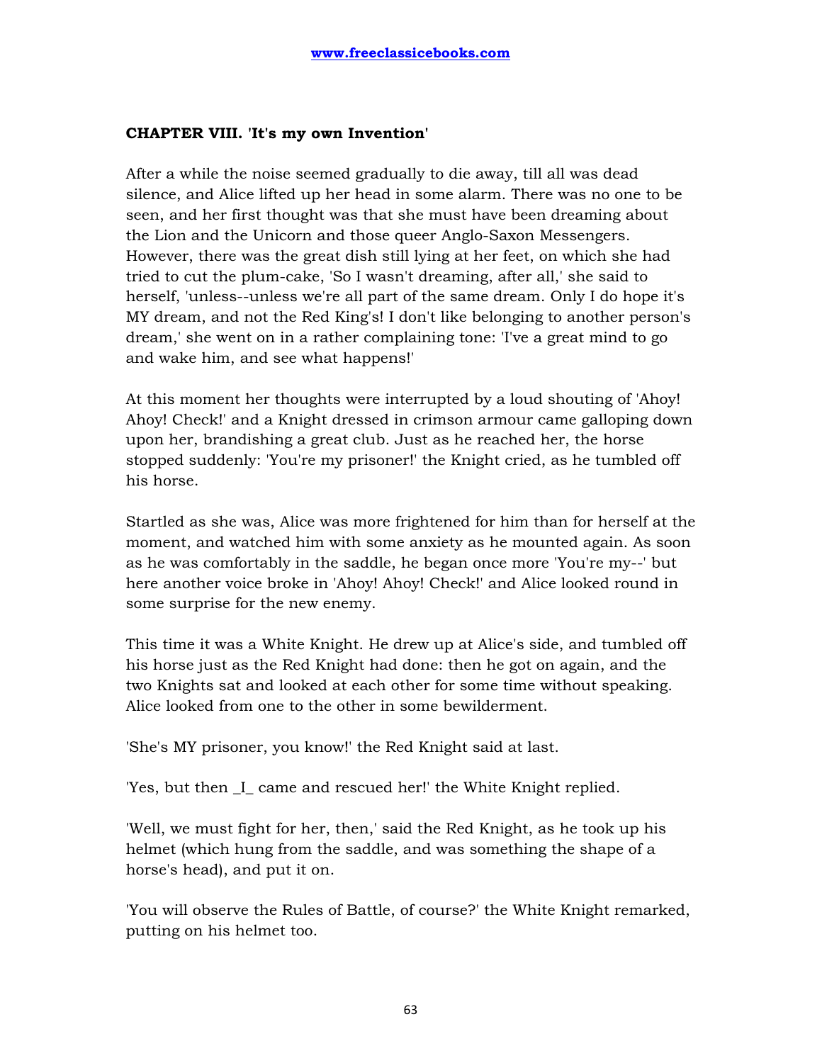**CHAPTER VIII. 'It's my own Invention'**

After a while the noise seemed gradually to die away, till all was dead silence, and Alice lifted up her head in some alarm. There was no one to be seen, and her first thought was that she must have been dreaming about the Lion and the Unicorn and those queer Anglo-Saxon Messengers. However, there was the great dish still lying at her feet, on which she had tried to cut the plum-cake, 'So I wasn't dreaming, after all,' she said to herself, 'unless--unless we're all part of the same dream. Only I do hope it's MY dream, and not the Red King's! I don't like belonging to another person's dream,' she went on in a rather complaining tone: 'I've a great mind to go and wake him, and see what happens!'

At this moment her thoughts were interrupted by a loud shouting of 'Ahoy! Ahoy! Check!' and a Knight dressed in crimson armour came galloping down upon her, brandishing a great club. Just as he reached her, the horse stopped suddenly: 'You're my prisoner!' the Knight cried, as he tumbled off his horse.

Startled as she was, Alice was more frightened for him than for herself at the moment, and watched him with some anxiety as he mounted again. As soon as he was comfortably in the saddle, he began once more 'You're my--' but here another voice broke in 'Ahoy! Ahoy! Check!' and Alice looked round in some surprise for the new enemy.

This time it was a White Knight. He drew up at Alice's side, and tumbled off his horse just as the Red Knight had done: then he got on again, and the two Knights sat and looked at each other for some time without speaking. Alice looked from one to the other in some bewilderment.

'She's MY prisoner, you know!' the Red Knight said at last.

'Yes, but then _I_ came and rescued her!' the White Knight replied.

'Well, we must fight for her, then,' said the Red Knight, as he took up his helmet (which hung from the saddle, and was something the shape of a horse's head), and put it on.

'You will observe the Rules of Battle, of course?' the White Knight remarked, putting on his helmet too.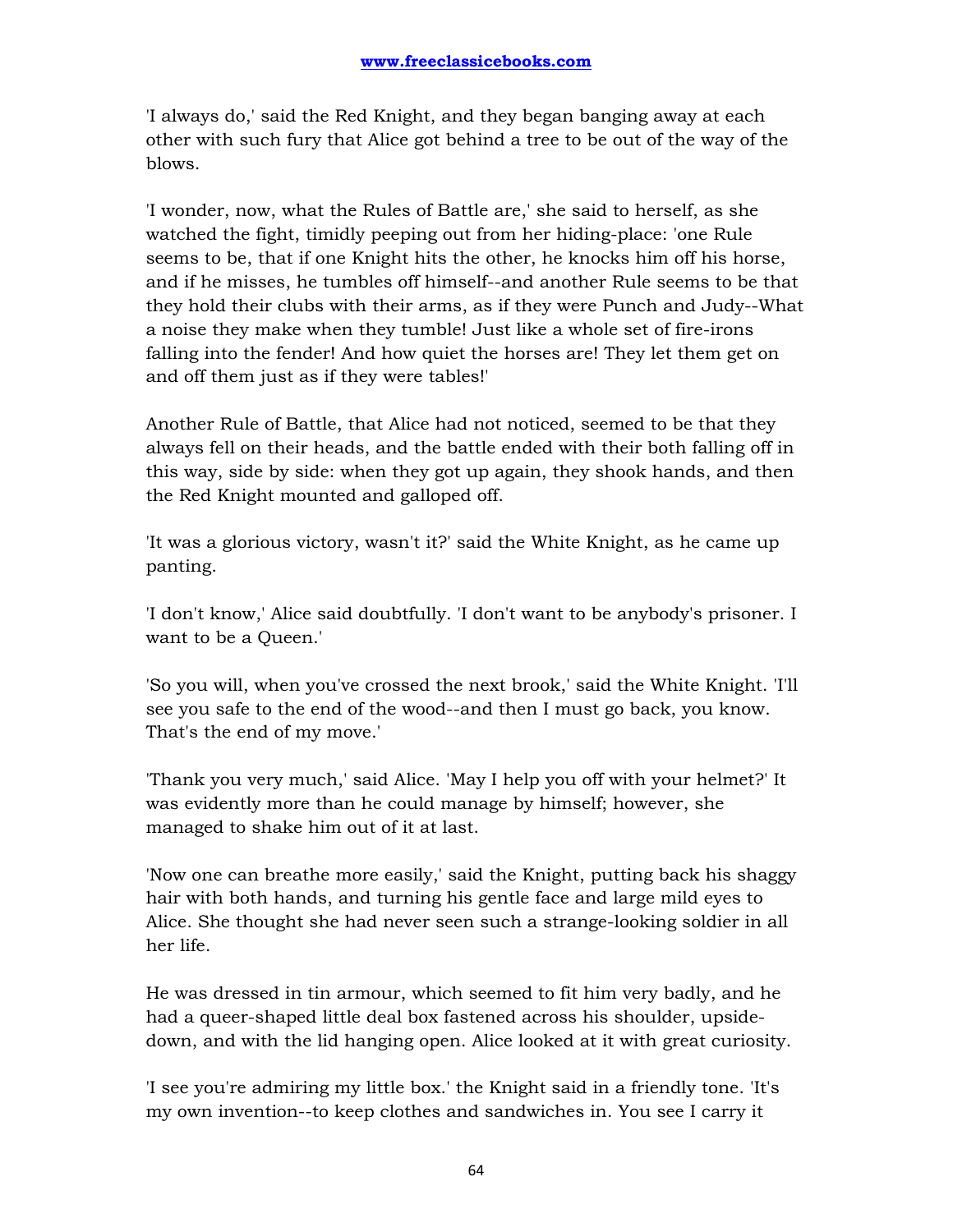'I always do,' said the Red Knight, and they began banging away at each other with such fury that Alice got behind a tree to be out of the way of the blows.

'I wonder, now, what the Rules of Battle are,' she said to herself, as she watched the fight, timidly peeping out from her hiding-place: 'one Rule seems to be, that if one Knight hits the other, he knocks him off his horse, and if he misses, he tumbles off himself--and another Rule seems to be that they hold their clubs with their arms, as if they were Punch and Judy--What a noise they make when they tumble! Just like a whole set of fire-irons falling into the fender! And how quiet the horses are! They let them get on and off them just as if they were tables!'

Another Rule of Battle, that Alice had not noticed, seemed to be that they always fell on their heads, and the battle ended with their both falling off in this way, side by side: when they got up again, they shook hands, and then the Red Knight mounted and galloped off.

'It was a glorious victory, wasn't it?' said the White Knight, as he came up panting.

'I don't know,' Alice said doubtfully. 'I don't want to be anybody's prisoner. I want to be a Queen.'

'So you will, when you've crossed the next brook,' said the White Knight. 'I'll see you safe to the end of the wood--and then I must go back, you know. That's the end of my move.'

'Thank you very much,' said Alice. 'May I help you off with your helmet?' It was evidently more than he could manage by himself; however, she managed to shake him out of it at last.

'Now one can breathe more easily,' said the Knight, putting back his shaggy hair with both hands, and turning his gentle face and large mild eyes to Alice. She thought she had never seen such a strange-looking soldier in all her life.

He was dressed in tin armour, which seemed to fit him very badly, and he had a queer-shaped little deal box fastened across his shoulder, upside-down, and with the lid hanging open. Alice looked at it with great curiosity.

'I see you're admiring my little box.' the Knight said in a friendly tone. 'It's my own invention--to keep clothes and sandwiches in. You see I carry it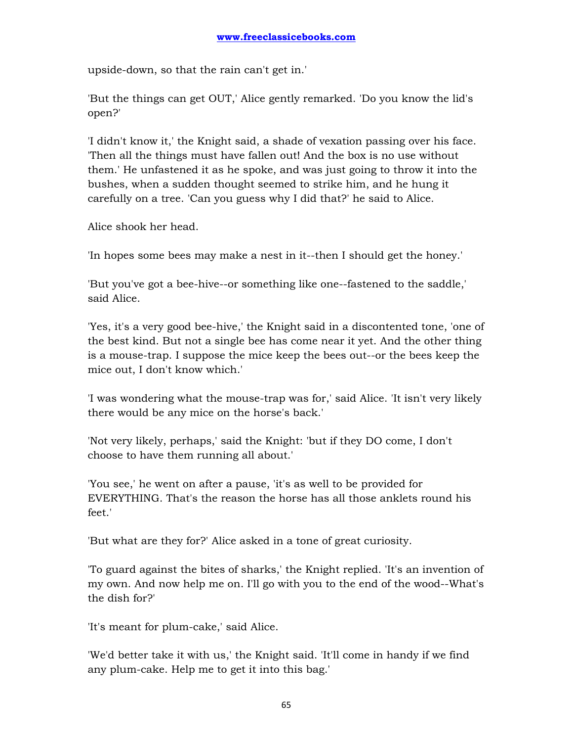upside-down, so that the rain can't get in.'

'But the things can get OUT,' Alice gently remarked. 'Do you know the lid's open?'

'I didn't know it,' the Knight said, a shade of vexation passing over his face. 'Then all the things must have fallen out! And the box is no use without them.' He unfastened it as he spoke, and was just going to throw it into the bushes, when a sudden thought seemed to strike him, and he hung it carefully on a tree. 'Can you guess why I did that?' he said to Alice.

Alice shook her head.

'In hopes some bees may make a nest in it--then I should get the honey.'

'But you've got a bee-hive--or something like one--fastened to the saddle,' said Alice.

'Yes, it's a very good bee-hive,' the Knight said in a discontented tone, 'one of the best kind. But not a single bee has come near it yet. And the other thing is a mouse-trap. I suppose the mice keep the bees out--or the bees keep the mice out, I don't know which.'

'I was wondering what the mouse-trap was for,' said Alice. 'It isn't very likely there would be any mice on the horse's back.'

'Not very likely, perhaps,' said the Knight: 'but if they DO come, I don't choose to have them running all about.'

'You see,' he went on after a pause, 'it's as well to be provided for EVERYTHING. That's the reason the horse has all those anklets round his feet.'

'But what are they for?' Alice asked in a tone of great curiosity.

'To guard against the bites of sharks,' the Knight replied. 'It's an invention of my own. And now help me on. I'll go with you to the end of the wood--What's the dish for?'

'It's meant for plum-cake,' said Alice.

'We'd better take it with us,' the Knight said. 'It'll come in handy if we find any plum-cake. Help me to get it into this bag.'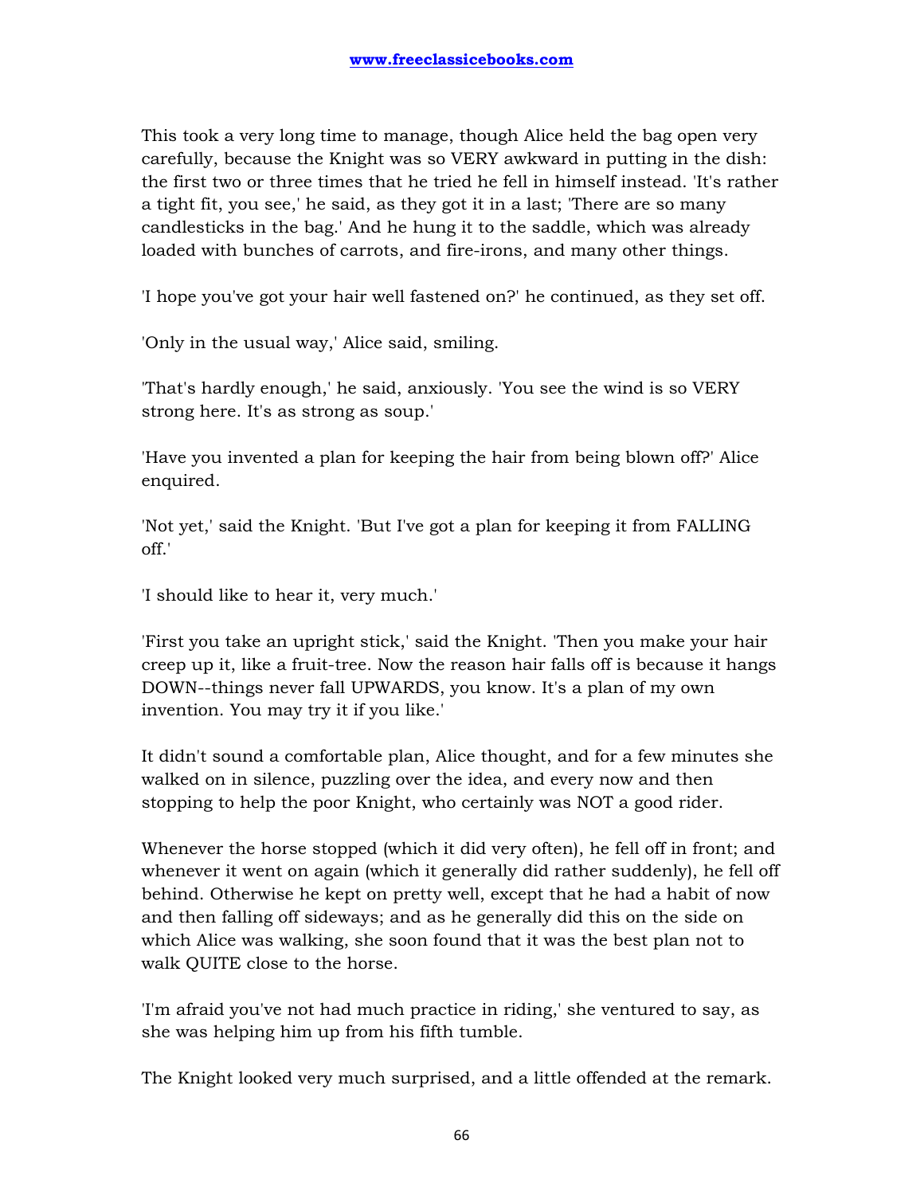This took a very long time to manage, though Alice held the bag open very carefully, because the Knight was so VERY awkward in putting in the dish: the first two or three times that he tried he fell in himself instead. 'It's rather a tight fit, you see,' he said, as they got it in a last; 'There are so many candlesticks in the bag.' And he hung it to the saddle, which was already loaded with bunches of carrots, and fire-irons, and many other things.

'I hope you've got your hair well fastened on?' he continued, as they set off.

'Only in the usual way,' Alice said, smiling.

'That's hardly enough,' he said, anxiously. 'You see the wind is so VERY strong here. It's as strong as soup.'

'Have you invented a plan for keeping the hair from being blown off?' Alice enquired.

'Not yet,' said the Knight. 'But I've got a plan for keeping it from FALLING off.'

'I should like to hear it, very much.'

'First you take an upright stick,' said the Knight. 'Then you make your hair creep up it, like a fruit-tree. Now the reason hair falls off is because it hangs DOWN--things never fall UPWARDS, you know. It's a plan of my own invention. You may try it if you like.'

It didn't sound a comfortable plan, Alice thought, and for a few minutes she walked on in silence, puzzling over the idea, and every now and then stopping to help the poor Knight, who certainly was NOT a good rider.

Whenever the horse stopped (which it did very often), he fell off in front; and whenever it went on again (which it generally did rather suddenly), he fell off behind. Otherwise he kept on pretty well, except that he had a habit of now and then falling off sideways; and as he generally did this on the side on which Alice was walking, she soon found that it was the best plan not to walk QUITE close to the horse.

'I'm afraid you've not had much practice in riding,' she ventured to say, as she was helping him up from his fifth tumble.

The Knight looked very much surprised, and a little offended at the remark.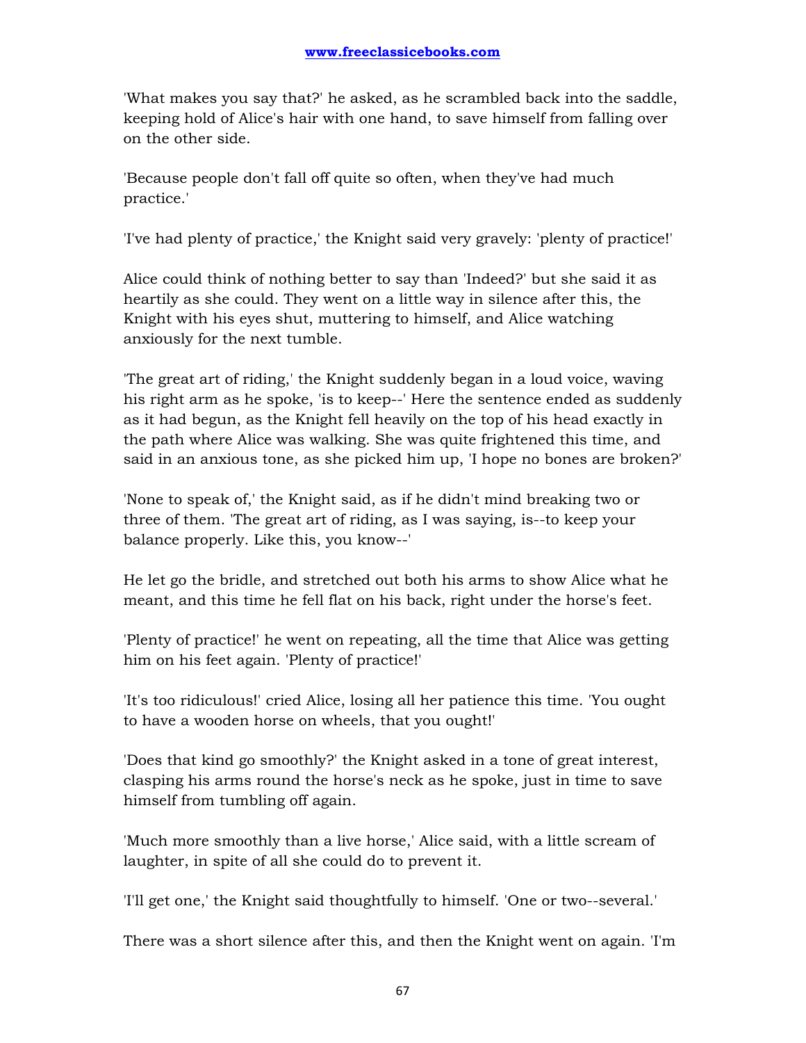'What makes you say that?' he asked, as he scrambled back into the saddle, keeping hold of Alice's hair with one hand, to save himself from falling over on the other side.

'Because people don't fall off quite so often, when they've had much practice.'

'I've had plenty of practice,' the Knight said very gravely: 'plenty of practice!'

Alice could think of nothing better to say than 'Indeed?' but she said it as heartily as she could. They went on a little way in silence after this, the Knight with his eyes shut, muttering to himself, and Alice watching anxiously for the next tumble.

'The great art of riding,' the Knight suddenly began in a loud voice, waving his right arm as he spoke, 'is to keep--' Here the sentence ended as suddenly as it had begun, as the Knight fell heavily on the top of his head exactly in the path where Alice was walking. She was quite frightened this time, and said in an anxious tone, as she picked him up, 'I hope no bones are broken?'

'None to speak of,' the Knight said, as if he didn't mind breaking two or three of them. 'The great art of riding, as I was saying, is--to keep your balance properly. Like this, you know--'

He let go the bridle, and stretched out both his arms to show Alice what he meant, and this time he fell flat on his back, right under the horse's feet.

'Plenty of practice!' he went on repeating, all the time that Alice was getting him on his feet again. 'Plenty of practice!'

'It's too ridiculous!' cried Alice, losing all her patience this time. 'You ought to have a wooden horse on wheels, that you ought!'

'Does that kind go smoothly?' the Knight asked in a tone of great interest, clasping his arms round the horse's neck as he spoke, just in time to save himself from tumbling off again.

'Much more smoothly than a live horse,' Alice said, with a little scream of laughter, in spite of all she could do to prevent it.

'I'll get one,' the Knight said thoughtfully to himself. 'One or two--several.'

There was a short silence after this, and then the Knight went on again. 'I'm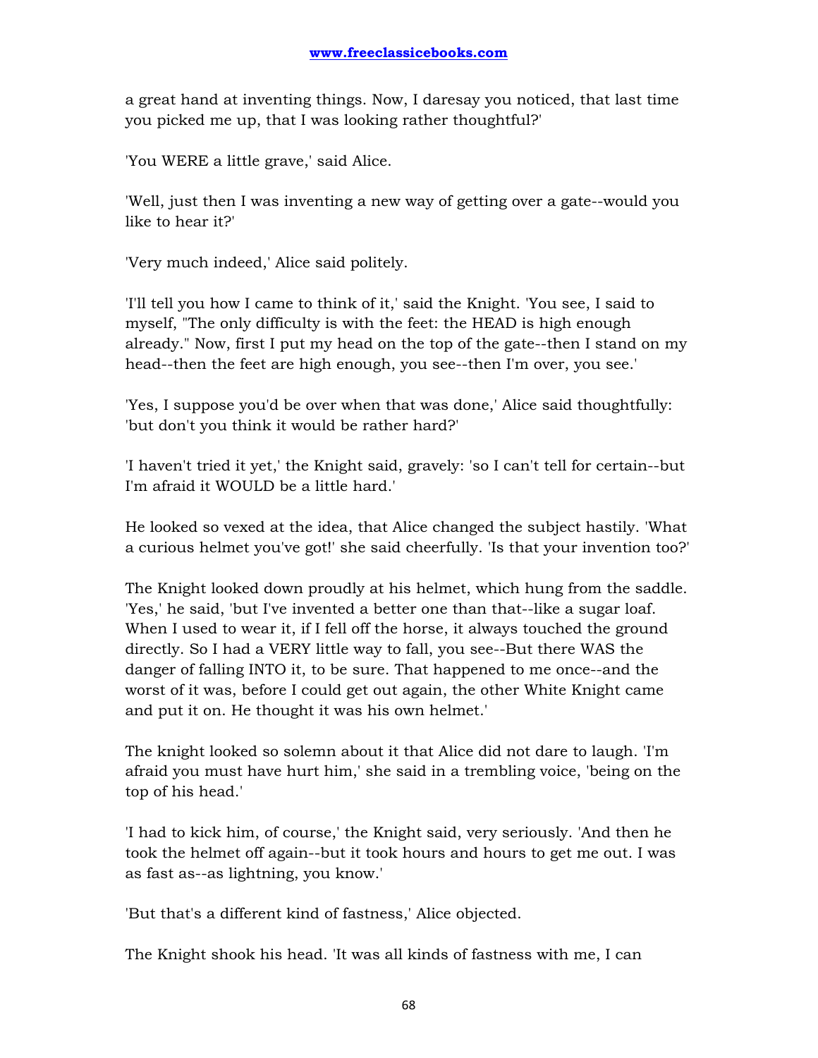a great hand at inventing things. Now, I daresay you noticed, that last time you picked me up, that I was looking rather thoughtful?'

'You WERE a little grave,' said Alice.

'Well, just then I was inventing a new way of getting over a gate--would you like to hear it?'

'Very much indeed,' Alice said politely.

'I'll tell you how I came to think of it,' said the Knight. 'You see, I said to myself, "The only difficulty is with the feet: the HEAD is high enough already." Now, first I put my head on the top of the gate--then I stand on my head--then the feet are high enough, you see--then I'm over, you see.'

'Yes, I suppose you'd be over when that was done,' Alice said thoughtfully: 'but don't you think it would be rather hard?'

'I haven't tried it yet,' the Knight said, gravely: 'so I can't tell for certain--but I'm afraid it WOULD be a little hard.'

He looked so vexed at the idea, that Alice changed the subject hastily. 'What a curious helmet you've got!' she said cheerfully. 'Is that your invention too?'

The Knight looked down proudly at his helmet, which hung from the saddle. 'Yes,' he said, 'but I've invented a better one than that--like a sugar loaf. When I used to wear it, if I fell off the horse, it always touched the ground directly. So I had a VERY little way to fall, you see--But there WAS the danger of falling INTO it, to be sure. That happened to me once--and the worst of it was, before I could get out again, the other White Knight came and put it on. He thought it was his own helmet.'

The knight looked so solemn about it that Alice did not dare to laugh. 'I'm afraid you must have hurt him,' she said in a trembling voice, 'being on the top of his head.'

'I had to kick him, of course,' the Knight said, very seriously. 'And then he took the helmet off again--but it took hours and hours to get me out. I was as fast as--as lightning, you know.'

'But that's a different kind of fastness,' Alice objected.

The Knight shook his head. 'It was all kinds of fastness with me, I can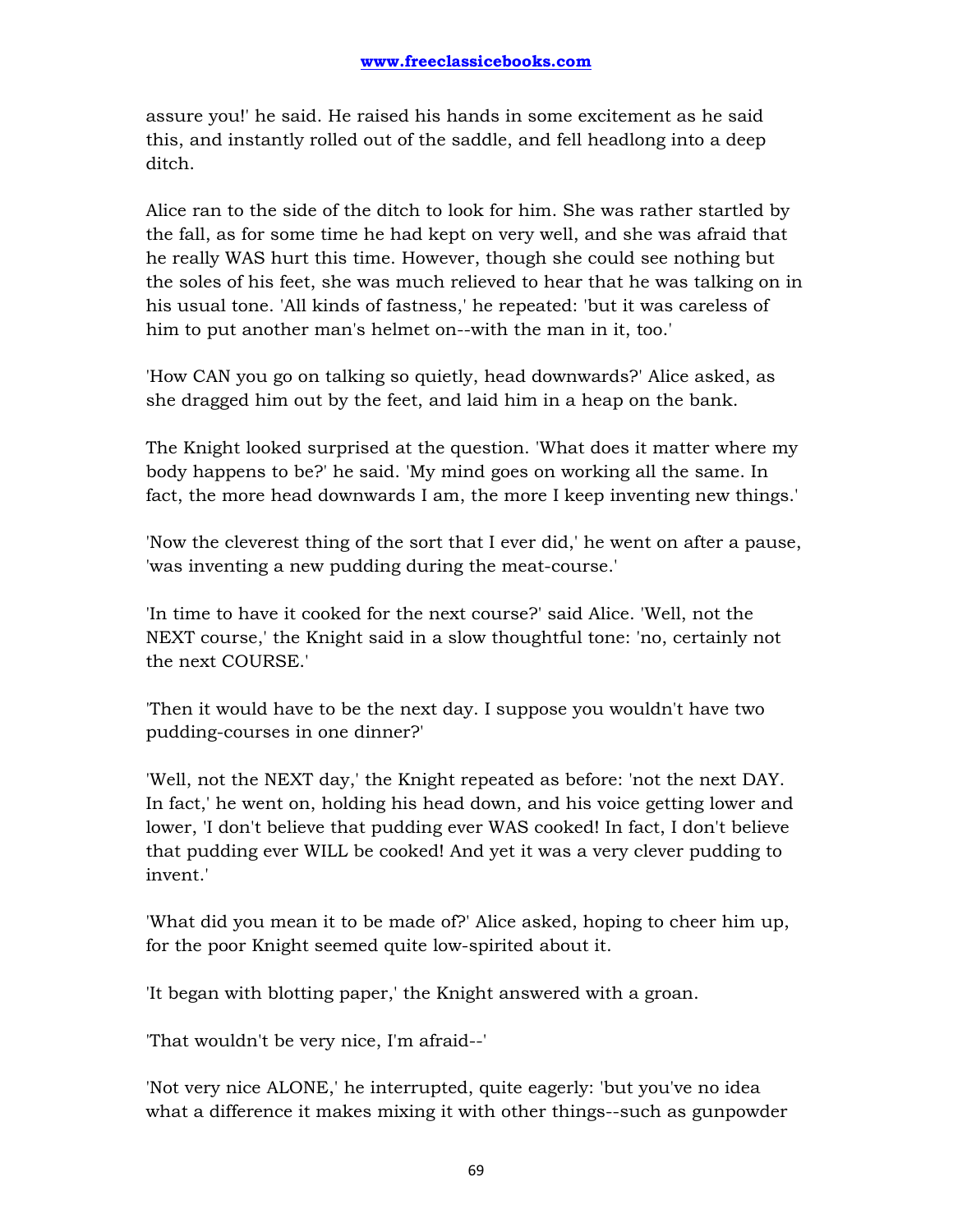assure you!' he said. He raised his hands in some excitement as he said this, and instantly rolled out of the saddle, and fell headlong into a deep ditch.

Alice ran to the side of the ditch to look for him. She was rather startled by the fall, as for some time he had kept on very well, and she was afraid that he really WAS hurt this time. However, though she could see nothing but the soles of his feet, she was much relieved to hear that he was talking on in his usual tone. 'All kinds of fastness,' he repeated: 'but it was careless of him to put another man's helmet on--with the man in it, too.'

'How CAN you go on talking so quietly, head downwards?' Alice asked, as she dragged him out by the feet, and laid him in a heap on the bank.

The Knight looked surprised at the question. 'What does it matter where my body happens to be?' he said. 'My mind goes on working all the same. In fact, the more head downwards I am, the more I keep inventing new things.'

'Now the cleverest thing of the sort that I ever did,' he went on after a pause, 'was inventing a new pudding during the meat-course.'

'In time to have it cooked for the next course?' said Alice. 'Well, not the NEXT course,' the Knight said in a slow thoughtful tone: 'no, certainly not the next COURSE.'

'Then it would have to be the next day. I suppose you wouldn't have two pudding-courses in one dinner?'

'Well, not the NEXT day,' the Knight repeated as before: 'not the next DAY. In fact,' he went on, holding his head down, and his voice getting lower and lower, 'I don't believe that pudding ever WAS cooked! In fact, I don't believe that pudding ever WILL be cooked! And yet it was a very clever pudding to invent.'

'What did you mean it to be made of?' Alice asked, hoping to cheer him up, for the poor Knight seemed quite low-spirited about it.

'It began with blotting paper,' the Knight answered with a groan.

'That wouldn't be very nice, I'm afraid--'

'Not very nice ALONE,' he interrupted, quite eagerly: 'but you've no idea what a difference it makes mixing it with other things--such as gunpowder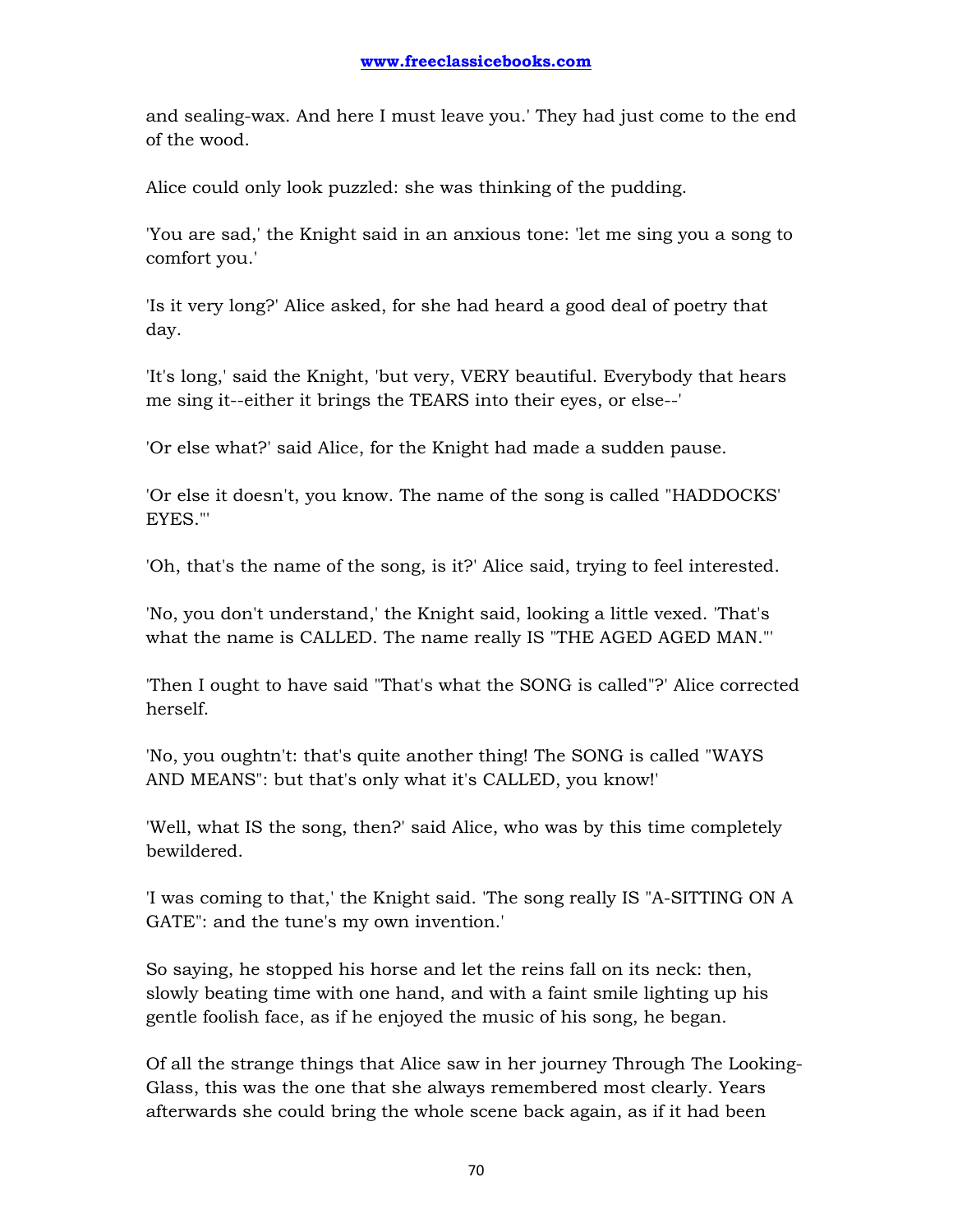and sealing-wax. And here I must leave you.' They had just come to the end of the wood.

Alice could only look puzzled: she was thinking of the pudding.

'You are sad,' the Knight said in an anxious tone: 'let me sing you a song to comfort you.'

'Is it very long?' Alice asked, for she had heard a good deal of poetry that day.

'It's long,' said the Knight, 'but very, VERY beautiful. Everybody that hears me sing it--either it brings the TEARS into their eyes, or else--'

'Or else what?' said Alice, for the Knight had made a sudden pause.

'Or else it doesn't, you know. The name of the song is called "HADDOCKS' EYES."'

'Oh, that's the name of the song, is it?' Alice said, trying to feel interested.

'No, you don't understand,' the Knight said, looking a little vexed. 'That's what the name is CALLED. The name really IS "THE AGED AGED MAN."'

'Then I ought to have said "That's what the SONG is called"?' Alice corrected herself.

'No, you oughtn't: that's quite another thing! The SONG is called "WAYS AND MEANS": but that's only what it's CALLED, you know!'

'Well, what IS the song, then?' said Alice, who was by this time completely bewildered.

'I was coming to that,' the Knight said. 'The song really IS "A-SITTING ON A GATE": and the tune's my own invention.'

So saying, he stopped his horse and let the reins fall on its neck: then, slowly beating time with one hand, and with a faint smile lighting up his gentle foolish face, as if he enjoyed the music of his song, he began.

Of all the strange things that Alice saw in her journey Through The Looking-Glass, this was the one that she always remembered most clearly. Years afterwards she could bring the whole scene back again, as if it had been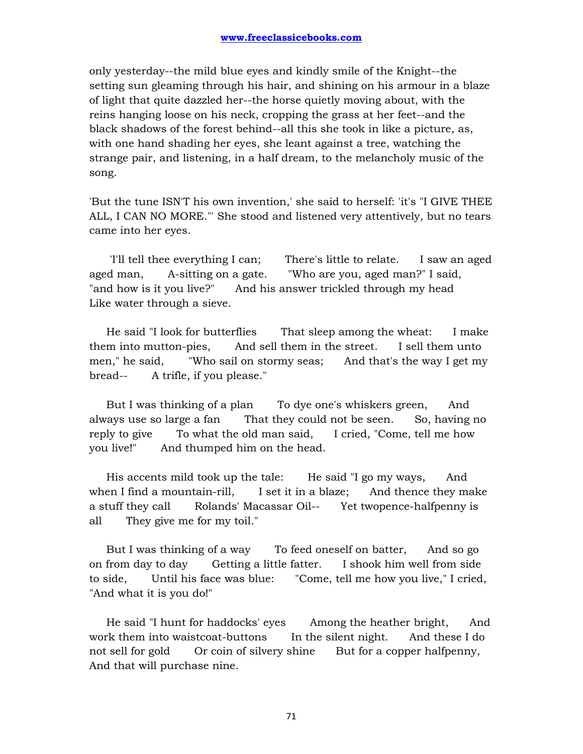only yesterday--the mild blue eyes and kindly smile of the Knight--the setting sun gleaming through his hair, and shining on his armour in a blaze of light that quite dazzled her--the horse quietly moving about, with the reins hanging loose on his neck, cropping the grass at her feet--and the black shadows of the forest behind--all this she took in like a picture, as, with one hand shading her eyes, she leant against a tree, watching the strange pair, and listening, in a half dream, to the melancholy music of the song.

'But the tune ISN'T his own invention,' she said to herself: 'it's "I GIVE THEE ALL, I CAN NO MORE."' She stood and listened very attentively, but no tears came into her eyes.

'I'll tell thee everything I can; There's little to relate. I saw an aged aged man, A-sitting on a gate. "Who are you, aged man?" I said, "and how is it you live?" And his answer trickled through my head Like water through a sieve.

He said "I look for butterflies That sleep among the wheat: I make them into mutton-pies, And sell them in the street. I sell them unto men," he said, "Who sail on stormy seas; And that's the way I get my bread-- A trifle, if you please."

But I was thinking of a plan To dye one's whiskers green, And always use so large a fan That they could not be seen. So, having no reply to give To what the old man said, I cried, "Come, tell me how you live!" And thumped him on the head.

His accents mild took up the tale: He said "I go my ways, And when I find a mountain-rill, I set it in a blaze; And thence they make a stuff they call Rolands' Macassar Oil-- Yet twopence-halfpenny is all They give me for my toil."

But I was thinking of a way To feed oneself on batter, And so go on from day to day Getting a little fatter. I shook him well from side to side, Until his face was blue: "Come, tell me how you live," I cried, "And what it is you do!"

He said "I hunt for haddocks' eyes Among the heather bright, And work them into waistcoat-buttons In the silent night. And these I do not sell for gold Or coin of silvery shine But for a copper halfpenny, And that will purchase nine.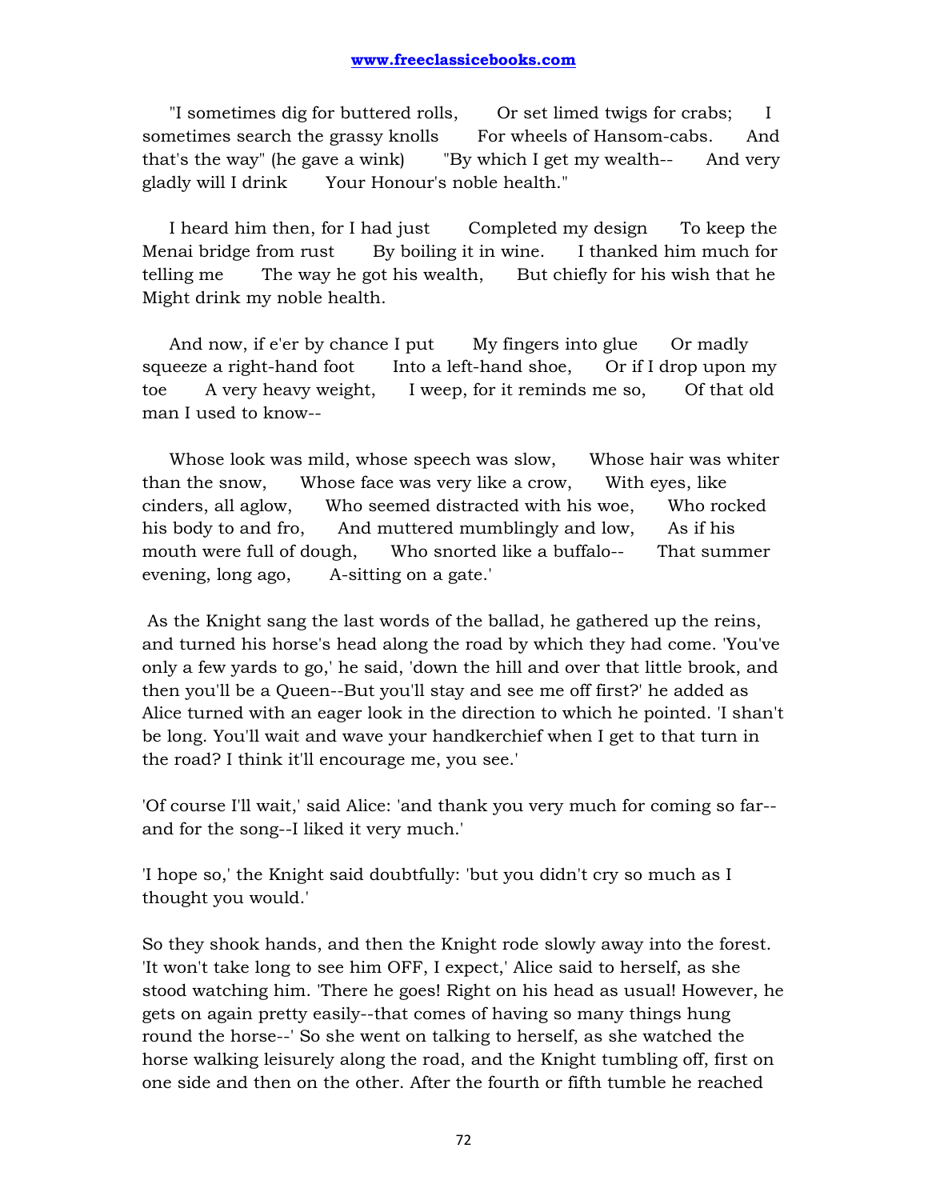"I sometimes dig for buttered rolls,      Or set limed twigs for crabs;      I sometimes search the grassy knolls      For wheels of Hansom-cabs.      And that's the way" (he gave a wink)      "By which I get my wealth--      And very gladly will I drink      Your Honour's noble health."

I heard him then, for I had just      Completed my design      To keep the Menai bridge from rust      By boiling it in wine.      I thanked him much for telling me      The way he got his wealth,      But chiefly for his wish that he Might drink my noble health.

And now, if e'er by chance I put      My fingers into glue      Or madly squeeze a right-hand foot      Into a left-hand shoe,      Or if I drop upon my toe      A very heavy weight,      I weep, for it reminds me so,      Of that old man I used to know--

Whose look was mild, whose speech was slow,      Whose hair was whiter than the snow,      Whose face was very like a crow,      With eyes, like cinders, all aglow,      Who seemed distracted with his woe,      Who rocked his body to and fro,      And muttered mumblingly and low,      As if his mouth were full of dough,      Who snorted like a buffalo--      That summer evening, long ago,      A-sitting on a gate.'

As the Knight sang the last words of the ballad, he gathered up the reins, and turned his horse's head along the road by which they had come. 'You've only a few yards to go,' he said, 'down the hill and over that little brook, and then you'll be a Queen--But you'll stay and see me off first?' he added as Alice turned with an eager look in the direction to which he pointed. 'I shan't be long. You'll wait and wave your handkerchief when I get to that turn in the road? I think it'll encourage me, you see.'

'Of course I'll wait,' said Alice: 'and thank you very much for coming so far--and for the song--I liked it very much.'

'I hope so,' the Knight said doubtfully: 'but you didn't cry so much as I thought you would.'

So they shook hands, and then the Knight rode slowly away into the forest. 'It won't take long to see him OFF, I expect,' Alice said to herself, as she stood watching him. 'There he goes! Right on his head as usual! However, he gets on again pretty easily--that comes of having so many things hung round the horse--' So she went on talking to herself, as she watched the horse walking leisurely along the road, and the Knight tumbling off, first on one side and then on the other. After the fourth or fifth tumble he reached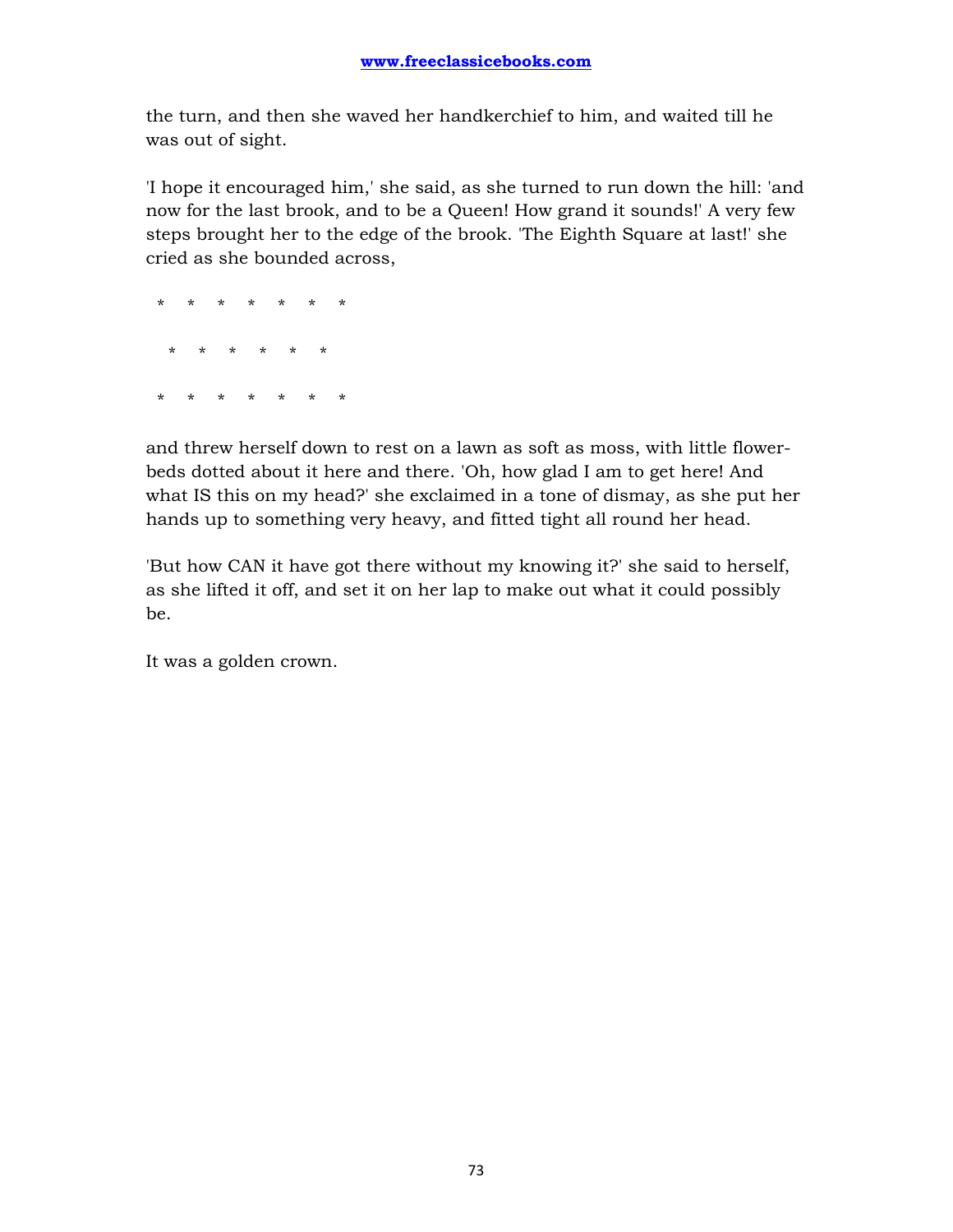the turn, and then she waved her handkerchief to him, and waited till he was out of sight.

'I hope it encouraged him,' she said, as she turned to run down the hill: 'and now for the last brook, and to be a Queen! How grand it sounds!' A very few steps brought her to the edge of the brook. 'The Eighth Square at last!' she cried as she bounded across,

```
  *    *    *    *    *    *    *

    *    *    *    *    *    *

  *    *    *    *    *    *    *
```

and threw herself down to rest on a lawn as soft as moss, with little flower-beds dotted about it here and there. 'Oh, how glad I am to get here! And what IS this on my head?' she exclaimed in a tone of dismay, as she put her hands up to something very heavy, and fitted tight all round her head.

'But how CAN it have got there without my knowing it?' she said to herself, as she lifted it off, and set it on her lap to make out what it could possibly be.

It was a golden crown.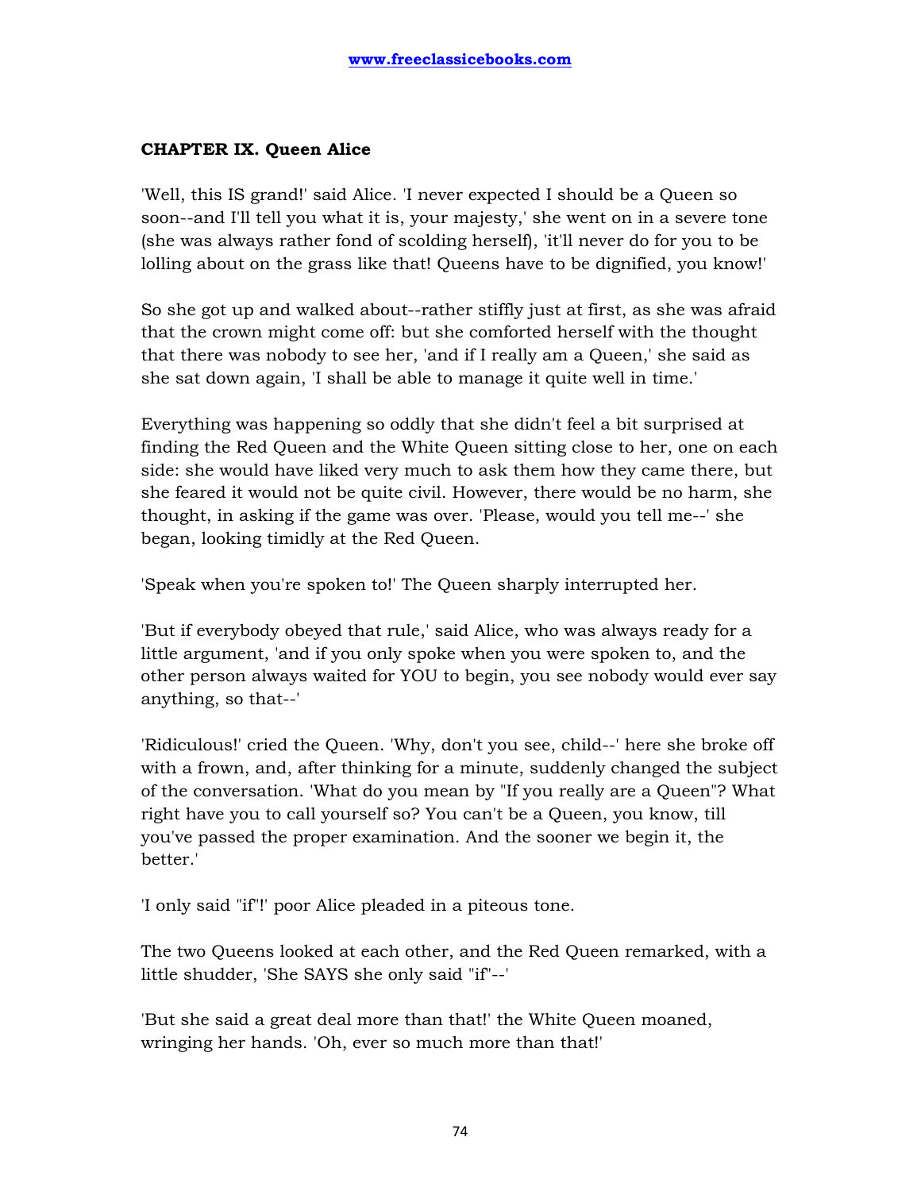## CHAPTER IX. Queen Alice

'Well, this IS grand!' said Alice. 'I never expected I should be a Queen so soon--and I'll tell you what it is, your majesty,' she went on in a severe tone (she was always rather fond of scolding herself), 'it'll never do for you to be lolling about on the grass like that! Queens have to be dignified, you know!'

So she got up and walked about--rather stiffly just at first, as she was afraid that the crown might come off: but she comforted herself with the thought that there was nobody to see her, 'and if I really am a Queen,' she said as she sat down again, 'I shall be able to manage it quite well in time.'

Everything was happening so oddly that she didn't feel a bit surprised at finding the Red Queen and the White Queen sitting close to her, one on each side: she would have liked very much to ask them how they came there, but she feared it would not be quite civil. However, there would be no harm, she thought, in asking if the game was over. 'Please, would you tell me--' she began, looking timidly at the Red Queen.

'Speak when you're spoken to!' The Queen sharply interrupted her.

'But if everybody obeyed that rule,' said Alice, who was always ready for a little argument, 'and if you only spoke when you were spoken to, and the other person always waited for YOU to begin, you see nobody would ever say anything, so that--'

'Ridiculous!' cried the Queen. 'Why, don't you see, child--' here she broke off with a frown, and, after thinking for a minute, suddenly changed the subject of the conversation. 'What do you mean by "If you really are a Queen"? What right have you to call yourself so? You can't be a Queen, you know, till you've passed the proper examination. And the sooner we begin it, the better.'

'I only said "if"!' poor Alice pleaded in a piteous tone.

The two Queens looked at each other, and the Red Queen remarked, with a little shudder, 'She SAYS she only said "if"--'

'But she said a great deal more than that!' the White Queen moaned, wringing her hands. 'Oh, ever so much more than that!'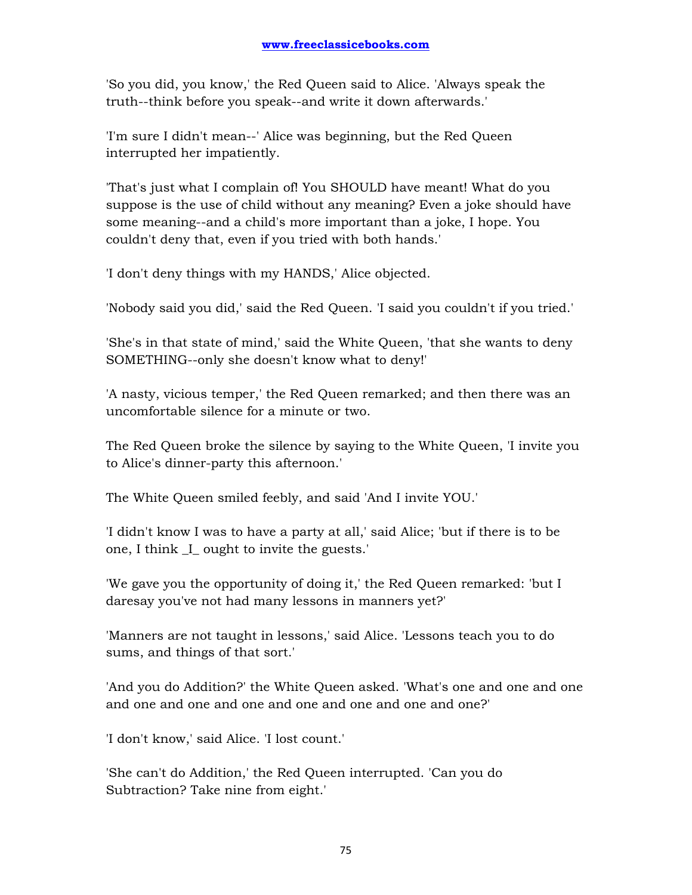'So you did, you know,' the Red Queen said to Alice. 'Always speak the truth--think before you speak--and write it down afterwards.'

'I'm sure I didn't mean--' Alice was beginning, but the Red Queen interrupted her impatiently.

'That's just what I complain of! You SHOULD have meant! What do you suppose is the use of child without any meaning? Even a joke should have some meaning--and a child's more important than a joke, I hope. You couldn't deny that, even if you tried with both hands.'

'I don't deny things with my HANDS,' Alice objected.

'Nobody said you did,' said the Red Queen. 'I said you couldn't if you tried.'

'She's in that state of mind,' said the White Queen, 'that she wants to deny SOMETHING--only she doesn't know what to deny!'

'A nasty, vicious temper,' the Red Queen remarked; and then there was an uncomfortable silence for a minute or two.

The Red Queen broke the silence by saying to the White Queen, 'I invite you to Alice's dinner-party this afternoon.'

The White Queen smiled feebly, and said 'And I invite YOU.'

'I didn't know I was to have a party at all,' said Alice; 'but if there is to be one, I think _I_ ought to invite the guests.'

'We gave you the opportunity of doing it,' the Red Queen remarked: 'but I daresay you've not had many lessons in manners yet?'

'Manners are not taught in lessons,' said Alice. 'Lessons teach you to do sums, and things of that sort.'

'And you do Addition?' the White Queen asked. 'What's one and one and one and one and one and one and one and one and one and one?'

'I don't know,' said Alice. 'I lost count.'

'She can't do Addition,' the Red Queen interrupted. 'Can you do Subtraction? Take nine from eight.'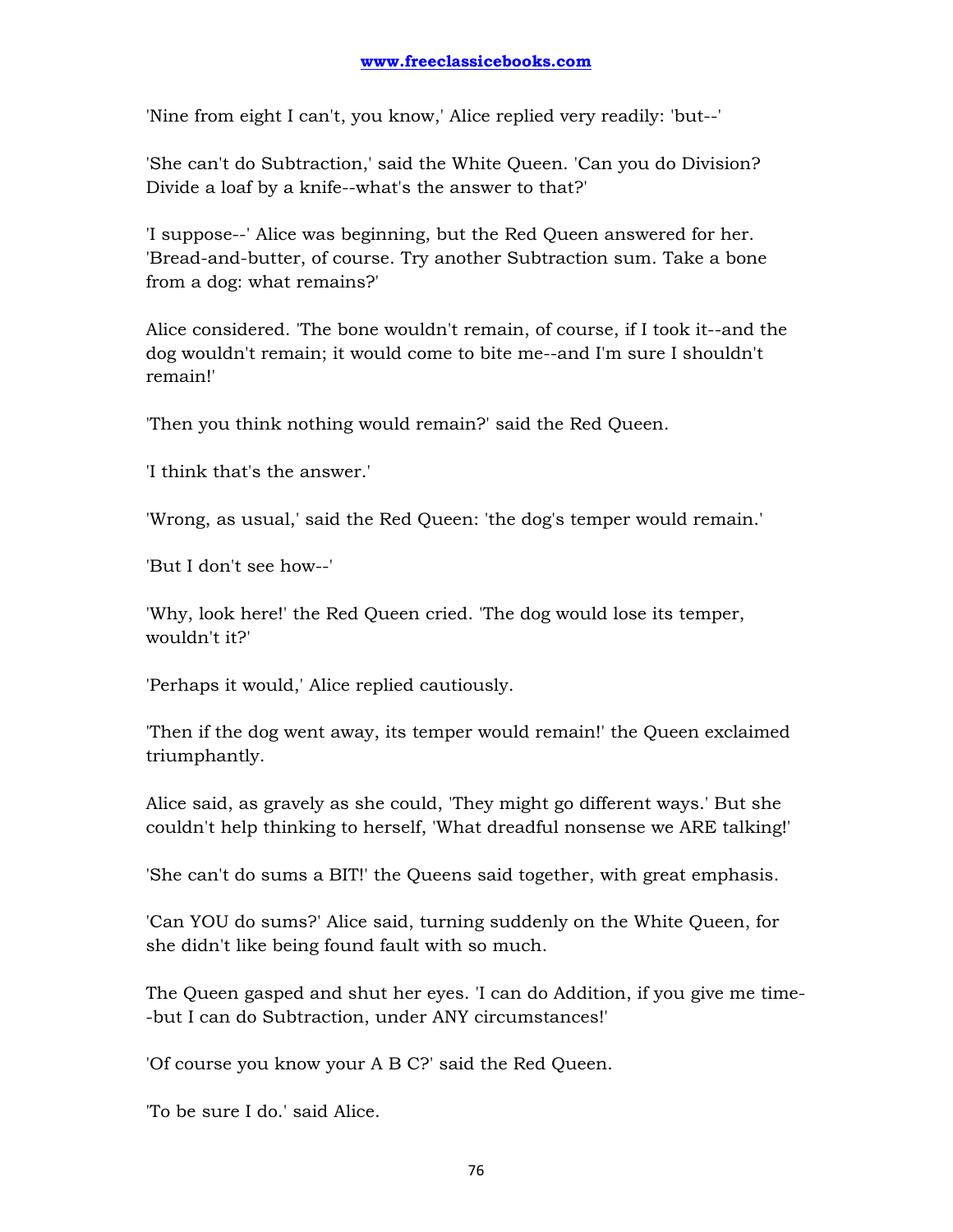'Nine from eight I can't, you know,' Alice replied very readily: 'but--'

'She can't do Subtraction,' said the White Queen. 'Can you do Division? Divide a loaf by a knife--what's the answer to that?'

'I suppose--' Alice was beginning, but the Red Queen answered for her. 'Bread-and-butter, of course. Try another Subtraction sum. Take a bone from a dog: what remains?'

Alice considered. 'The bone wouldn't remain, of course, if I took it--and the dog wouldn't remain; it would come to bite me--and I'm sure I shouldn't remain!'

'Then you think nothing would remain?' said the Red Queen.

'I think that's the answer.'

'Wrong, as usual,' said the Red Queen: 'the dog's temper would remain.'

'But I don't see how--'

'Why, look here!' the Red Queen cried. 'The dog would lose its temper, wouldn't it?'

'Perhaps it would,' Alice replied cautiously.

'Then if the dog went away, its temper would remain!' the Queen exclaimed triumphantly.

Alice said, as gravely as she could, 'They might go different ways.' But she couldn't help thinking to herself, 'What dreadful nonsense we ARE talking!'

'She can't do sums a BIT!' the Queens said together, with great emphasis.

'Can YOU do sums?' Alice said, turning suddenly on the White Queen, for she didn't like being found fault with so much.

The Queen gasped and shut her eyes. 'I can do Addition, if you give me time--but I can do Subtraction, under ANY circumstances!'

'Of course you know your A B C?' said the Red Queen.

'To be sure I do.' said Alice.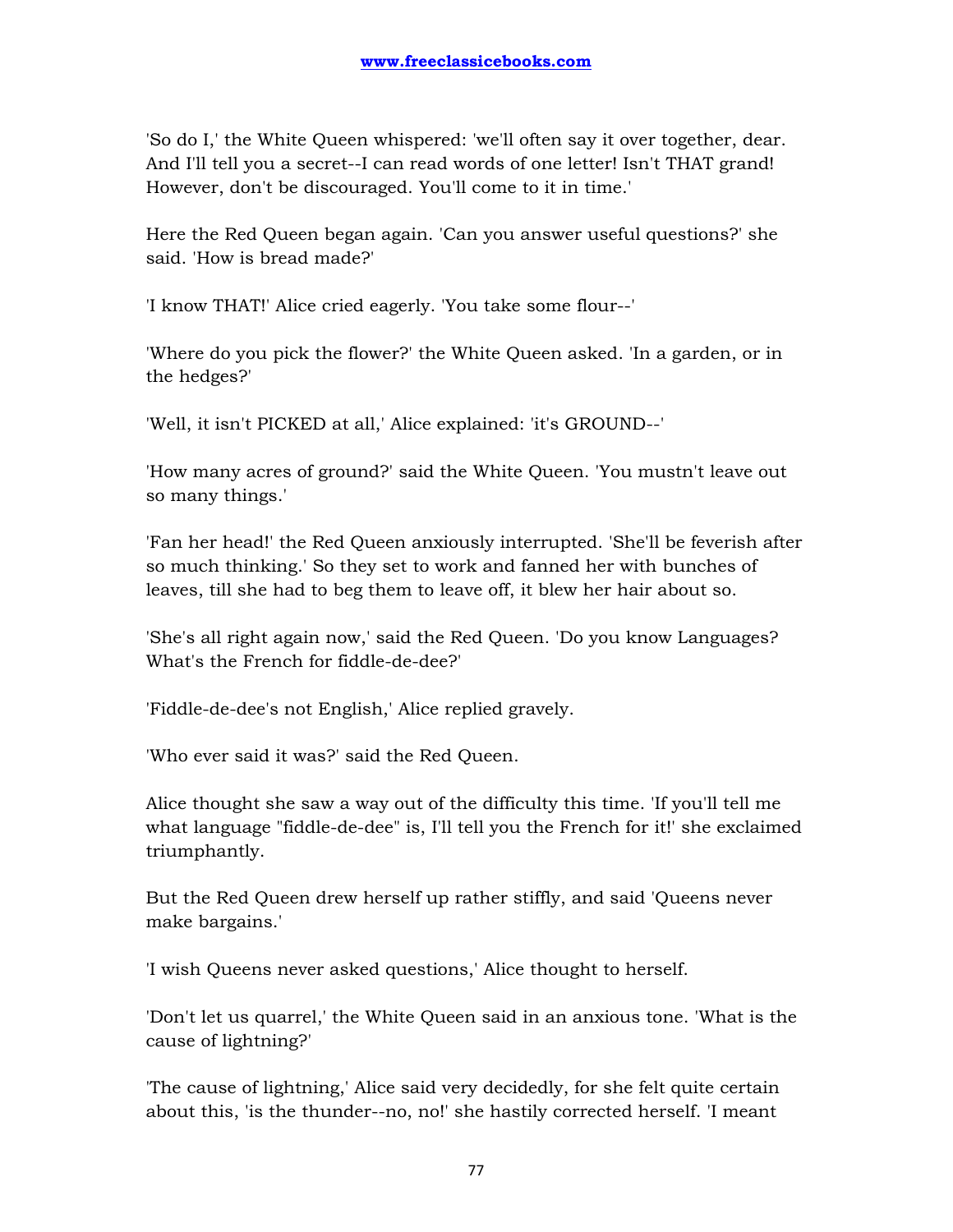'So do I,' the White Queen whispered: 'we'll often say it over together, dear. And I'll tell you a secret--I can read words of one letter! Isn't THAT grand! However, don't be discouraged. You'll come to it in time.'

Here the Red Queen began again. 'Can you answer useful questions?' she said. 'How is bread made?'

'I know THAT!' Alice cried eagerly. 'You take some flour--'

'Where do you pick the flower?' the White Queen asked. 'In a garden, or in the hedges?'

'Well, it isn't PICKED at all,' Alice explained: 'it's GROUND--'

'How many acres of ground?' said the White Queen. 'You mustn't leave out so many things.'

'Fan her head!' the Red Queen anxiously interrupted. 'She'll be feverish after so much thinking.' So they set to work and fanned her with bunches of leaves, till she had to beg them to leave off, it blew her hair about so.

'She's all right again now,' said the Red Queen. 'Do you know Languages? What's the French for fiddle-de-dee?'

'Fiddle-de-dee's not English,' Alice replied gravely.

'Who ever said it was?' said the Red Queen.

Alice thought she saw a way out of the difficulty this time. 'If you'll tell me what language "fiddle-de-dee" is, I'll tell you the French for it!' she exclaimed triumphantly.

But the Red Queen drew herself up rather stiffly, and said 'Queens never make bargains.'

'I wish Queens never asked questions,' Alice thought to herself.

'Don't let us quarrel,' the White Queen said in an anxious tone. 'What is the cause of lightning?'

'The cause of lightning,' Alice said very decidedly, for she felt quite certain about this, 'is the thunder--no, no!' she hastily corrected herself. 'I meant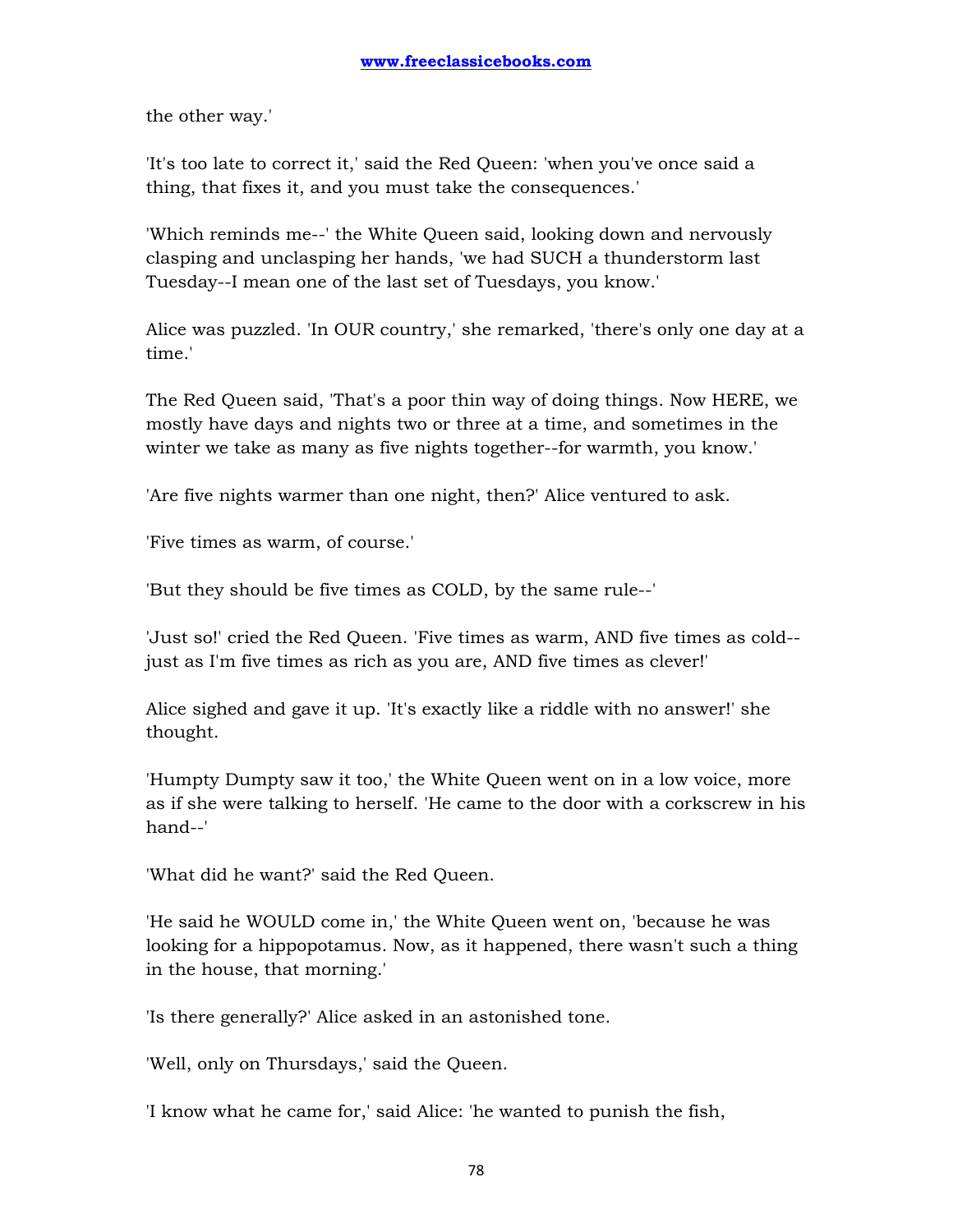the other way.'

'It's too late to correct it,' said the Red Queen: 'when you've once said a thing, that fixes it, and you must take the consequences.'

'Which reminds me--' the White Queen said, looking down and nervously clasping and unclasping her hands, 'we had SUCH a thunderstorm last Tuesday--I mean one of the last set of Tuesdays, you know.'

Alice was puzzled. 'In OUR country,' she remarked, 'there's only one day at a time.'

The Red Queen said, 'That's a poor thin way of doing things. Now HERE, we mostly have days and nights two or three at a time, and sometimes in the winter we take as many as five nights together--for warmth, you know.'

'Are five nights warmer than one night, then?' Alice ventured to ask.

'Five times as warm, of course.'

'But they should be five times as COLD, by the same rule--'

'Just so!' cried the Red Queen. 'Five times as warm, AND five times as cold--just as I'm five times as rich as you are, AND five times as clever!'

Alice sighed and gave it up. 'It's exactly like a riddle with no answer!' she thought.

'Humpty Dumpty saw it too,' the White Queen went on in a low voice, more as if she were talking to herself. 'He came to the door with a corkscrew in his hand--'

'What did he want?' said the Red Queen.

'He said he WOULD come in,' the White Queen went on, 'because he was looking for a hippopotamus. Now, as it happened, there wasn't such a thing in the house, that morning.'

'Is there generally?' Alice asked in an astonished tone.

'Well, only on Thursdays,' said the Queen.

'I know what he came for,' said Alice: 'he wanted to punish the fish,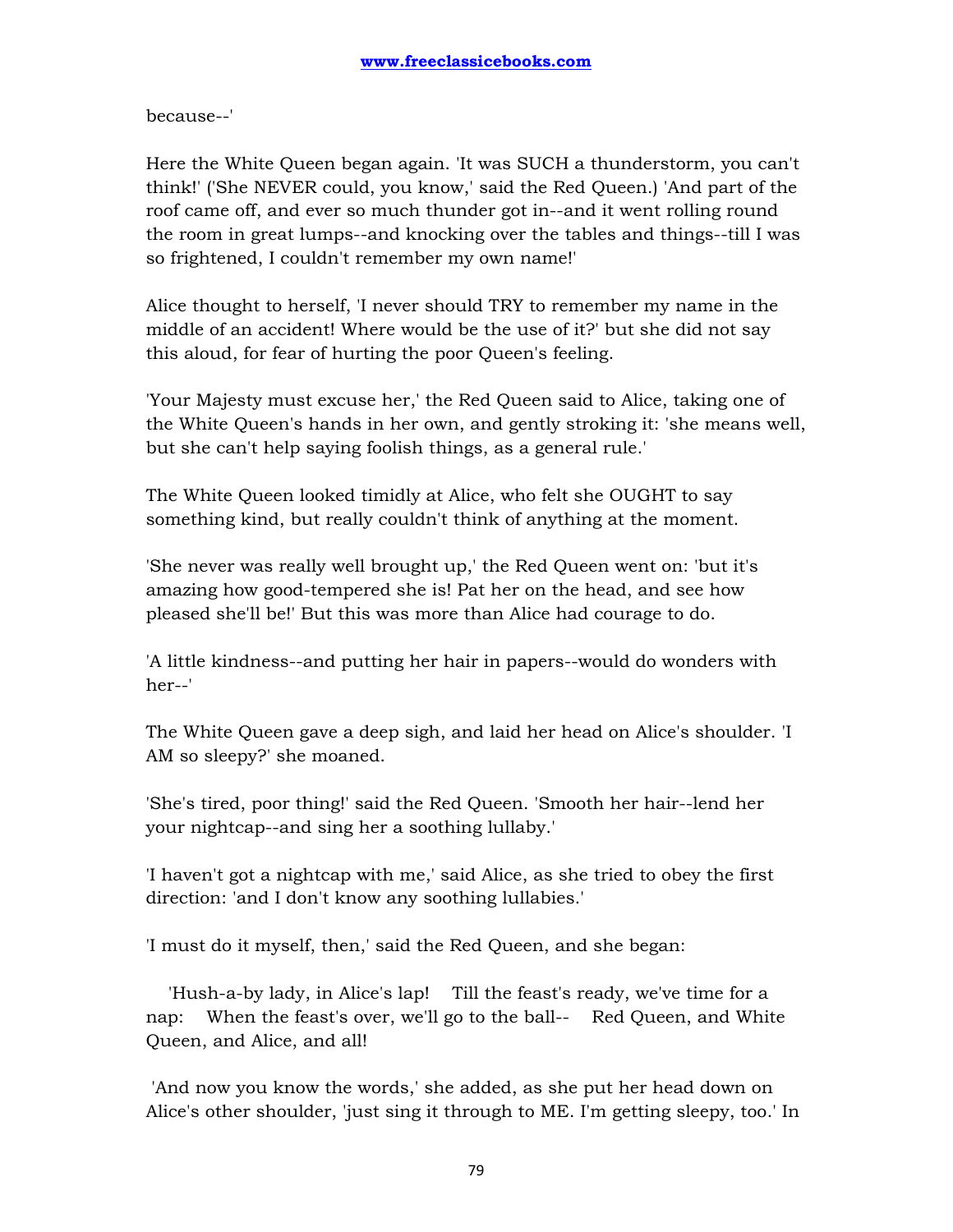because--'

Here the White Queen began again. 'It was SUCH a thunderstorm, you can't think!' ('She NEVER could, you know,' said the Red Queen.) 'And part of the roof came off, and ever so much thunder got in--and it went rolling round the room in great lumps--and knocking over the tables and things--till I was so frightened, I couldn't remember my own name!'

Alice thought to herself, 'I never should TRY to remember my name in the middle of an accident! Where would be the use of it?' but she did not say this aloud, for fear of hurting the poor Queen's feeling.

'Your Majesty must excuse her,' the Red Queen said to Alice, taking one of the White Queen's hands in her own, and gently stroking it: 'she means well, but she can't help saying foolish things, as a general rule.'

The White Queen looked timidly at Alice, who felt she OUGHT to say something kind, but really couldn't think of anything at the moment.

'She never was really well brought up,' the Red Queen went on: 'but it's amazing how good-tempered she is! Pat her on the head, and see how pleased she'll be!' But this was more than Alice had courage to do.

'A little kindness--and putting her hair in papers--would do wonders with her--'

The White Queen gave a deep sigh, and laid her head on Alice's shoulder. 'I AM so sleepy?' she moaned.

'She's tired, poor thing!' said the Red Queen. 'Smooth her hair--lend her your nightcap--and sing her a soothing lullaby.'

'I haven't got a nightcap with me,' said Alice, as she tried to obey the first direction: 'and I don't know any soothing lullabies.'

'I must do it myself, then,' said the Red Queen, and she began:

'Hush-a-by lady, in Alice's lap! Till the feast's ready, we've time for a nap: When the feast's over, we'll go to the ball-- Red Queen, and White Queen, and Alice, and all!

'And now you know the words,' she added, as she put her head down on Alice's other shoulder, 'just sing it through to ME. I'm getting sleepy, too.' In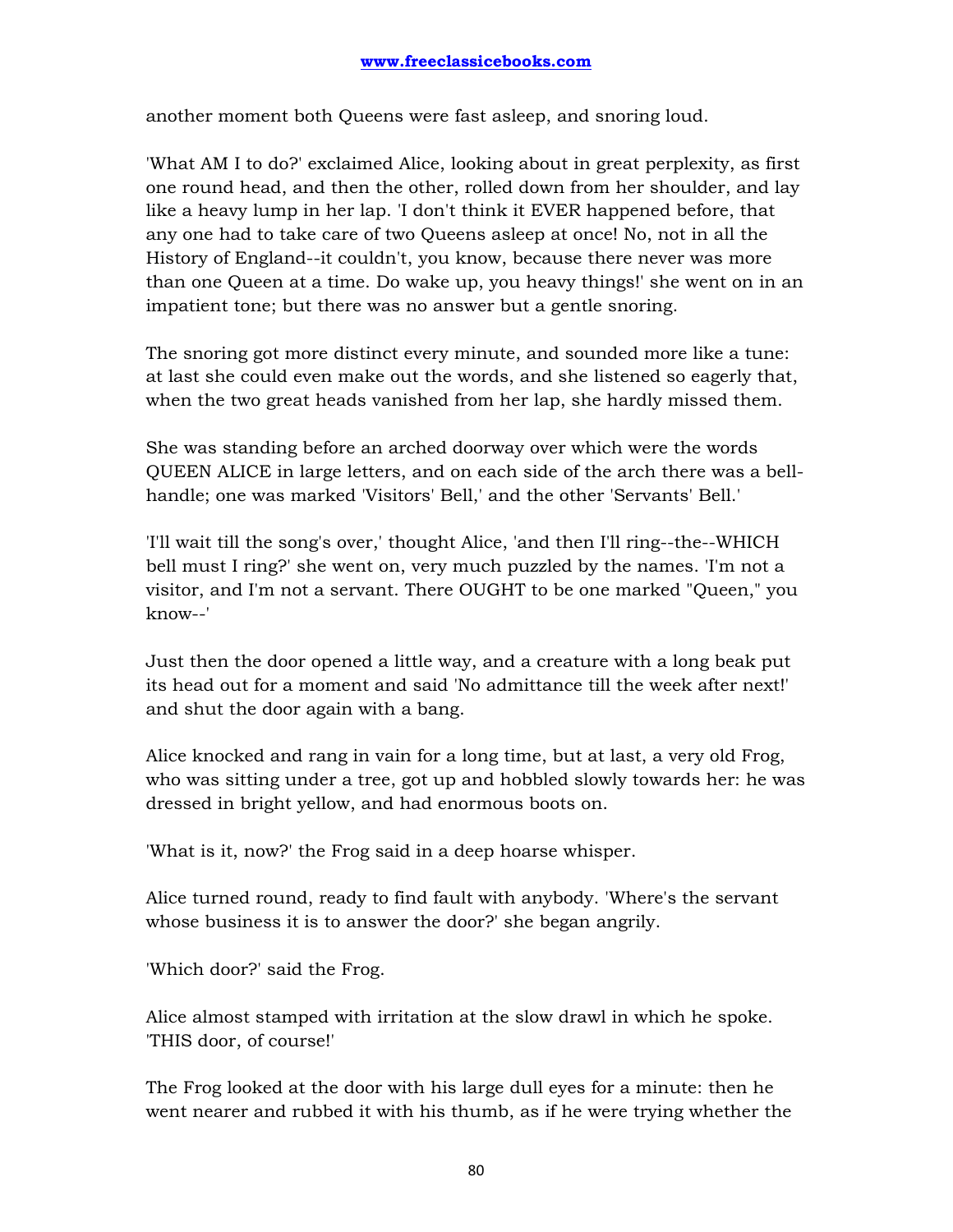another moment both Queens were fast asleep, and snoring loud.

'What AM I to do?' exclaimed Alice, looking about in great perplexity, as first one round head, and then the other, rolled down from her shoulder, and lay like a heavy lump in her lap. 'I don't think it EVER happened before, that any one had to take care of two Queens asleep at once! No, not in all the History of England--it couldn't, you know, because there never was more than one Queen at a time. Do wake up, you heavy things!' she went on in an impatient tone; but there was no answer but a gentle snoring.

The snoring got more distinct every minute, and sounded more like a tune: at last she could even make out the words, and she listened so eagerly that, when the two great heads vanished from her lap, she hardly missed them.

She was standing before an arched doorway over which were the words QUEEN ALICE in large letters, and on each side of the arch there was a bell-handle; one was marked 'Visitors' Bell,' and the other 'Servants' Bell.'

'I'll wait till the song's over,' thought Alice, 'and then I'll ring--the--WHICH bell must I ring?' she went on, very much puzzled by the names. 'I'm not a visitor, and I'm not a servant. There OUGHT to be one marked "Queen," you know--'

Just then the door opened a little way, and a creature with a long beak put its head out for a moment and said 'No admittance till the week after next!' and shut the door again with a bang.

Alice knocked and rang in vain for a long time, but at last, a very old Frog, who was sitting under a tree, got up and hobbled slowly towards her: he was dressed in bright yellow, and had enormous boots on.

'What is it, now?' the Frog said in a deep hoarse whisper.

Alice turned round, ready to find fault with anybody. 'Where's the servant whose business it is to answer the door?' she began angrily.

'Which door?' said the Frog.

Alice almost stamped with irritation at the slow drawl in which he spoke. 'THIS door, of course!'

The Frog looked at the door with his large dull eyes for a minute: then he went nearer and rubbed it with his thumb, as if he were trying whether the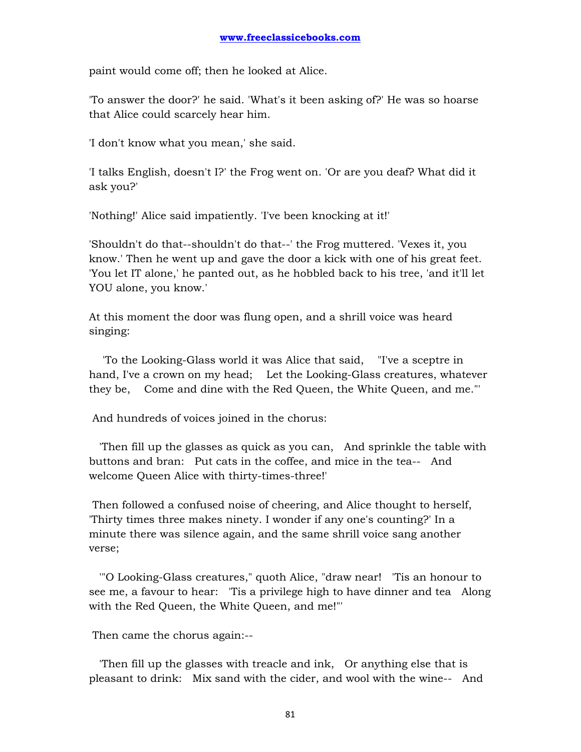paint would come off; then he looked at Alice.

'To answer the door?' he said. 'What's it been asking of?' He was so hoarse that Alice could scarcely hear him.

'I don't know what you mean,' she said.

'I talks English, doesn't I?' the Frog went on. 'Or are you deaf? What did it ask you?'

'Nothing!' Alice said impatiently. 'I've been knocking at it!'

'Shouldn't do that--shouldn't do that--' the Frog muttered. 'Vexes it, you know.' Then he went up and gave the door a kick with one of his great feet. 'You let IT alone,' he panted out, as he hobbled back to his tree, 'and it'll let YOU alone, you know.'

At this moment the door was flung open, and a shrill voice was heard singing:

'To the Looking-Glass world it was Alice that said, "I've a sceptre in hand, I've a crown on my head; Let the Looking-Glass creatures, whatever they be, Come and dine with the Red Queen, the White Queen, and me."'

And hundreds of voices joined in the chorus:

'Then fill up the glasses as quick as you can, And sprinkle the table with buttons and bran: Put cats in the coffee, and mice in the tea-- And welcome Queen Alice with thirty-times-three!'

Then followed a confused noise of cheering, and Alice thought to herself, 'Thirty times three makes ninety. I wonder if any one's counting?' In a minute there was silence again, and the same shrill voice sang another verse;

'"O Looking-Glass creatures," quoth Alice, "draw near! 'Tis an honour to see me, a favour to hear: 'Tis a privilege high to have dinner and tea Along with the Red Queen, the White Queen, and me!"'

Then came the chorus again:--

'Then fill up the glasses with treacle and ink, Or anything else that is pleasant to drink: Mix sand with the cider, and wool with the wine-- And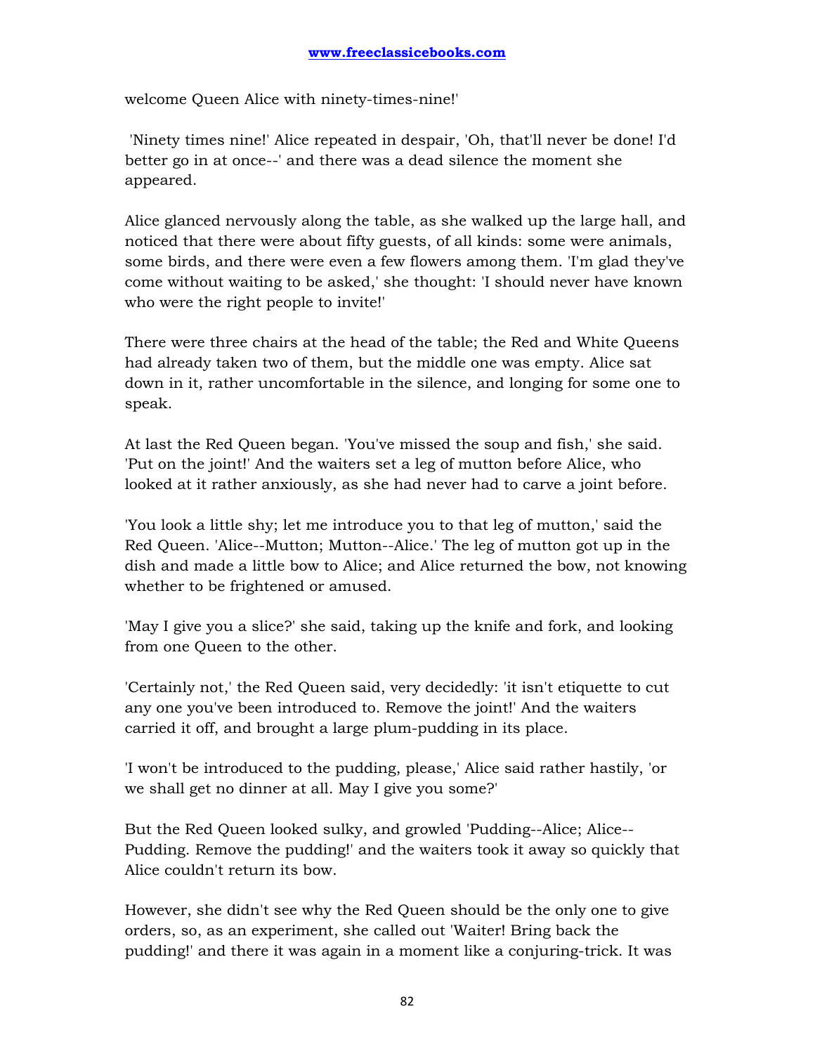welcome Queen Alice with ninety-times-nine!'

'Ninety times nine!' Alice repeated in despair, 'Oh, that'll never be done! I'd better go in at once--' and there was a dead silence the moment she appeared.

Alice glanced nervously along the table, as she walked up the large hall, and noticed that there were about fifty guests, of all kinds: some were animals, some birds, and there were even a few flowers among them. 'I'm glad they've come without waiting to be asked,' she thought: 'I should never have known who were the right people to invite!'

There were three chairs at the head of the table; the Red and White Queens had already taken two of them, but the middle one was empty. Alice sat down in it, rather uncomfortable in the silence, and longing for some one to speak.

At last the Red Queen began. 'You've missed the soup and fish,' she said. 'Put on the joint!' And the waiters set a leg of mutton before Alice, who looked at it rather anxiously, as she had never had to carve a joint before.

'You look a little shy; let me introduce you to that leg of mutton,' said the Red Queen. 'Alice--Mutton; Mutton--Alice.' The leg of mutton got up in the dish and made a little bow to Alice; and Alice returned the bow, not knowing whether to be frightened or amused.

'May I give you a slice?' she said, taking up the knife and fork, and looking from one Queen to the other.

'Certainly not,' the Red Queen said, very decidedly: 'it isn't etiquette to cut any one you've been introduced to. Remove the joint!' And the waiters carried it off, and brought a large plum-pudding in its place.

'I won't be introduced to the pudding, please,' Alice said rather hastily, 'or we shall get no dinner at all. May I give you some?'

But the Red Queen looked sulky, and growled 'Pudding--Alice; Alice--Pudding. Remove the pudding!' and the waiters took it away so quickly that Alice couldn't return its bow.

However, she didn't see why the Red Queen should be the only one to give orders, so, as an experiment, she called out 'Waiter! Bring back the pudding!' and there it was again in a moment like a conjuring-trick. It was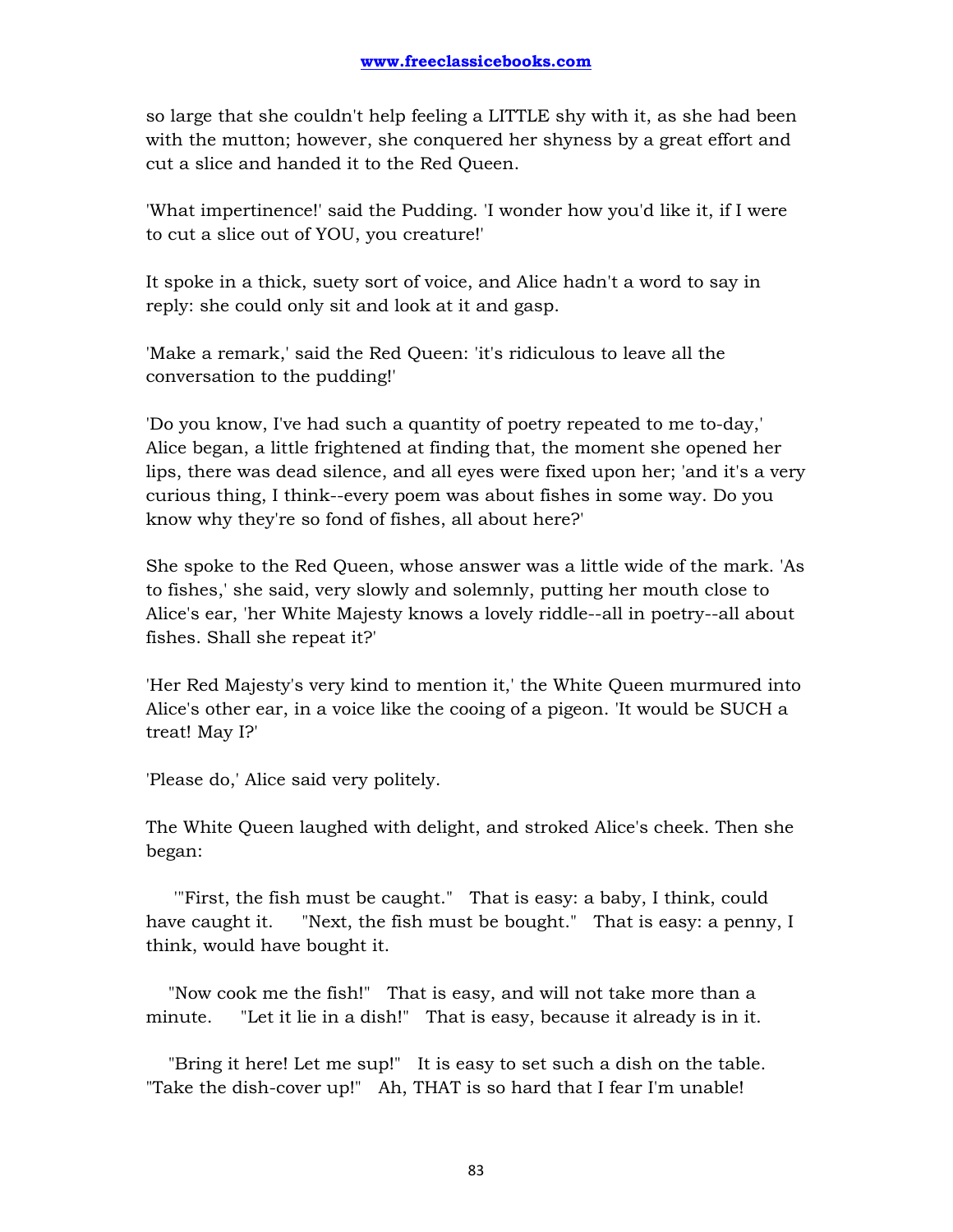so large that she couldn't help feeling a LITTLE shy with it, as she had been with the mutton; however, she conquered her shyness by a great effort and cut a slice and handed it to the Red Queen.

'What impertinence!' said the Pudding. 'I wonder how you'd like it, if I were to cut a slice out of YOU, you creature!'

It spoke in a thick, suety sort of voice, and Alice hadn't a word to say in reply: she could only sit and look at it and gasp.

'Make a remark,' said the Red Queen: 'it's ridiculous to leave all the conversation to the pudding!'

'Do you know, I've had such a quantity of poetry repeated to me to-day,' Alice began, a little frightened at finding that, the moment she opened her lips, there was dead silence, and all eyes were fixed upon her; 'and it's a very curious thing, I think--every poem was about fishes in some way. Do you know why they're so fond of fishes, all about here?'

She spoke to the Red Queen, whose answer was a little wide of the mark. 'As to fishes,' she said, very slowly and solemnly, putting her mouth close to Alice's ear, 'her White Majesty knows a lovely riddle--all in poetry--all about fishes. Shall she repeat it?'

'Her Red Majesty's very kind to mention it,' the White Queen murmured into Alice's other ear, in a voice like the cooing of a pigeon. 'It would be SUCH a treat! May I?'

'Please do,' Alice said very politely.

The White Queen laughed with delight, and stroked Alice's cheek. Then she began:

'"First, the fish must be caught." That is easy: a baby, I think, could have caught it. "Next, the fish must be bought." That is easy: a penny, I think, would have bought it.

"Now cook me the fish!" That is easy, and will not take more than a minute. "Let it lie in a dish!" That is easy, because it already is in it.

"Bring it here! Let me sup!" It is easy to set such a dish on the table. "Take the dish-cover up!" Ah, THAT is so hard that I fear I'm unable!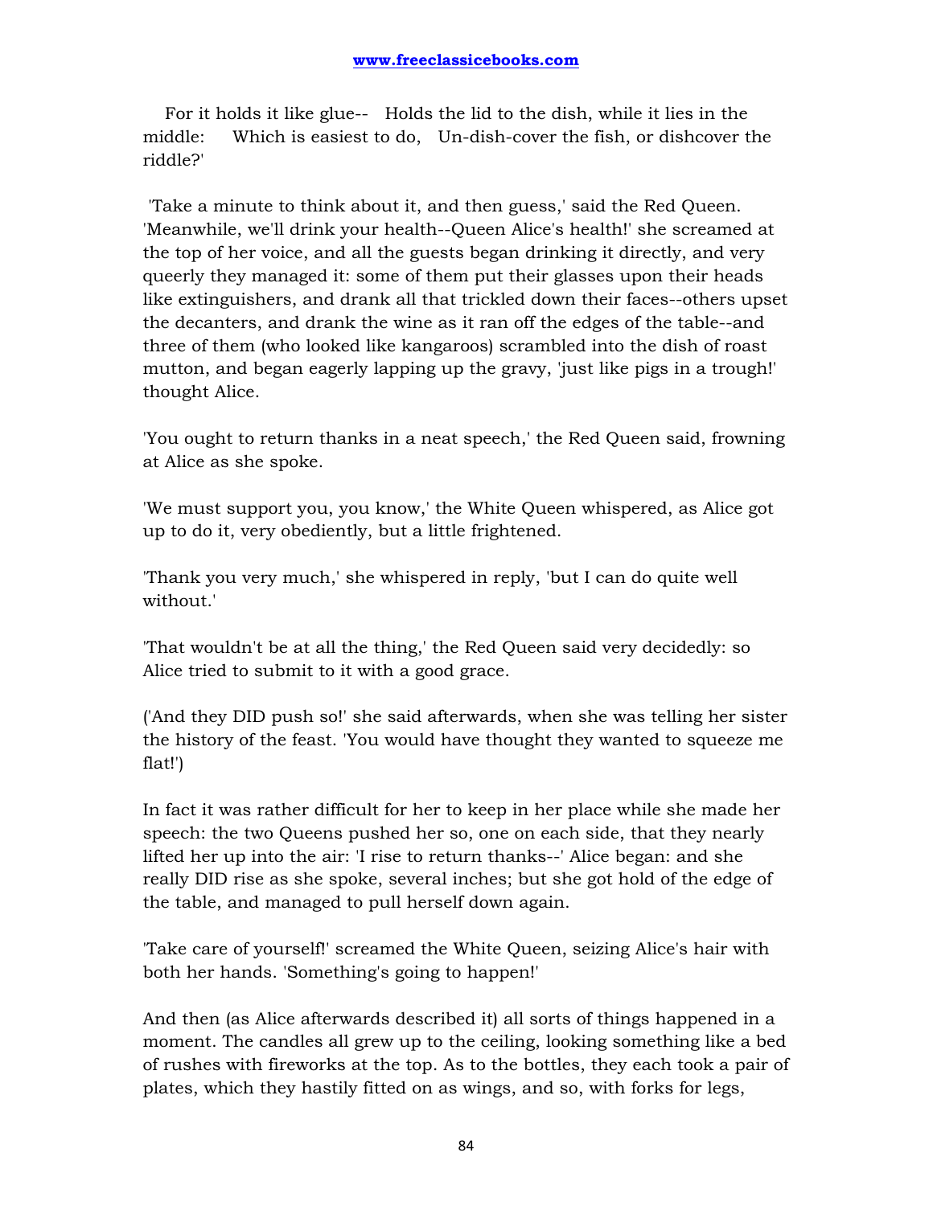For it holds it like glue-- Holds the lid to the dish, while it lies in the middle: Which is easiest to do, Un-dish-cover the fish, or dishcover the riddle?'

'Take a minute to think about it, and then guess,' said the Red Queen. 'Meanwhile, we'll drink your health--Queen Alice's health!' she screamed at the top of her voice, and all the guests began drinking it directly, and very queerly they managed it: some of them put their glasses upon their heads like extinguishers, and drank all that trickled down their faces--others upset the decanters, and drank the wine as it ran off the edges of the table--and three of them (who looked like kangaroos) scrambled into the dish of roast mutton, and began eagerly lapping up the gravy, 'just like pigs in a trough!' thought Alice.

'You ought to return thanks in a neat speech,' the Red Queen said, frowning at Alice as she spoke.

'We must support you, you know,' the White Queen whispered, as Alice got up to do it, very obediently, but a little frightened.

'Thank you very much,' she whispered in reply, 'but I can do quite well without.'

'That wouldn't be at all the thing,' the Red Queen said very decidedly: so Alice tried to submit to it with a good grace.

('And they DID push so!' she said afterwards, when she was telling her sister the history of the feast. 'You would have thought they wanted to squeeze me flat!')

In fact it was rather difficult for her to keep in her place while she made her speech: the two Queens pushed her so, one on each side, that they nearly lifted her up into the air: 'I rise to return thanks--' Alice began: and she really DID rise as she spoke, several inches; but she got hold of the edge of the table, and managed to pull herself down again.

'Take care of yourself!' screamed the White Queen, seizing Alice's hair with both her hands. 'Something's going to happen!'

And then (as Alice afterwards described it) all sorts of things happened in a moment. The candles all grew up to the ceiling, looking something like a bed of rushes with fireworks at the top. As to the bottles, they each took a pair of plates, which they hastily fitted on as wings, and so, with forks for legs,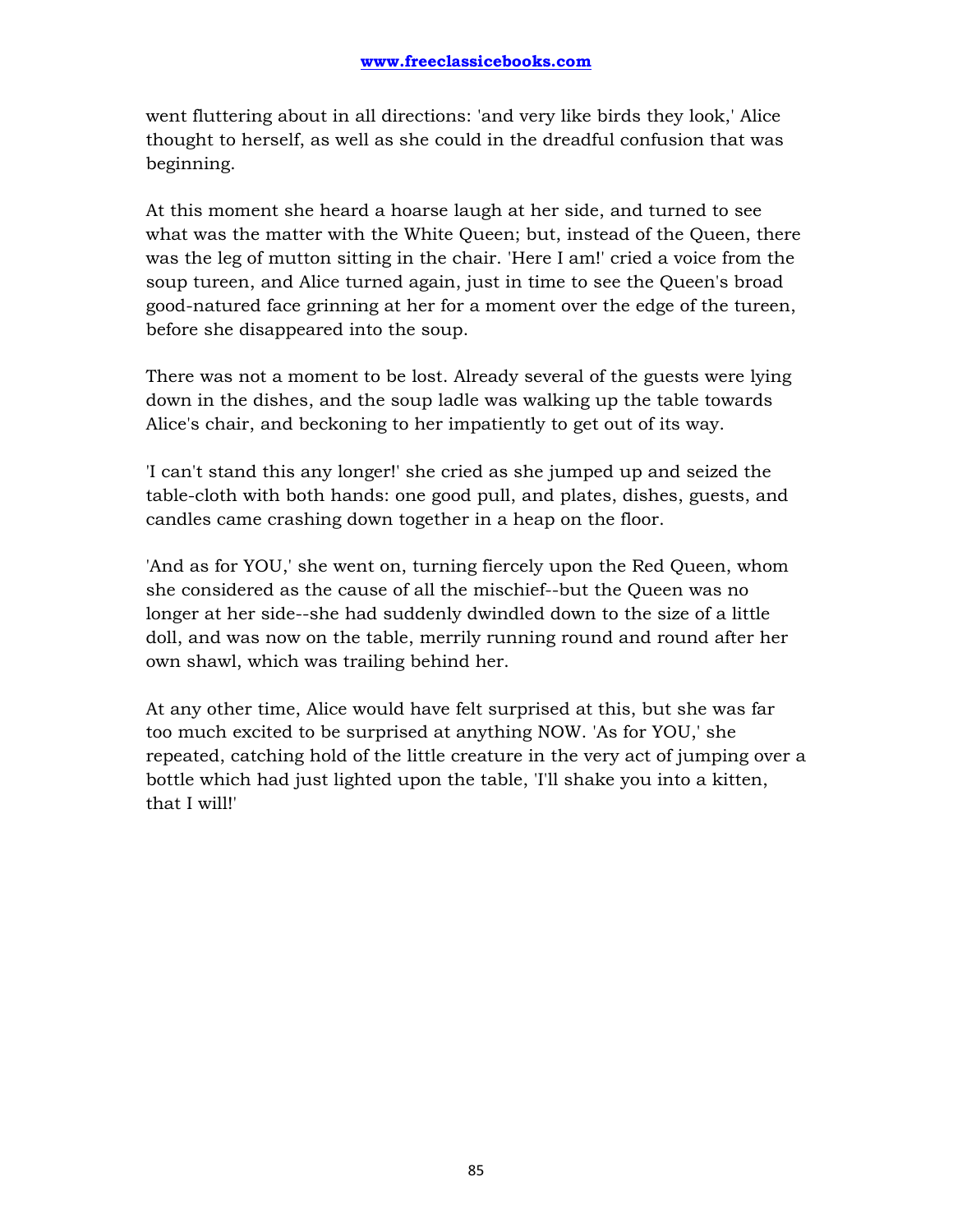went fluttering about in all directions: 'and very like birds they look,' Alice thought to herself, as well as she could in the dreadful confusion that was beginning.

At this moment she heard a hoarse laugh at her side, and turned to see what was the matter with the White Queen; but, instead of the Queen, there was the leg of mutton sitting in the chair. 'Here I am!' cried a voice from the soup tureen, and Alice turned again, just in time to see the Queen's broad good-natured face grinning at her for a moment over the edge of the tureen, before she disappeared into the soup.

There was not a moment to be lost. Already several of the guests were lying down in the dishes, and the soup ladle was walking up the table towards Alice's chair, and beckoning to her impatiently to get out of its way.

'I can't stand this any longer!' she cried as she jumped up and seized the table-cloth with both hands: one good pull, and plates, dishes, guests, and candles came crashing down together in a heap on the floor.

'And as for YOU,' she went on, turning fiercely upon the Red Queen, whom she considered as the cause of all the mischief--but the Queen was no longer at her side--she had suddenly dwindled down to the size of a little doll, and was now on the table, merrily running round and round after her own shawl, which was trailing behind her.

At any other time, Alice would have felt surprised at this, but she was far too much excited to be surprised at anything NOW. 'As for YOU,' she repeated, catching hold of the little creature in the very act of jumping over a bottle which had just lighted upon the table, 'I'll shake you into a kitten, that I will!'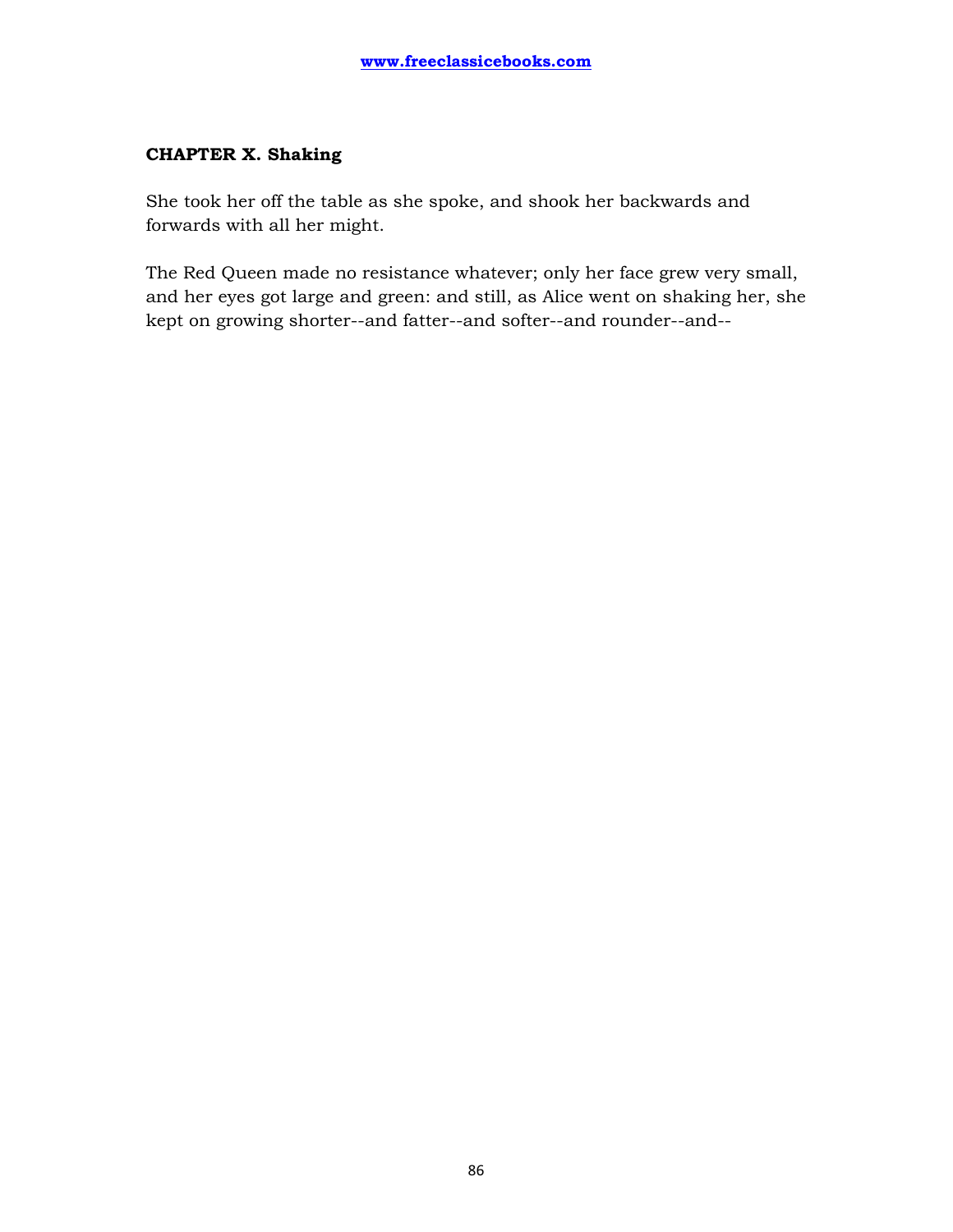## CHAPTER X. Shaking

She took her off the table as she spoke, and shook her backwards and forwards with all her might.

The Red Queen made no resistance whatever; only her face grew very small, and her eyes got large and green: and still, as Alice went on shaking her, she kept on growing shorter--and fatter--and softer--and rounder--and--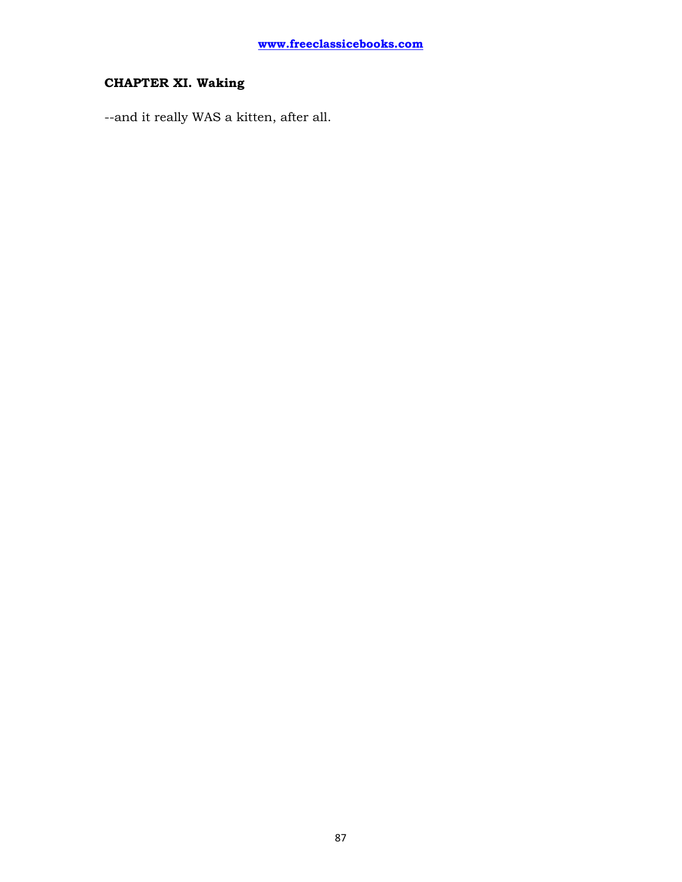## CHAPTER XI. Waking

--and it really WAS a kitten, after all.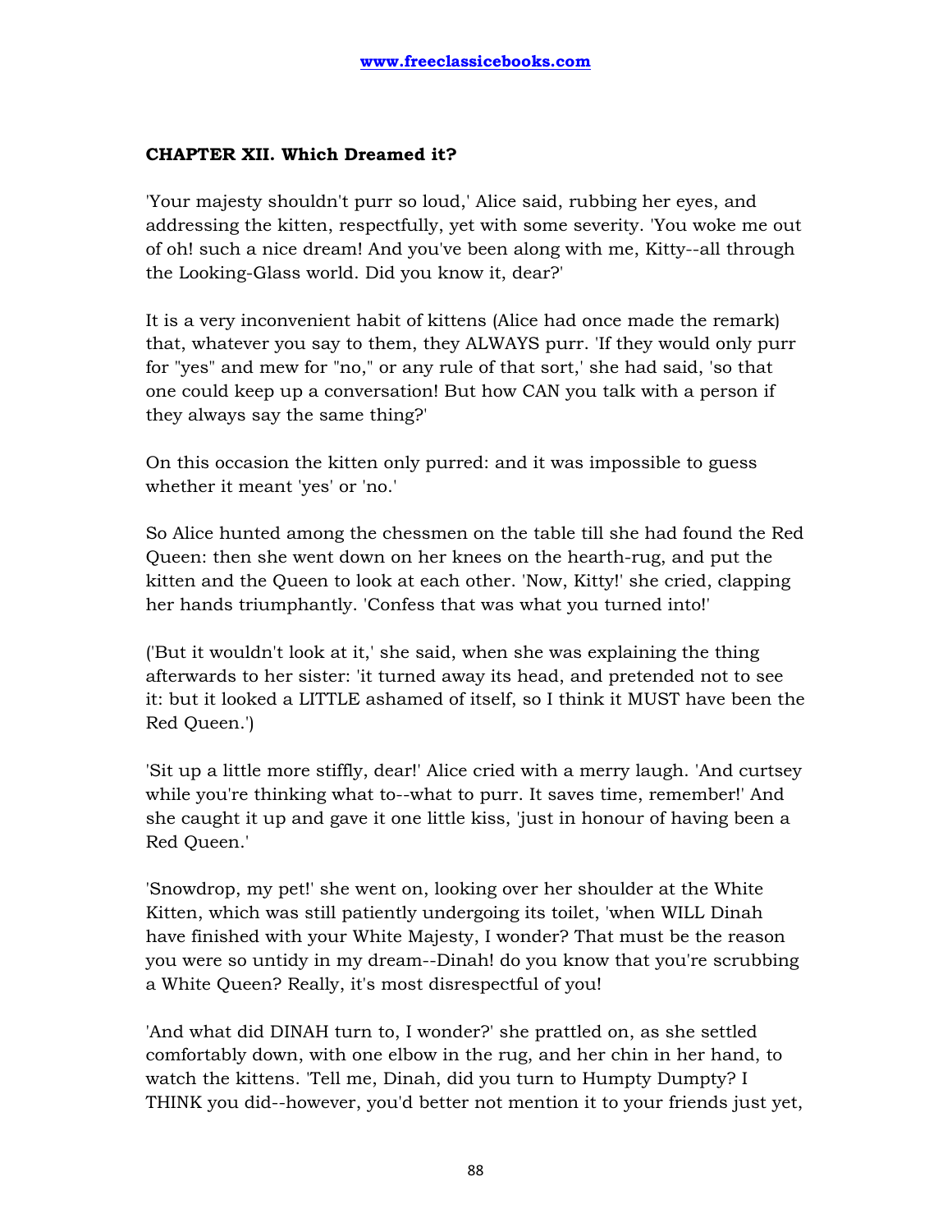### CHAPTER XII. Which Dreamed it?

'Your majesty shouldn't purr so loud,' Alice said, rubbing her eyes, and addressing the kitten, respectfully, yet with some severity. 'You woke me out of oh! such a nice dream! And you've been along with me, Kitty--all through the Looking-Glass world. Did you know it, dear?'

It is a very inconvenient habit of kittens (Alice had once made the remark) that, whatever you say to them, they ALWAYS purr. 'If they would only purr for "yes" and mew for "no," or any rule of that sort,' she had said, 'so that one could keep up a conversation! But how CAN you talk with a person if they always say the same thing?'

On this occasion the kitten only purred: and it was impossible to guess whether it meant 'yes' or 'no.'

So Alice hunted among the chessmen on the table till she had found the Red Queen: then she went down on her knees on the hearth-rug, and put the kitten and the Queen to look at each other. 'Now, Kitty!' she cried, clapping her hands triumphantly. 'Confess that was what you turned into!'

('But it wouldn't look at it,' she said, when she was explaining the thing afterwards to her sister: 'it turned away its head, and pretended not to see it: but it looked a LITTLE ashamed of itself, so I think it MUST have been the Red Queen.')

'Sit up a little more stiffly, dear!' Alice cried with a merry laugh. 'And curtsey while you're thinking what to--what to purr. It saves time, remember!' And she caught it up and gave it one little kiss, 'just in honour of having been a Red Queen.'

'Snowdrop, my pet!' she went on, looking over her shoulder at the White Kitten, which was still patiently undergoing its toilet, 'when WILL Dinah have finished with your White Majesty, I wonder? That must be the reason you were so untidy in my dream--Dinah! do you know that you're scrubbing a White Queen? Really, it's most disrespectful of you!

'And what did DINAH turn to, I wonder?' she prattled on, as she settled comfortably down, with one elbow in the rug, and her chin in her hand, to watch the kittens. 'Tell me, Dinah, did you turn to Humpty Dumpty? I THINK you did--however, you'd better not mention it to your friends just yet,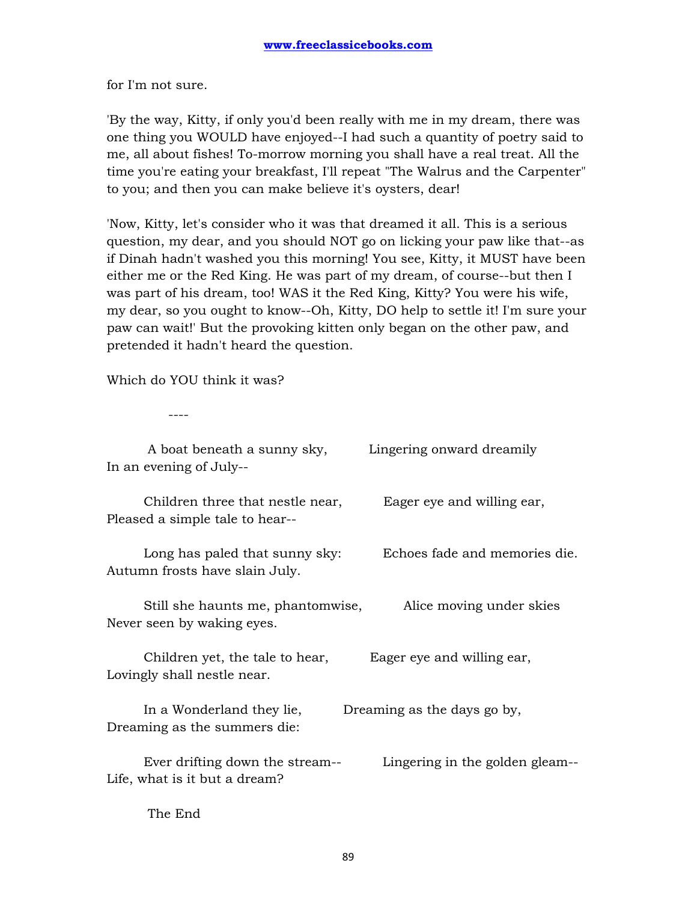for I'm not sure.

'By the way, Kitty, if only you'd been really with me in my dream, there was one thing you WOULD have enjoyed--I had such a quantity of poetry said to me, all about fishes! To-morrow morning you shall have a real treat. All the time you're eating your breakfast, I'll repeat "The Walrus and the Carpenter" to you; and then you can make believe it's oysters, dear!

'Now, Kitty, let's consider who it was that dreamed it all. This is a serious question, my dear, and you should NOT go on licking your paw like that--as if Dinah hadn't washed you this morning! You see, Kitty, it MUST have been either me or the Red King. He was part of my dream, of course--but then I was part of his dream, too! WAS it the Red King, Kitty? You were his wife, my dear, so you ought to know--Oh, Kitty, DO help to settle it! I'm sure your paw can wait!' But the provoking kitten only began on the other paw, and pretended it hadn't heard the question.

Which do YOU think it was?

----

A boat beneath a sunny sky, Lingering onward dreamily
In an evening of July--

Children three that nestle near, Eager eye and willing ear,
Pleased a simple tale to hear--

Long has paled that sunny sky: Echoes fade and memories die.
Autumn frosts have slain July.

Still she haunts me, phantomwise, Alice moving under skies
Never seen by waking eyes.

Children yet, the tale to hear, Eager eye and willing ear,
Lovingly shall nestle near.

In a Wonderland they lie, Dreaming as the days go by,
Dreaming as the summers die:

Ever drifting down the stream-- Lingering in the golden gleam--
Life, what is it but a dream?

The End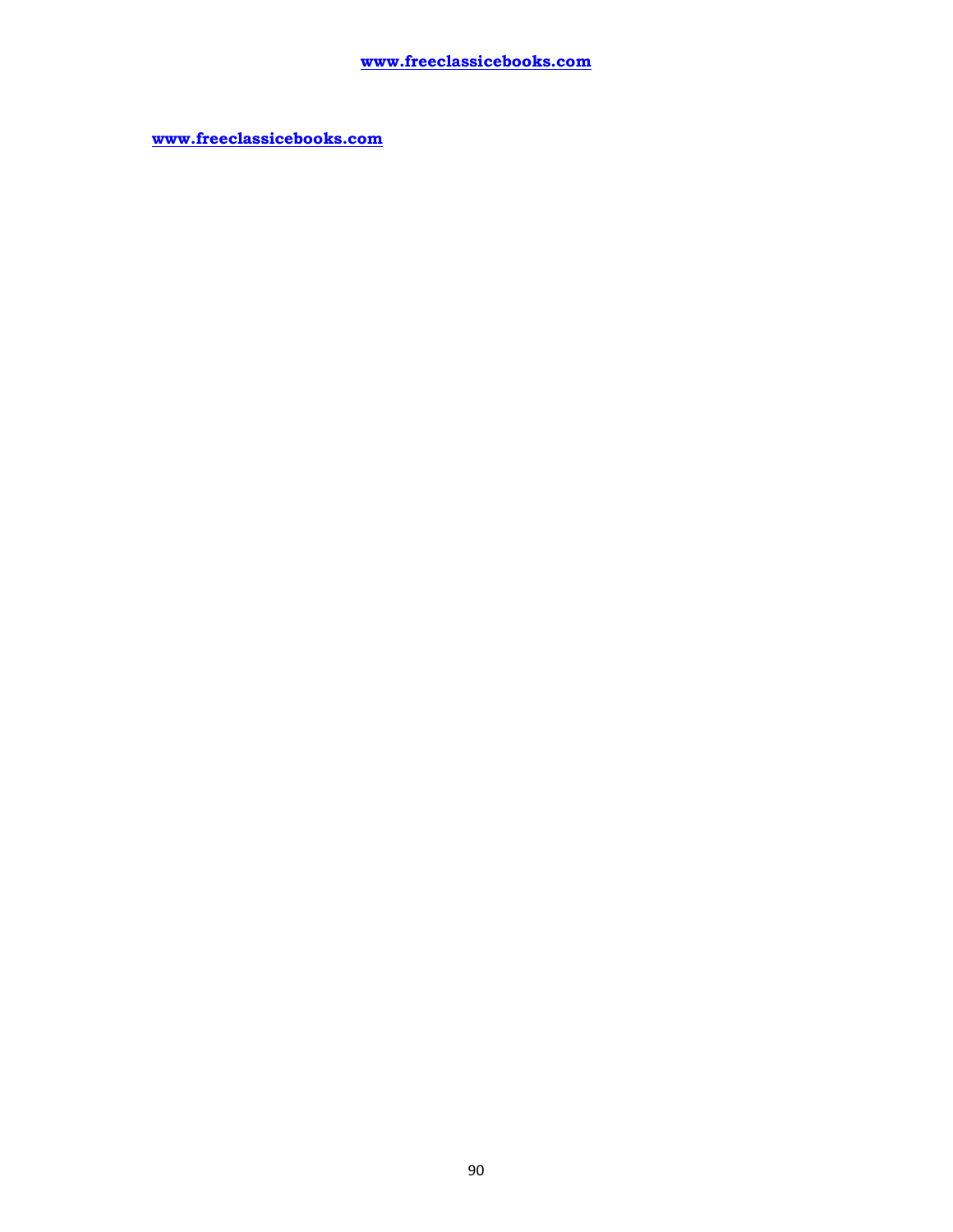**www.freeclassicebooks.com**